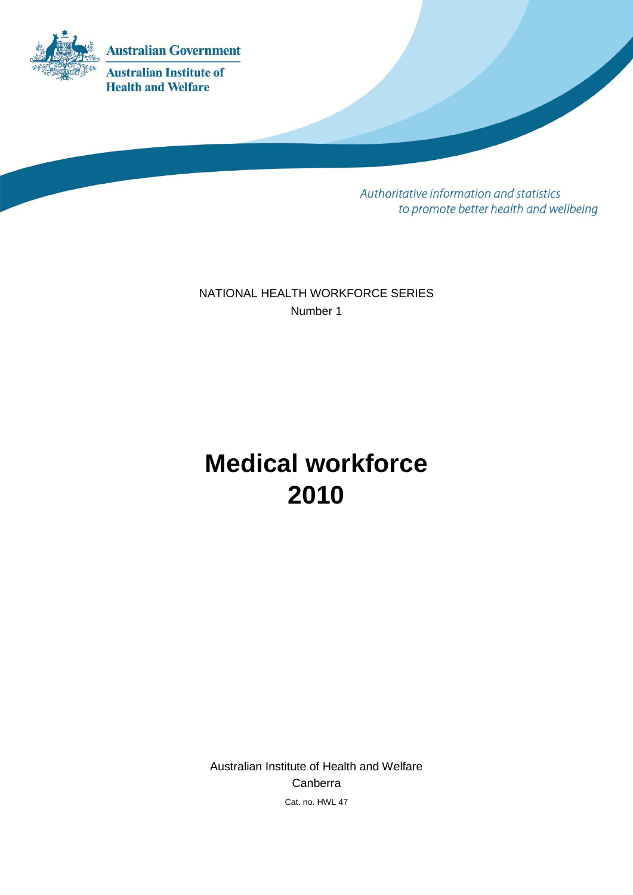Australian Government

Australian Institute of Health and Welfare

*Authoritative information and statistics to promote better health and wellbeing*

NATIONAL HEALTH WORKFORCE SERIES

Number 1

# Medical workforce 2010

Australian Institute of Health and Welfare

Canberra

Cat. no. HWL 47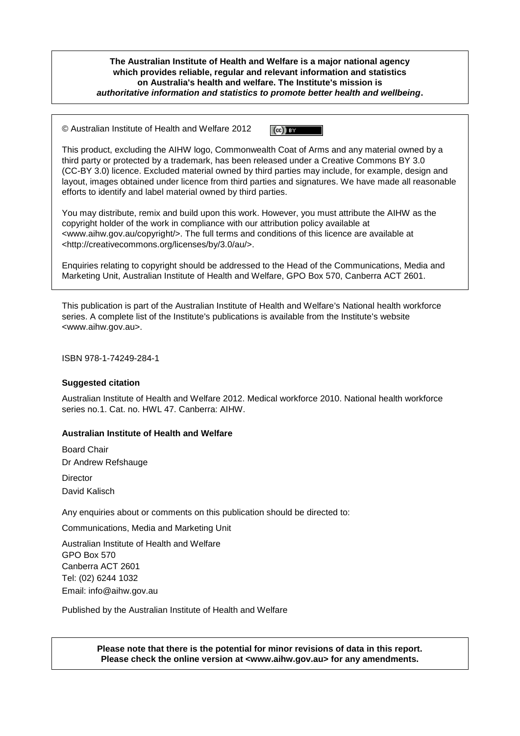**The Australian Institute of Health and Welfare is a major national agency which provides reliable, regular and relevant information and statistics on Australia's health and welfare. The Institute's mission is *authoritative information and statistics to promote better health and wellbeing*.**

© Australian Institute of Health and Welfare 2012

This product, excluding the AIHW logo, Commonwealth Coat of Arms and any material owned by a third party or protected by a trademark, has been released under a Creative Commons BY 3.0 (CC-BY 3.0) licence. Excluded material owned by third parties may include, for example, design and layout, images obtained under licence from third parties and signatures. We have made all reasonable efforts to identify and label material owned by third parties.

You may distribute, remix and build upon this work. However, you must attribute the AIHW as the copyright holder of the work in compliance with our attribution policy available at <www.aihw.gov.au/copyright/>. The full terms and conditions of this licence are available at <http://creativecommons.org/licenses/by/3.0/au/>.

Enquiries relating to copyright should be addressed to the Head of the Communications, Media and Marketing Unit, Australian Institute of Health and Welfare, GPO Box 570, Canberra ACT 2601.

This publication is part of the Australian Institute of Health and Welfare's National health workforce series. A complete list of the Institute's publications is available from the Institute's website <www.aihw.gov.au>.

ISBN 978-1-74249-284-1

**Suggested citation**

Australian Institute of Health and Welfare 2012. Medical workforce 2010. National health workforce series no.1. Cat. no. HWL 47. Canberra: AIHW.

**Australian Institute of Health and Welfare**

Board Chair
Dr Andrew Refshauge

Director
David Kalisch

Any enquiries about or comments on this publication should be directed to:

Communications, Media and Marketing Unit

Australian Institute of Health and Welfare
GPO Box 570
Canberra ACT 2601
Tel: (02) 6244 1032
Email: info@aihw.gov.au

Published by the Australian Institute of Health and Welfare

**Please note that there is the potential for minor revisions of data in this report. Please check the online version at <www.aihw.gov.au> for any amendments.**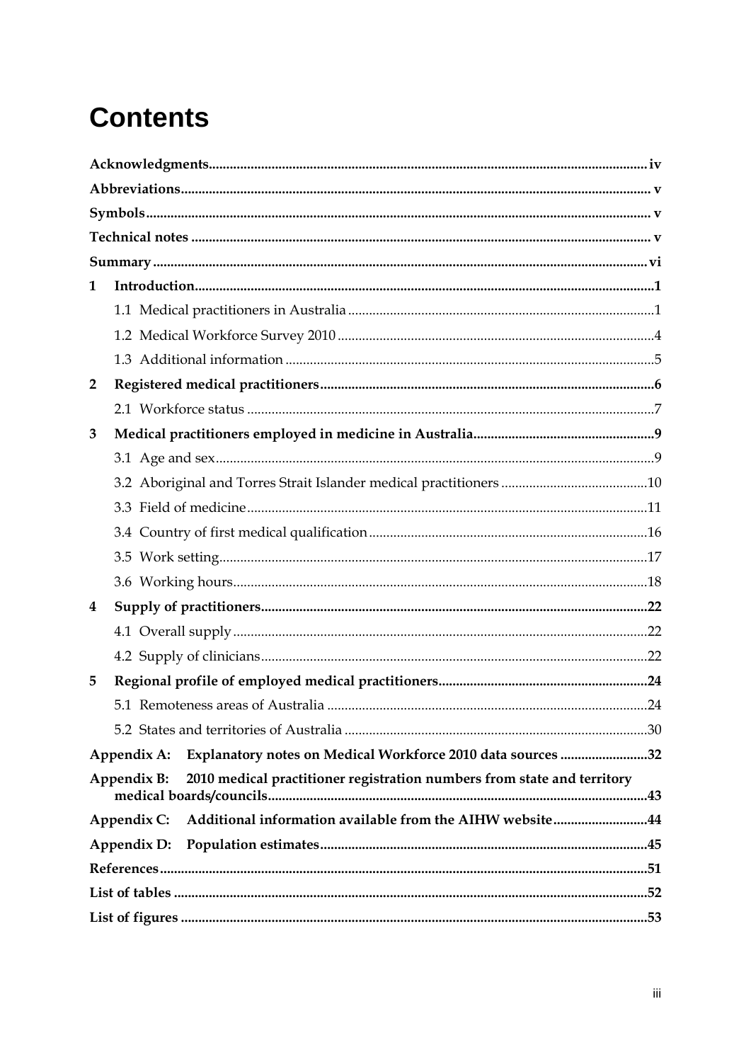# Contents

**Acknowledgments** .......... iv

**Abbreviations** .......... v

**Symbols** .......... v

**Technical notes** .......... v

**Summary** .......... vi

**1 Introduction** .......... 1

- 1.1 Medical practitioners in Australia .......... 1
- 1.2 Medical Workforce Survey 2010 .......... 4
- 1.3 Additional information .......... 5

**2 Registered medical practitioners** .......... 6

- 2.1 Workforce status .......... 7

**3 Medical practitioners employed in medicine in Australia** .......... 9

- 3.1 Age and sex .......... 9
- 3.2 Aboriginal and Torres Strait Islander medical practitioners .......... 10
- 3.3 Field of medicine .......... 11
- 3.4 Country of first medical qualification .......... 16
- 3.5 Work setting .......... 17
- 3.6 Working hours .......... 18

**4 Supply of practitioners** .......... 22

- 4.1 Overall supply .......... 22
- 4.2 Supply of clinicians .......... 22

**5 Regional profile of employed medical practitioners** .......... 24

- 5.1 Remoteness areas of Australia .......... 24
- 5.2 States and territories of Australia .......... 30

**Appendix A: Explanatory notes on Medical Workforce 2010 data sources** .......... 32

**Appendix B: 2010 medical practitioner registration numbers from state and territory medical boards/councils** .......... 43

**Appendix C: Additional information available from the AIHW website** .......... 44

**Appendix D: Population estimates** .......... 45

**References** .......... 51

**List of tables** .......... 52

**List of figures** .......... 53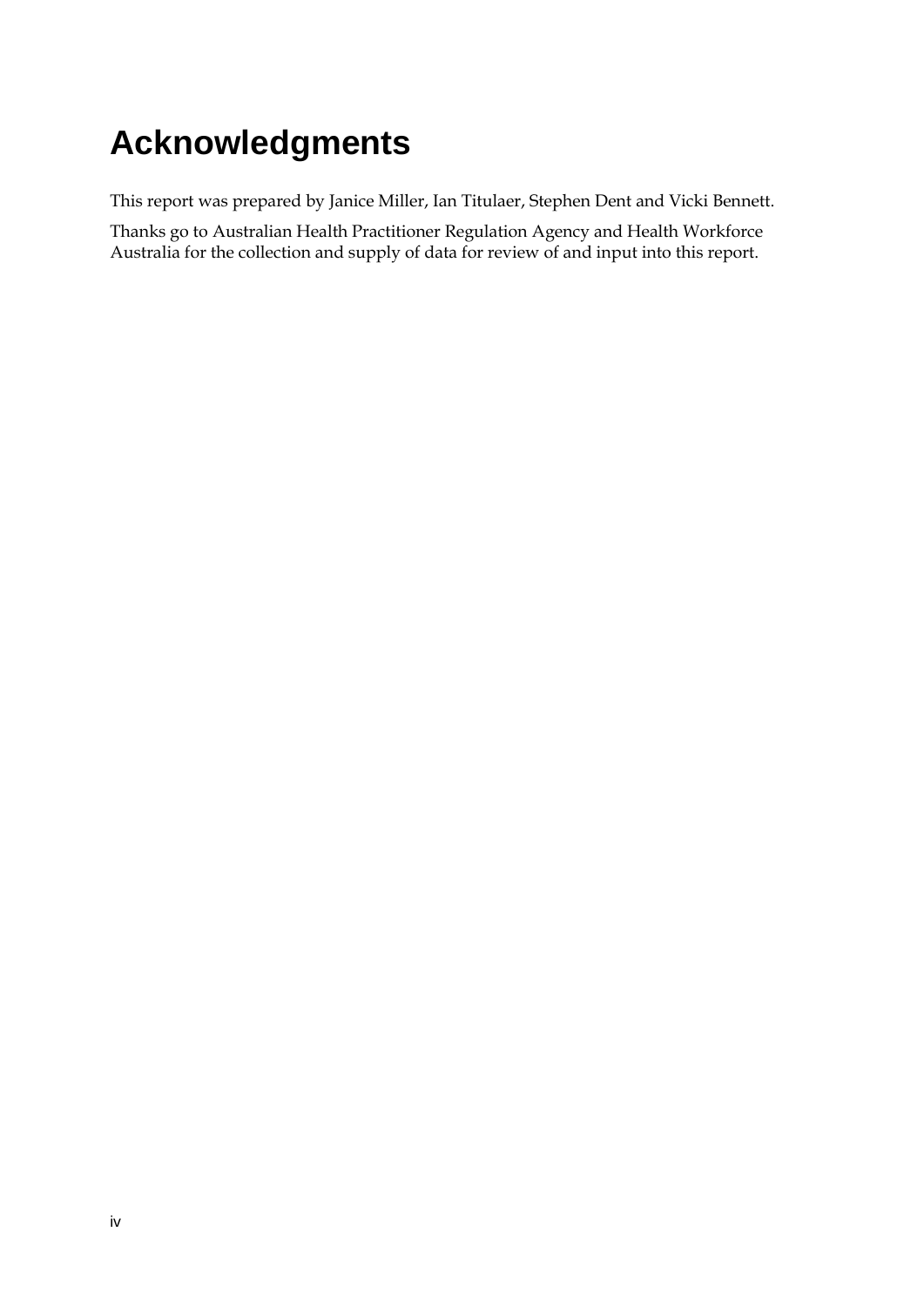# Acknowledgments

This report was prepared by Janice Miller, Ian Titulaer, Stephen Dent and Vicki Bennett.

Thanks go to Australian Health Practitioner Regulation Agency and Health Workforce Australia for the collection and supply of data for review of and input into this report.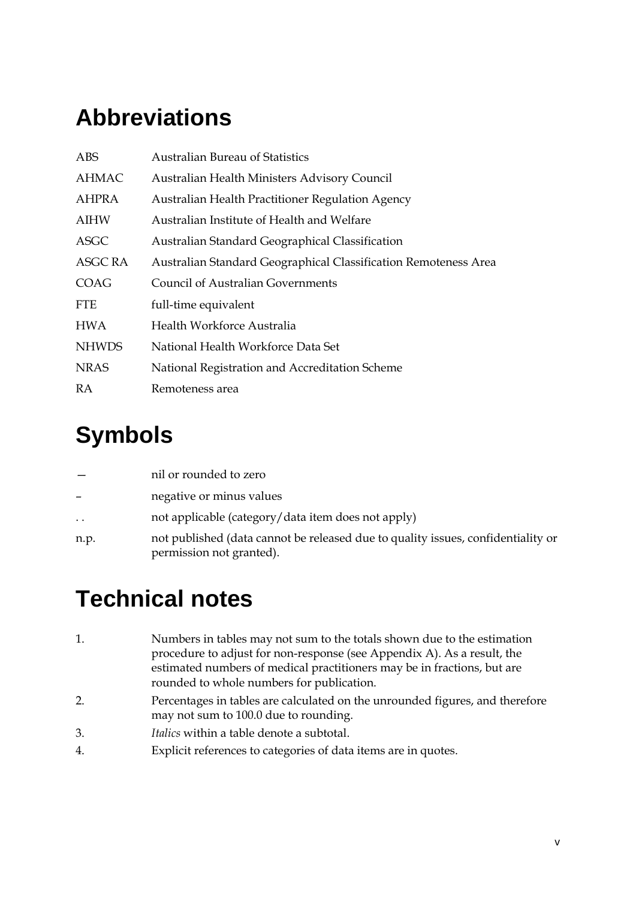# Abbreviations

| | |
|---|---|
| ABS | Australian Bureau of Statistics |
| AHMAC | Australian Health Ministers Advisory Council |
| AHPRA | Australian Health Practitioner Regulation Agency |
| AIHW | Australian Institute of Health and Welfare |
| ASGC | Australian Standard Geographical Classification |
| ASGC RA | Australian Standard Geographical Classification Remoteness Area |
| COAG | Council of Australian Governments |
| FTE | full-time equivalent |
| HWA | Health Workforce Australia |
| NHWDS | National Health Workforce Data Set |
| NRAS | National Registration and Accreditation Scheme |
| RA | Remoteness area |

# Symbols

| | |
|---|---|
| — | nil or rounded to zero |
| – | negative or minus values |
| . . | not applicable (category/data item does not apply) |
| n.p. | not published (data cannot be released due to quality issues, confidentiality or permission not granted). |

# Technical notes

1. Numbers in tables may not sum to the totals shown due to the estimation procedure to adjust for non-response (see Appendix A). As a result, the estimated numbers of medical practitioners may be in fractions, but are rounded to whole numbers for publication.
2. Percentages in tables are calculated on the unrounded figures, and therefore may not sum to 100.0 due to rounding.
3. *Italics* within a table denote a subtotal.
4. Explicit references to categories of data items are in quotes.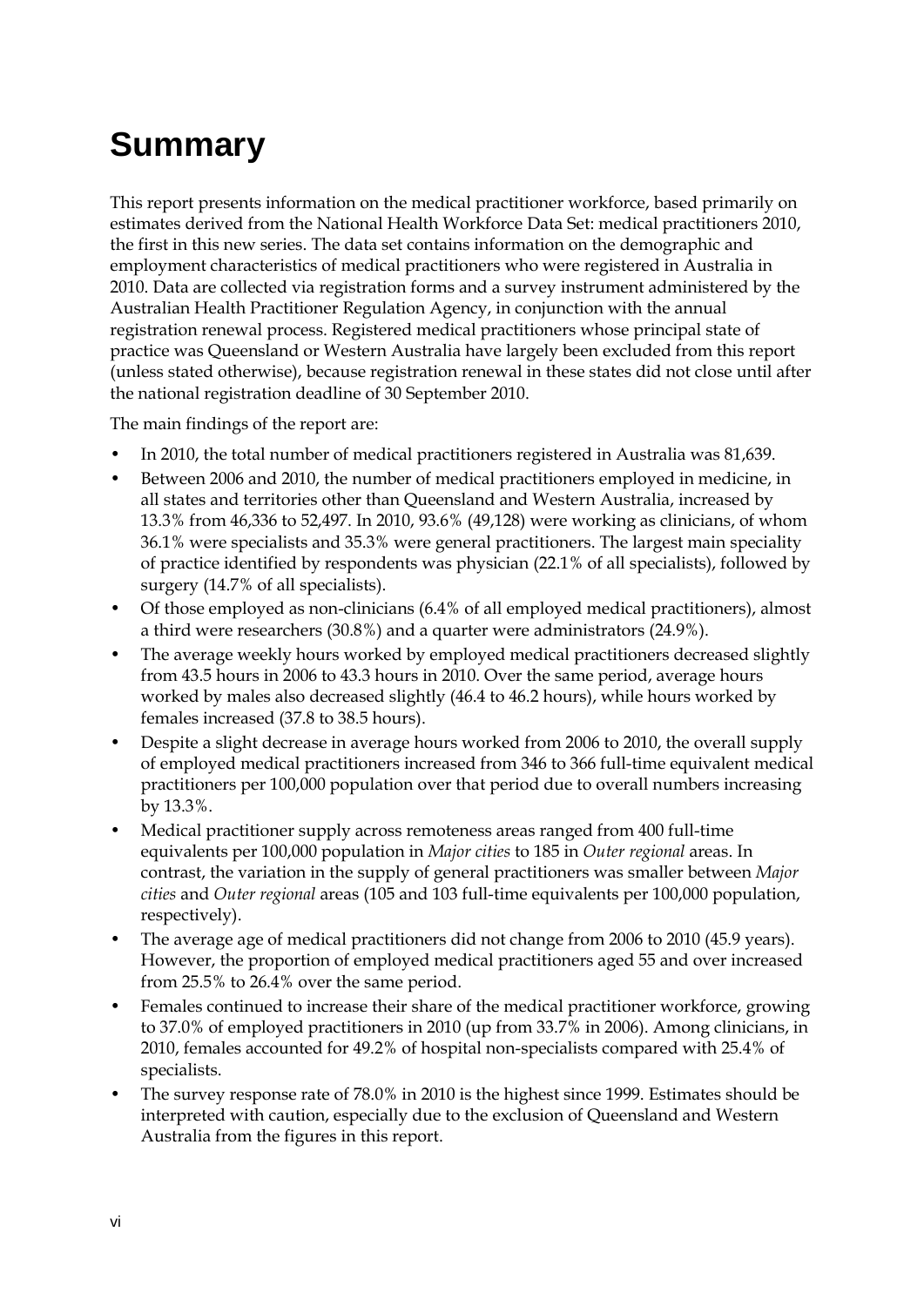# Summary

This report presents information on the medical practitioner workforce, based primarily on estimates derived from the National Health Workforce Data Set: medical practitioners 2010, the first in this new series. The data set contains information on the demographic and employment characteristics of medical practitioners who were registered in Australia in 2010. Data are collected via registration forms and a survey instrument administered by the Australian Health Practitioner Regulation Agency, in conjunction with the annual registration renewal process. Registered medical practitioners whose principal state of practice was Queensland or Western Australia have largely been excluded from this report (unless stated otherwise), because registration renewal in these states did not close until after the national registration deadline of 30 September 2010.

The main findings of the report are:

- In 2010, the total number of medical practitioners registered in Australia was 81,639.
- Between 2006 and 2010, the number of medical practitioners employed in medicine, in all states and territories other than Queensland and Western Australia, increased by 13.3% from 46,336 to 52,497. In 2010, 93.6% (49,128) were working as clinicians, of whom 36.1% were specialists and 35.3% were general practitioners. The largest main speciality of practice identified by respondents was physician (22.1% of all specialists), followed by surgery (14.7% of all specialists).
- Of those employed as non-clinicians (6.4% of all employed medical practitioners), almost a third were researchers (30.8%) and a quarter were administrators (24.9%).
- The average weekly hours worked by employed medical practitioners decreased slightly from 43.5 hours in 2006 to 43.3 hours in 2010. Over the same period, average hours worked by males also decreased slightly (46.4 to 46.2 hours), while hours worked by females increased (37.8 to 38.5 hours).
- Despite a slight decrease in average hours worked from 2006 to 2010, the overall supply of employed medical practitioners increased from 346 to 366 full-time equivalent medical practitioners per 100,000 population over that period due to overall numbers increasing by 13.3%.
- Medical practitioner supply across remoteness areas ranged from 400 full-time equivalents per 100,000 population in *Major cities* to 185 in *Outer regional* areas. In contrast, the variation in the supply of general practitioners was smaller between *Major cities* and *Outer regional* areas (105 and 103 full-time equivalents per 100,000 population, respectively).
- The average age of medical practitioners did not change from 2006 to 2010 (45.9 years). However, the proportion of employed medical practitioners aged 55 and over increased from 25.5% to 26.4% over the same period.
- Females continued to increase their share of the medical practitioner workforce, growing to 37.0% of employed practitioners in 2010 (up from 33.7% in 2006). Among clinicians, in 2010, females accounted for 49.2% of hospital non-specialists compared with 25.4% of specialists.
- The survey response rate of 78.0% in 2010 is the highest since 1999. Estimates should be interpreted with caution, especially due to the exclusion of Queensland and Western Australia from the figures in this report.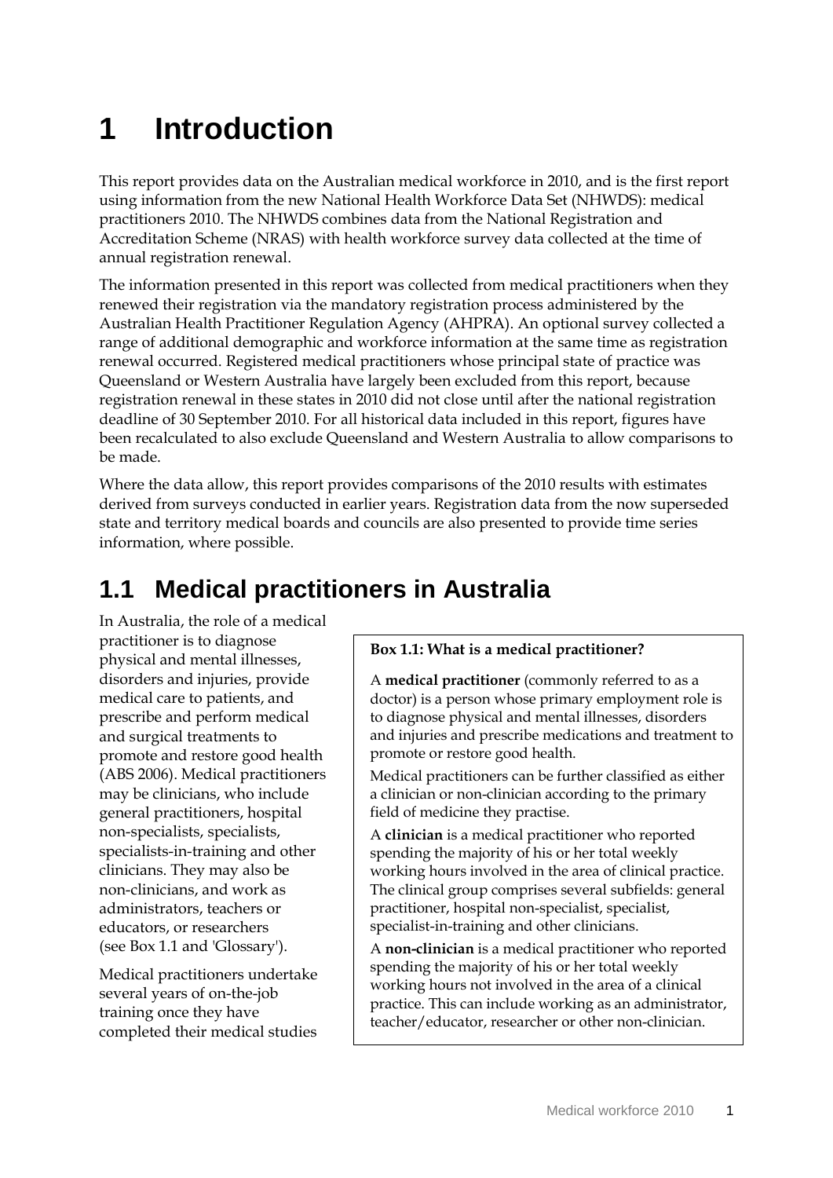# 1 Introduction

This report provides data on the Australian medical workforce in 2010, and is the first report using information from the new National Health Workforce Data Set (NHWDS): medical practitioners 2010. The NHWDS combines data from the National Registration and Accreditation Scheme (NRAS) with health workforce survey data collected at the time of annual registration renewal.

The information presented in this report was collected from medical practitioners when they renewed their registration via the mandatory registration process administered by the Australian Health Practitioner Regulation Agency (AHPRA). An optional survey collected a range of additional demographic and workforce information at the same time as registration renewal occurred. Registered medical practitioners whose principal state of practice was Queensland or Western Australia have largely been excluded from this report, because registration renewal in these states in 2010 did not close until after the national registration deadline of 30 September 2010. For all historical data included in this report, figures have been recalculated to also exclude Queensland and Western Australia to allow comparisons to be made.

Where the data allow, this report provides comparisons of the 2010 results with estimates derived from surveys conducted in earlier years. Registration data from the now superseded state and territory medical boards and councils are also presented to provide time series information, where possible.

## 1.1 Medical practitioners in Australia

In Australia, the role of a medical practitioner is to diagnose physical and mental illnesses, disorders and injuries, provide medical care to patients, and prescribe and perform medical and surgical treatments to promote and restore good health (ABS 2006). Medical practitioners may be clinicians, who include general practitioners, hospital non-specialists, specialists, specialists-in-training and other clinicians. They may also be non-clinicians, and work as administrators, teachers or educators, or researchers (see Box 1.1 and 'Glossary').

Medical practitioners undertake several years of on-the-job training once they have completed their medical studies

**Box 1.1: What is a medical practitioner?**

A **medical practitioner** (commonly referred to as a doctor) is a person whose primary employment role is to diagnose physical and mental illnesses, disorders and injuries and prescribe medications and treatment to promote or restore good health.

Medical practitioners can be further classified as either a clinician or non-clinician according to the primary field of medicine they practise.

A **clinician** is a medical practitioner who reported spending the majority of his or her total weekly working hours involved in the area of clinical practice. The clinical group comprises several subfields: general practitioner, hospital non-specialist, specialist, specialist-in-training and other clinicians.

A **non-clinician** is a medical practitioner who reported spending the majority of his or her total weekly working hours not involved in the area of a clinical practice. This can include working as an administrator, teacher/educator, researcher or other non-clinician.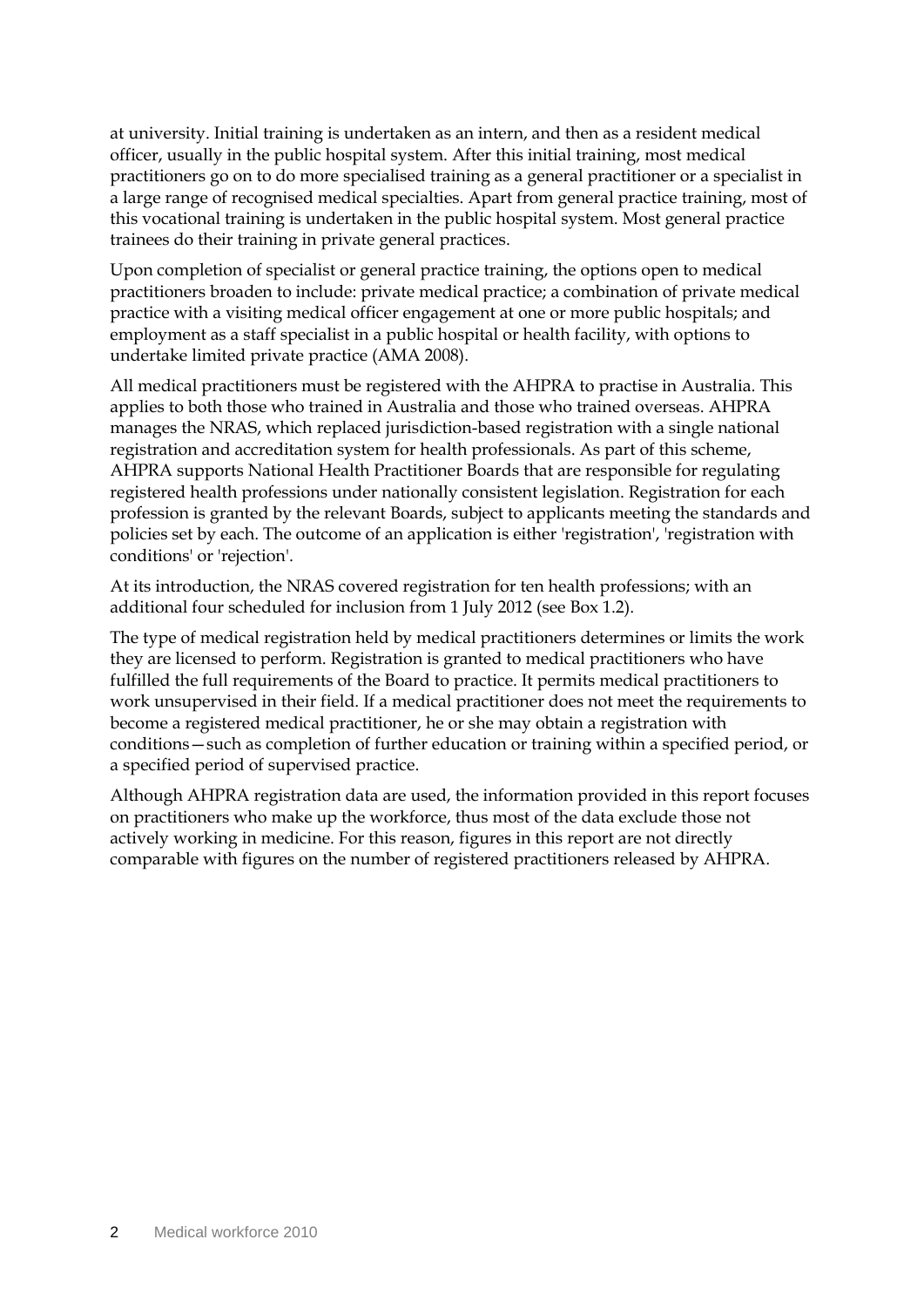at university. Initial training is undertaken as an intern, and then as a resident medical officer, usually in the public hospital system. After this initial training, most medical practitioners go on to do more specialised training as a general practitioner or a specialist in a large range of recognised medical specialties. Apart from general practice training, most of this vocational training is undertaken in the public hospital system. Most general practice trainees do their training in private general practices.

Upon completion of specialist or general practice training, the options open to medical practitioners broaden to include: private medical practice; a combination of private medical practice with a visiting medical officer engagement at one or more public hospitals; and employment as a staff specialist in a public hospital or health facility, with options to undertake limited private practice (AMA 2008).

All medical practitioners must be registered with the AHPRA to practise in Australia. This applies to both those who trained in Australia and those who trained overseas. AHPRA manages the NRAS, which replaced jurisdiction-based registration with a single national registration and accreditation system for health professionals. As part of this scheme, AHPRA supports National Health Practitioner Boards that are responsible for regulating registered health professions under nationally consistent legislation. Registration for each profession is granted by the relevant Boards, subject to applicants meeting the standards and policies set by each. The outcome of an application is either 'registration', 'registration with conditions' or 'rejection'.

At its introduction, the NRAS covered registration for ten health professions; with an additional four scheduled for inclusion from 1 July 2012 (see Box 1.2).

The type of medical registration held by medical practitioners determines or limits the work they are licensed to perform. Registration is granted to medical practitioners who have fulfilled the full requirements of the Board to practice. It permits medical practitioners to work unsupervised in their field. If a medical practitioner does not meet the requirements to become a registered medical practitioner, he or she may obtain a registration with conditions—such as completion of further education or training within a specified period, or a specified period of supervised practice.

Although AHPRA registration data are used, the information provided in this report focuses on practitioners who make up the workforce, thus most of the data exclude those not actively working in medicine. For this reason, figures in this report are not directly comparable with figures on the number of registered practitioners released by AHPRA.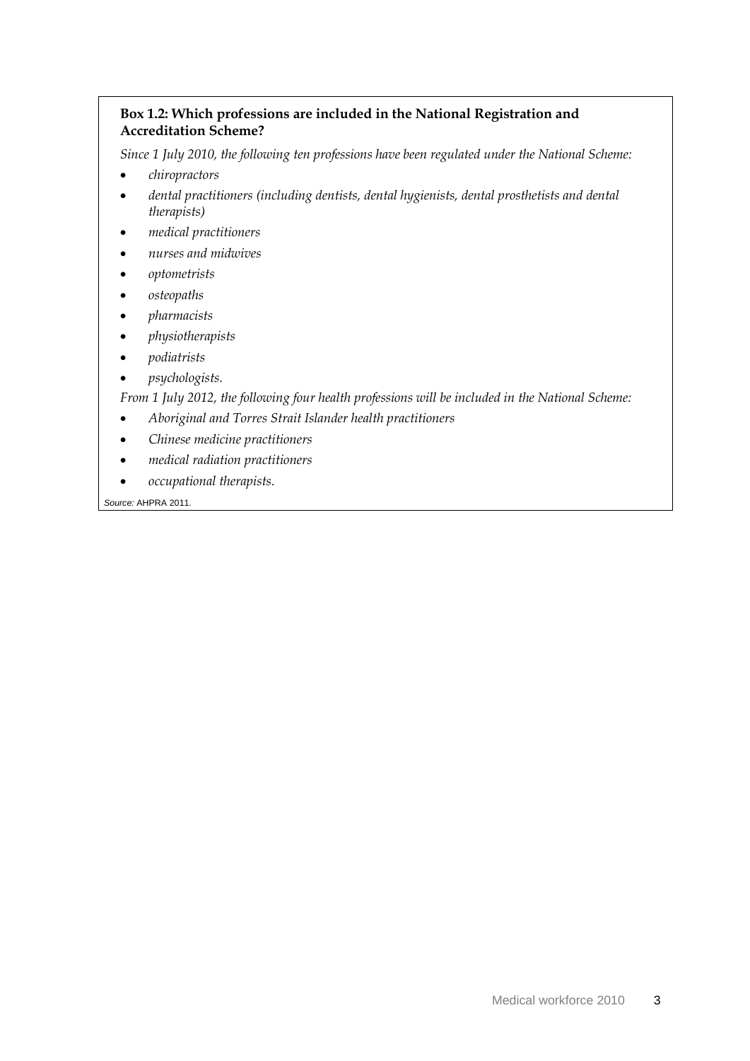**Box 1.2: Which professions are included in the National Registration and Accreditation Scheme?**

*Since 1 July 2010, the following ten professions have been regulated under the National Scheme:*

- *chiropractors*
- *dental practitioners (including dentists, dental hygienists, dental prosthetists and dental therapists)*
- *medical practitioners*
- *nurses and midwives*
- *optometrists*
- *osteopaths*
- *pharmacists*
- *physiotherapists*
- *podiatrists*
- *psychologists.*

*From 1 July 2012, the following four health professions will be included in the National Scheme:*

- *Aboriginal and Torres Strait Islander health practitioners*
- *Chinese medicine practitioners*
- *medical radiation practitioners*
- *occupational therapists.*

*Source:* AHPRA 2011.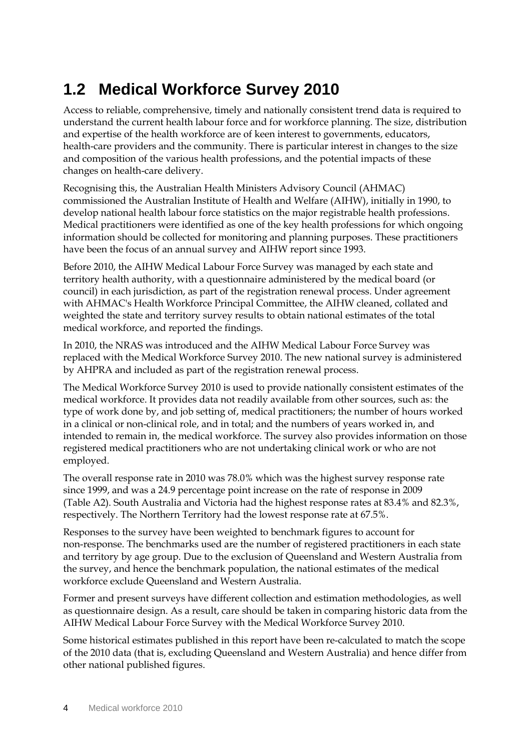## 1.2 Medical Workforce Survey 2010

Access to reliable, comprehensive, timely and nationally consistent trend data is required to understand the current health labour force and for workforce planning. The size, distribution and expertise of the health workforce are of keen interest to governments, educators, health-care providers and the community. There is particular interest in changes to the size and composition of the various health professions, and the potential impacts of these changes on health-care delivery.

Recognising this, the Australian Health Ministers Advisory Council (AHMAC) commissioned the Australian Institute of Health and Welfare (AIHW), initially in 1990, to develop national health labour force statistics on the major registrable health professions. Medical practitioners were identified as one of the key health professions for which ongoing information should be collected for monitoring and planning purposes. These practitioners have been the focus of an annual survey and AIHW report since 1993.

Before 2010, the AIHW Medical Labour Force Survey was managed by each state and territory health authority, with a questionnaire administered by the medical board (or council) in each jurisdiction, as part of the registration renewal process. Under agreement with AHMAC's Health Workforce Principal Committee, the AIHW cleaned, collated and weighted the state and territory survey results to obtain national estimates of the total medical workforce, and reported the findings.

In 2010, the NRAS was introduced and the AIHW Medical Labour Force Survey was replaced with the Medical Workforce Survey 2010. The new national survey is administered by AHPRA and included as part of the registration renewal process.

The Medical Workforce Survey 2010 is used to provide nationally consistent estimates of the medical workforce. It provides data not readily available from other sources, such as: the type of work done by, and job setting of, medical practitioners; the number of hours worked in a clinical or non-clinical role, and in total; and the numbers of years worked in, and intended to remain in, the medical workforce. The survey also provides information on those registered medical practitioners who are not undertaking clinical work or who are not employed.

The overall response rate in 2010 was 78.0% which was the highest survey response rate since 1999, and was a 24.9 percentage point increase on the rate of response in 2009 (Table A2). South Australia and Victoria had the highest response rates at 83.4% and 82.3%, respectively. The Northern Territory had the lowest response rate at 67.5%.

Responses to the survey have been weighted to benchmark figures to account for non-response. The benchmarks used are the number of registered practitioners in each state and territory by age group. Due to the exclusion of Queensland and Western Australia from the survey, and hence the benchmark population, the national estimates of the medical workforce exclude Queensland and Western Australia.

Former and present surveys have different collection and estimation methodologies, as well as questionnaire design. As a result, care should be taken in comparing historic data from the AIHW Medical Labour Force Survey with the Medical Workforce Survey 2010.

Some historical estimates published in this report have been re-calculated to match the scope of the 2010 data (that is, excluding Queensland and Western Australia) and hence differ from other national published figures.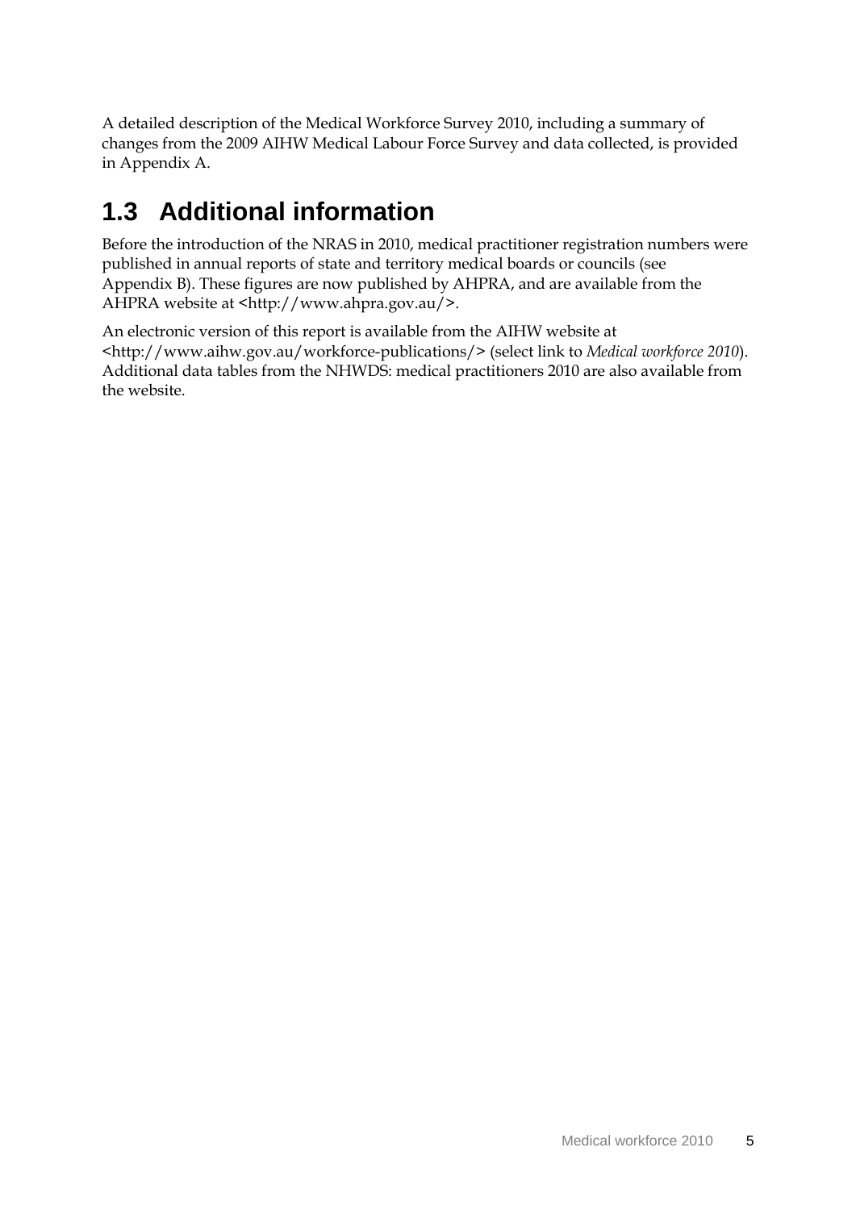A detailed description of the Medical Workforce Survey 2010, including a summary of changes from the 2009 AIHW Medical Labour Force Survey and data collected, is provided in Appendix A.

## 1.3 Additional information

Before the introduction of the NRAS in 2010, medical practitioner registration numbers were published in annual reports of state and territory medical boards or councils (see Appendix B). These figures are now published by AHPRA, and are available from the AHPRA website at <http://www.ahpra.gov.au/>.

An electronic version of this report is available from the AIHW website at <http://www.aihw.gov.au/workforce-publications/> (select link to *Medical workforce 2010*). Additional data tables from the NHWDS: medical practitioners 2010 are also available from the website.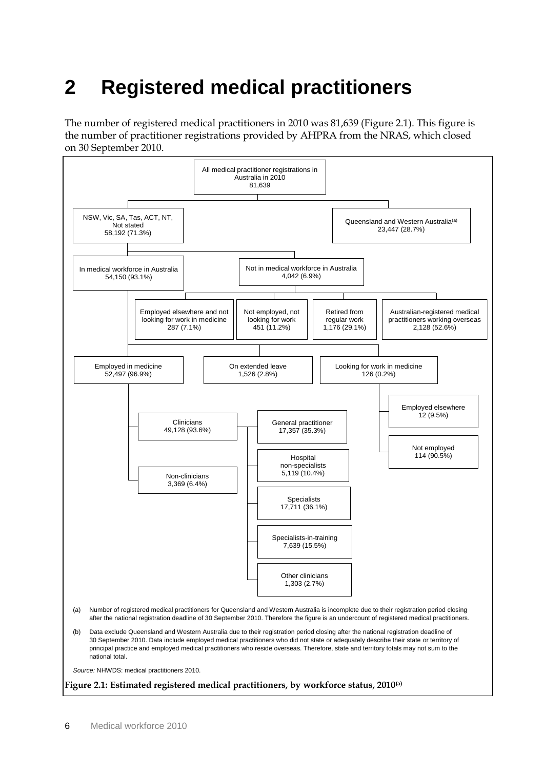# 2 Registered medical practitioners

The number of registered medical practitioners in 2010 was 81,639 (Figure 2.1). This figure is the number of practitioner registrations provided by AHPRA from the NRAS, which closed on 30 September 2010.

- All medical practitioner registrations in Australia in 2010: 81,639
  - NSW, Vic, SA, Tas, ACT, NT, Not stated: 58,192 (71.3%)
    - In medical workforce in Australia: 54,150 (93.1%)
      - Employed in medicine: 52,497 (96.9%)
        - Clinicians: 49,128 (93.6%)
          - General practitioner: 17,357 (35.3%)
          - Hospital non-specialists: 5,119 (10.4%)
          - Specialists: 17,711 (36.1%)
          - Specialists-in-training: 7,639 (15.5%)
          - Other clinicians: 1,303 (2.7%)
        - Non-clinicians: 3,369 (6.4%)
      - On extended leave: 1,526 (2.8%)
      - Looking for work in medicine: 126 (0.2%)
        - Employed elsewhere: 12 (9.5%)
        - Not employed: 114 (90.5%)
    - Not in medical workforce in Australia: 4,042 (6.9%)
      - Employed elsewhere and not looking for work in medicine: 287 (7.1%)
      - Not employed, not looking for work: 451 (11.2%)
      - Retired from regular work: 1,176 (29.1%)
      - Australian-registered medical practitioners working overseas: 2,128 (52.6%)
  - Queensland and Western Australia[(a)]: 23,447 (28.7%)

(a) Number of registered medical practitioners for Queensland and Western Australia is incomplete due to their registration period closing after the national registration deadline of 30 September 2010. Therefore the figure is an undercount of registered medical practitioners.

(b) Data exclude Queensland and Western Australia due to their registration period closing after the national registration deadline of 30 September 2010. Data include employed medical practitioners who did not state or adequately describe their state or territory of principal practice and employed medical practitioners who reside overseas. Therefore, state and territory totals may not sum to the national total.

*Source:* NHWDS: medical practitioners 2010.

**Figure 2.1: Estimated registered medical practitioners, by workforce status, 2010[(a)]**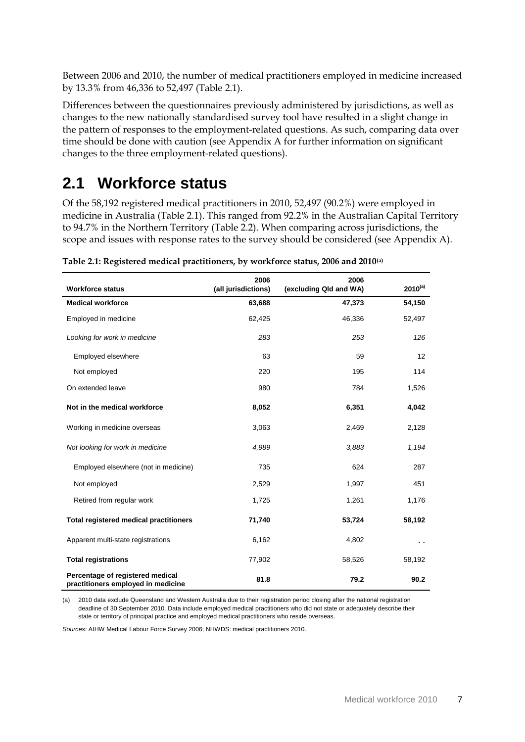Between 2006 and 2010, the number of medical practitioners employed in medicine increased by 13.3% from 46,336 to 52,497 (Table 2.1).

Differences between the questionnaires previously administered by jurisdictions, as well as changes to the new nationally standardised survey tool have resulted in a slight change in the pattern of responses to the employment-related questions. As such, comparing data over time should be done with caution (see Appendix A for further information on significant changes to the three employment-related questions).

## 2.1 Workforce status

Of the 58,192 registered medical practitioners in 2010, 52,497 (90.2%) were employed in medicine in Australia (Table 2.1). This ranged from 92.2% in the Australian Capital Territory to 94.7% in the Northern Territory (Table 2.2). When comparing across jurisdictions, the scope and issues with response rates to the survey should be considered (see Appendix A).

**Table 2.1: Registered medical practitioners, by workforce status, 2006 and 2010[(a)]**

| Workforce status | 2006 (all jurisdictions) | 2006 (excluding Qld and WA) | 2010[(a)] |
|---|---|---|---|
| **Medical workforce** | **63,688** | **47,373** | **54,150** |
| Employed in medicine | 62,425 | 46,336 | 52,497 |
| *Looking for work in medicine* | *283* | *253* | *126* |
| Employed elsewhere | 63 | 59 | 12 |
| Not employed | 220 | 195 | 114 |
| On extended leave | 980 | 784 | 1,526 |
| **Not in the medical workforce** | **8,052** | **6,351** | **4,042** |
| Working in medicine overseas | 3,063 | 2,469 | 2,128 |
| *Not looking for work in medicine* | *4,989* | *3,883* | *1,194* |
| Employed elsewhere (not in medicine) | 735 | 624 | 287 |
| Not employed | 2,529 | 1,997 | 451 |
| Retired from regular work | 1,725 | 1,261 | 1,176 |
| **Total registered medical practitioners** | **71,740** | **53,724** | **58,192** |
| Apparent multi-state registrations | 6,162 | 4,802 | . . |
| **Total registrations** | 77,902 | 58,526 | 58,192 |
| **Percentage of registered medical practitioners employed in medicine** | **81.8** | **79.2** | **90.2** |

(a) 2010 data exclude Queensland and Western Australia due to their registration period closing after the national registration deadline of 30 September 2010. Data include employed medical practitioners who did not state or adequately describe their state or territory of principal practice and employed medical practitioners who reside overseas.

*Sources:* AIHW Medical Labour Force Survey 2006; NHWDS: medical practitioners 2010.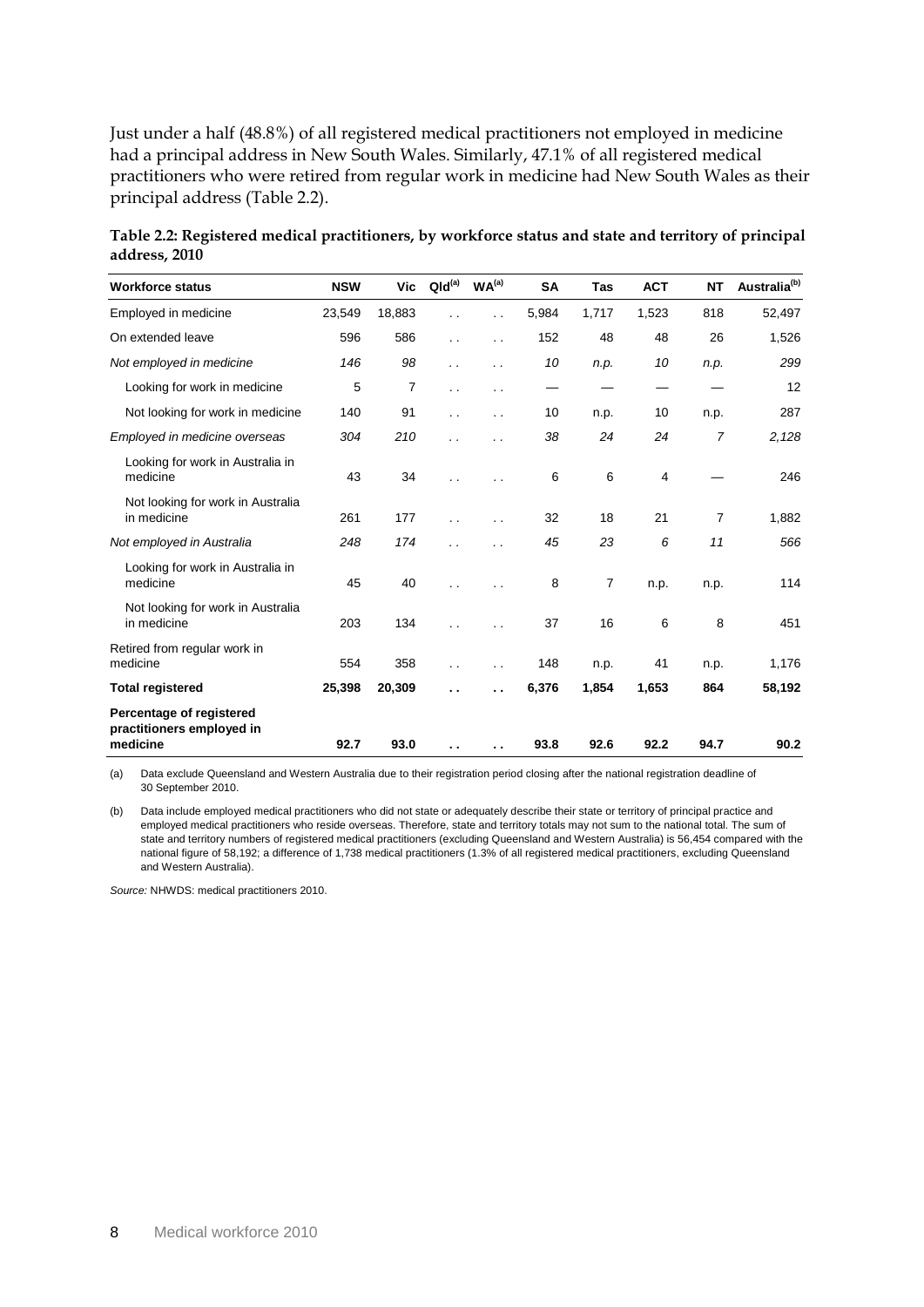Just under a half (48.8%) of all registered medical practitioners not employed in medicine had a principal address in New South Wales. Similarly, 47.1% of all registered medical practitioners who were retired from regular work in medicine had New South Wales as their principal address (Table 2.2).

**Table 2.2: Registered medical practitioners, by workforce status and state and territory of principal address, 2010**

| Workforce status | NSW | Vic | Qld[(a)] | WA[(a)] | SA | Tas | ACT | NT | Australia[(b)] |
|---|---|---|---|---|---|---|---|---|---|
| Employed in medicine | 23,549 | 18,883 | . . | . . | 5,984 | 1,717 | 1,523 | 818 | 52,497 |
| On extended leave | 596 | 586 | . . | . . | 152 | 48 | 48 | 26 | 1,526 |
| *Not employed in medicine* | *146* | *98* | . . | . . | *10* | *n.p.* | *10* | *n.p.* | *299* |
| Looking for work in medicine | 5 | 7 | . . | . . | — | — | — | — | 12 |
| Not looking for work in medicine | 140 | 91 | . . | . . | 10 | n.p. | 10 | n.p. | 287 |
| *Employed in medicine overseas* | *304* | *210* | . . | . . | *38* | *24* | *24* | *7* | *2,128* |
| Looking for work in Australia in medicine | 43 | 34 | . . | . . | 6 | 6 | 4 | — | 246 |
| Not looking for work in Australia in medicine | 261 | 177 | . . | . . | 32 | 18 | 21 | 7 | 1,882 |
| *Not employed in Australia* | *248* | *174* | . . | . . | *45* | *23* | *6* | *11* | *566* |
| Looking for work in Australia in medicine | 45 | 40 | . . | . . | 8 | 7 | n.p. | n.p. | 114 |
| Not looking for work in Australia in medicine | 203 | 134 | . . | . . | 37 | 16 | 6 | 8 | 451 |
| Retired from regular work in medicine | 554 | 358 | . . | . . | 148 | n.p. | 41 | n.p. | 1,176 |
| **Total registered** | **25,398** | **20,309** | **. .** | **. .** | **6,376** | **1,854** | **1,653** | **864** | **58,192** |
| **Percentage of registered practitioners employed in medicine** | **92.7** | **93.0** | **. .** | **. .** | **93.8** | **92.6** | **92.2** | **94.7** | **90.2** |

(a) Data exclude Queensland and Western Australia due to their registration period closing after the national registration deadline of 30 September 2010.

(b) Data include employed medical practitioners who did not state or adequately describe their state or territory of principal practice and employed medical practitioners who reside overseas. Therefore, state and territory totals may not sum to the national total. The sum of state and territory numbers of registered medical practitioners (excluding Queensland and Western Australia) is 56,454 compared with the national figure of 58,192; a difference of 1,738 medical practitioners (1.3% of all registered medical practitioners, excluding Queensland and Western Australia).

*Source:* NHWDS: medical practitioners 2010.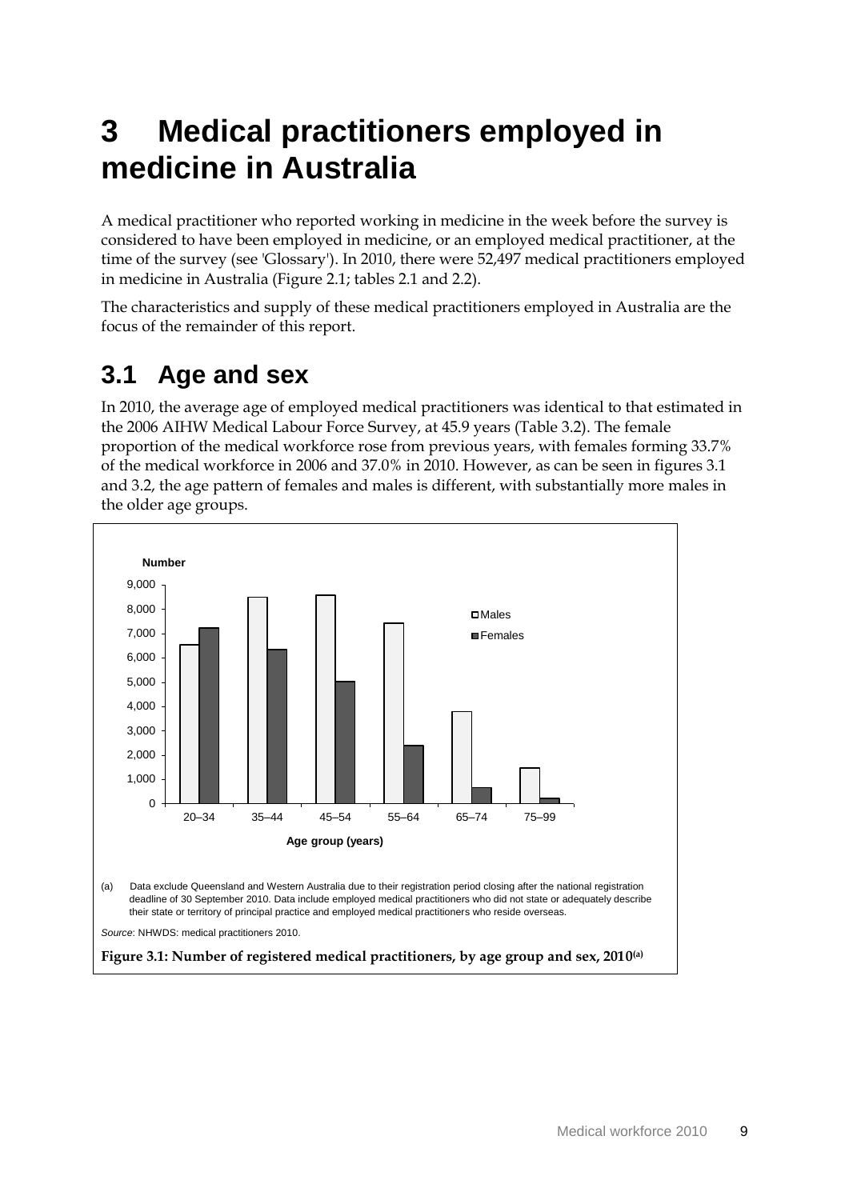// Wait: no images detected, so the chart can't be referenced; transcribe text content including the figure notes and caption.
# 3 Medical practitioners employed in medicine in Australia

A medical practitioner who reported working in medicine in the week before the survey is considered to have been employed in medicine, or an employed medical practitioner, at the time of the survey (see 'Glossary'). In 2010, there were 52,497 medical practitioners employed in medicine in Australia (Figure 2.1; tables 2.1 and 2.2).

The characteristics and supply of these medical practitioners employed in Australia are the focus of the remainder of this report.

## 3.1 Age and sex

In 2010, the average age of employed medical practitioners was identical to that estimated in the 2006 AIHW Medical Labour Force Survey, at 45.9 years (Table 3.2). The female proportion of the medical workforce rose from previous years, with females forming 33.7% of the medical workforce in 2006 and 37.0% in 2010. However, as can be seen in figures 3.1 and 3.2, the age pattern of females and males is different, with substantially more males in the older age groups.

(a) Data exclude Queensland and Western Australia due to their registration period closing after the national registration deadline of 30 September 2010. Data include employed medical practitioners who did not state or adequately describe their state or territory of principal practice and employed medical practitioners who reside overseas.

*Source*: NHWDS: medical practitioners 2010.

**Figure 3.1: Number of registered medical practitioners, by age group and sex, 2010[(a)]**

# 3 Medical practitioners employed in medicine in Australia

A medical practitioner who reported working in medicine in the week before the survey is considered to have been employed in medicine, or an employed medical practitioner, at the time of the survey (see 'Glossary'). In 2010, there were 52,497 medical practitioners employed in medicine in Australia (Figure 2.1; tables 2.1 and 2.2).

The characteristics and supply of these medical practitioners employed in Australia are the focus of the remainder of this report.

## 3.1 Age and sex

In 2010, the average age of employed medical practitioners was identical to that estimated in the 2006 AIHW Medical Labour Force Survey, at 45.9 years (Table 3.2). The female proportion of the medical workforce rose from previous years, with females forming 33.7% of the medical workforce in 2006 and 37.0% in 2010. However, as can be seen in figures 3.1 and 3.2, the age pattern of females and males is different, with substantially more males in the older age groups.

(a) Data exclude Queensland and Western Australia due to their registration period closing after the national registration deadline of 30 September 2010. Data include employed medical practitioners who did not state or adequately describe their state or territory of principal practice and employed medical practitioners who reside overseas.

*Source*: NHWDS: medical practitioners 2010.

**Figure 3.1: Number of registered medical practitioners, by age group and sex, 2010[(a)]**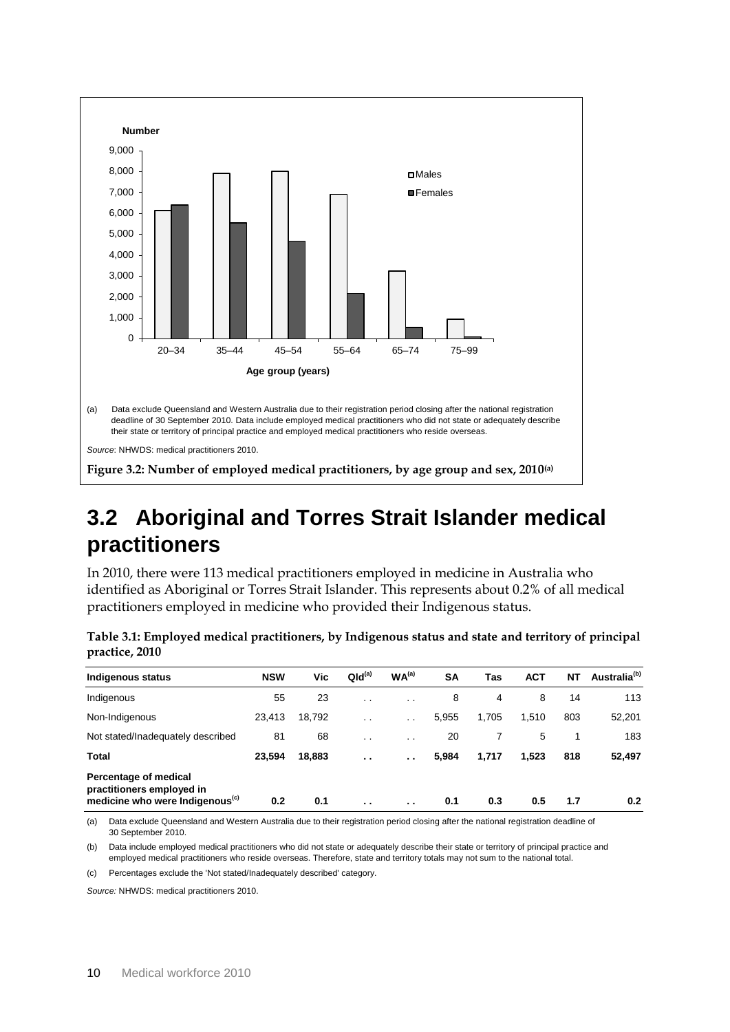**Number**

(a) Data exclude Queensland and Western Australia due to their registration period closing after the national registration deadline of 30 September 2010. Data include employed medical practitioners who did not state or adequately describe their state or territory of principal practice and employed medical practitioners who reside overseas.

*Source*: NHWDS: medical practitioners 2010.

**Figure 3.2: Number of employed medical practitioners, by age group and sex, 2010**[(a)]

# 3.2 Aboriginal and Torres Strait Islander medical practitioners

In 2010, there were 113 medical practitioners employed in medicine in Australia who identified as Aboriginal or Torres Strait Islander. This represents about 0.2% of all medical practitioners employed in medicine who provided their Indigenous status.

**Table 3.1: Employed medical practitioners, by Indigenous status and state and territory of principal practice, 2010**

| Indigenous status | NSW | Vic | Qld[(a)] | WA[(a)] | SA | Tas | ACT | NT | Australia[(b)] |
|---|---|---|---|---|---|---|---|---|---|
| Indigenous | 55 | 23 | . . | . . | 8 | 4 | 8 | 14 | 113 |
| Non-Indigenous | 23,413 | 18,792 | . . | . . | 5,955 | 1,705 | 1,510 | 803 | 52,201 |
| Not stated/Inadequately described | 81 | 68 | . . | . . | 20 | 7 | 5 | 1 | 183 |
| **Total** | **23,594** | **18,883** | **. .** | **. .** | **5,984** | **1,717** | **1,523** | **818** | **52,497** |
| **Percentage of medical practitioners employed in medicine who were Indigenous**[(c)] | **0.2** | **0.1** | **. .** | **. .** | **0.1** | **0.3** | **0.5** | **1.7** | **0.2** |

(a) Data exclude Queensland and Western Australia due to their registration period closing after the national registration deadline of 30 September 2010.

(b) Data include employed medical practitioners who did not state or adequately describe their state or territory of principal practice and employed medical practitioners who reside overseas. Therefore, state and territory totals may not sum to the national total.

(c) Percentages exclude the 'Not stated/Inadequately described' category.

*Source:* NHWDS: medical practitioners 2010.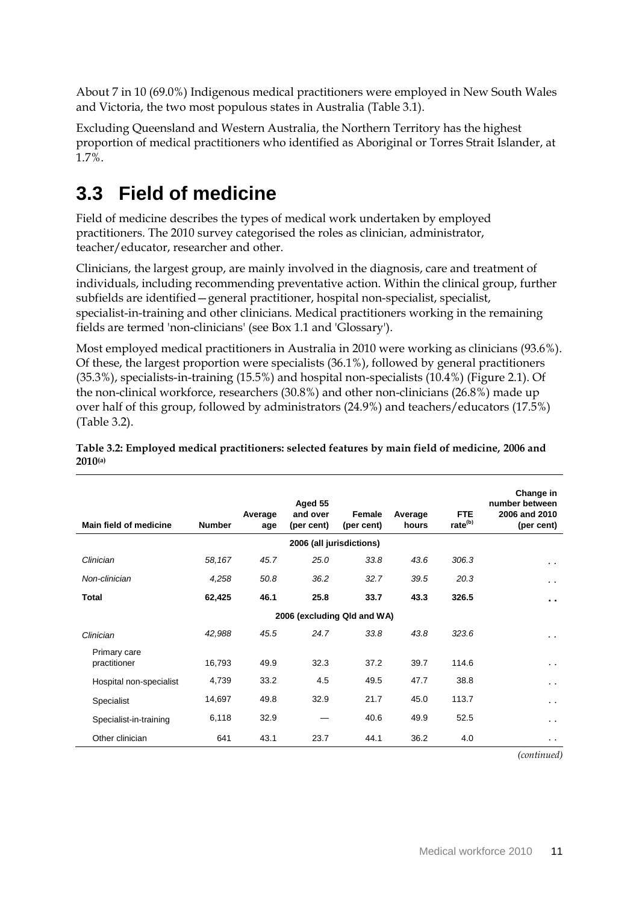About 7 in 10 (69.0%) Indigenous medical practitioners were employed in New South Wales and Victoria, the two most populous states in Australia (Table 3.1).

Excluding Queensland and Western Australia, the Northern Territory has the highest proportion of medical practitioners who identified as Aboriginal or Torres Strait Islander, at 1.7%.

## 3.3 Field of medicine

Field of medicine describes the types of medical work undertaken by employed practitioners. The 2010 survey categorised the roles as clinician, administrator, teacher/educator, researcher and other.

Clinicians, the largest group, are mainly involved in the diagnosis, care and treatment of individuals, including recommending preventative action. Within the clinical group, further subfields are identified—general practitioner, hospital non-specialist, specialist, specialist-in-training and other clinicians. Medical practitioners working in the remaining fields are termed 'non-clinicians' (see Box 1.1 and 'Glossary').

Most employed medical practitioners in Australia in 2010 were working as clinicians (93.6%). Of these, the largest proportion were specialists (36.1%), followed by general practitioners (35.3%), specialists-in-training (15.5%) and hospital non-specialists (10.4%) (Figure 2.1). Of the non-clinical workforce, researchers (30.8%) and other non-clinicians (26.8%) made up over half of this group, followed by administrators (24.9%) and teachers/educators (17.5%) (Table 3.2).

**Table 3.2: Employed medical practitioners: selected features by main field of medicine, 2006 and 2010[(a)]**

| Main field of medicine | Number | Average age | Aged 55 and over (per cent) | Female (per cent) | Average hours | FTE rate[(b)] | Change in number between 2006 and 2010 (per cent) |
|---|---|---|---|---|---|---|---|
| | | | 2006 (all jurisdictions) | | | | |
| *Clinician* | *58,167* | *45.7* | *25.0* | *33.8* | *43.6* | *306.3* | . . |
| *Non-clinician* | *4,258* | *50.8* | *36.2* | *32.7* | *39.5* | *20.3* | . . |
| **Total** | **62,425** | **46.1** | **25.8** | **33.7** | **43.3** | **326.5** | **. .** |
| | | | 2006 (excluding Qld and WA) | | | | |
| *Clinician* | *42,988* | *45.5* | *24.7* | *33.8* | *43.8* | *323.6* | . . |
| Primary care practitioner | 16,793 | 49.9 | 32.3 | 37.2 | 39.7 | 114.6 | . . |
| Hospital non-specialist | 4,739 | 33.2 | 4.5 | 49.5 | 47.7 | 38.8 | . . |
| Specialist | 14,697 | 49.8 | 32.9 | 21.7 | 45.0 | 113.7 | . . |
| Specialist-in-training | 6,118 | 32.9 | — | 40.6 | 49.9 | 52.5 | . . |
| Other clinician | 641 | 43.1 | 23.7 | 44.1 | 36.2 | 4.0 | . . |

*(continued)*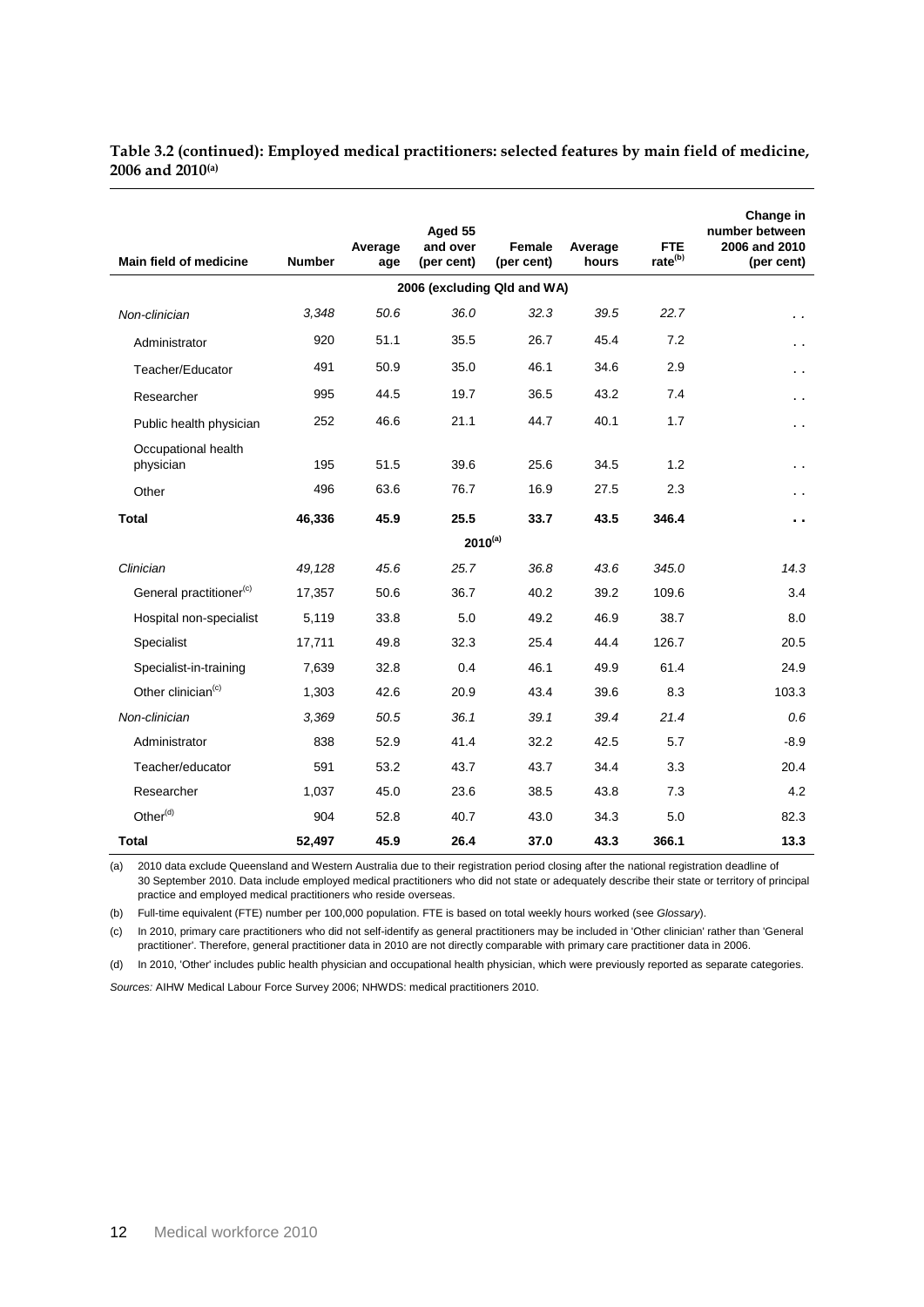**Table 3.2 (continued): Employed medical practitioners: selected features by main field of medicine, 2006 and 2010[(a)]**

| Main field of medicine | Number | Average age | Aged 55 and over (per cent) | Female (per cent) | Average hours | FTE rate[(b)] | Change in number between 2006 and 2010 (per cent) |
|---|---|---|---|---|---|---|---|
| | | | **2006 (excluding Qld and WA)** | | | | |
| *Non-clinician* | *3,348* | *50.6* | *36.0* | *32.3* | *39.5* | *22.7* | . . |
| Administrator | 920 | 51.1 | 35.5 | 26.7 | 45.4 | 7.2 | . . |
| Teacher/Educator | 491 | 50.9 | 35.0 | 46.1 | 34.6 | 2.9 | . . |
| Researcher | 995 | 44.5 | 19.7 | 36.5 | 43.2 | 7.4 | . . |
| Public health physician | 252 | 46.6 | 21.1 | 44.7 | 40.1 | 1.7 | . . |
| Occupational health physician | 195 | 51.5 | 39.6 | 25.6 | 34.5 | 1.2 | . . |
| Other | 496 | 63.6 | 76.7 | 16.9 | 27.5 | 2.3 | . . |
| **Total** | **46,336** | **45.9** | **25.5** | **33.7** | **43.5** | **346.4** | **. .** |
| | | | **2010[(a)]** | | | | |
| *Clinician* | *49,128* | *45.6* | *25.7* | *36.8* | *43.6* | *345.0* | *14.3* |
| General practitioner[(c)] | 17,357 | 50.6 | 36.7 | 40.2 | 39.2 | 109.6 | 3.4 |
| Hospital non-specialist | 5,119 | 33.8 | 5.0 | 49.2 | 46.9 | 38.7 | 8.0 |
| Specialist | 17,711 | 49.8 | 32.3 | 25.4 | 44.4 | 126.7 | 20.5 |
| Specialist-in-training | 7,639 | 32.8 | 0.4 | 46.1 | 49.9 | 61.4 | 24.9 |
| Other clinician[(c)] | 1,303 | 42.6 | 20.9 | 43.4 | 39.6 | 8.3 | 103.3 |
| *Non-clinician* | *3,369* | *50.5* | *36.1* | *39.1* | *39.4* | *21.4* | *0.6* |
| Administrator | 838 | 52.9 | 41.4 | 32.2 | 42.5 | 5.7 | -8.9 |
| Teacher/educator | 591 | 53.2 | 43.7 | 43.7 | 34.4 | 3.3 | 20.4 |
| Researcher | 1,037 | 45.0 | 23.6 | 38.5 | 43.8 | 7.3 | 4.2 |
| Other[(d)] | 904 | 52.8 | 40.7 | 43.0 | 34.3 | 5.0 | 82.3 |
| **Total** | **52,497** | **45.9** | **26.4** | **37.0** | **43.3** | **366.1** | **13.3** |

(a) 2010 data exclude Queensland and Western Australia due to their registration period closing after the national registration deadline of 30 September 2010. Data include employed medical practitioners who did not state or adequately describe their state or territory of principal practice and employed medical practitioners who reside overseas.

(b) Full-time equivalent (FTE) number per 100,000 population. FTE is based on total weekly hours worked (see *Glossary*).

(c) In 2010, primary care practitioners who did not self-identify as general practitioners may be included in 'Other clinician' rather than 'General practitioner'. Therefore, general practitioner data in 2010 are not directly comparable with primary care practitioner data in 2006.

(d) In 2010, 'Other' includes public health physician and occupational health physician, which were previously reported as separate categories.

*Sources:* AIHW Medical Labour Force Survey 2006; NHWDS: medical practitioners 2010.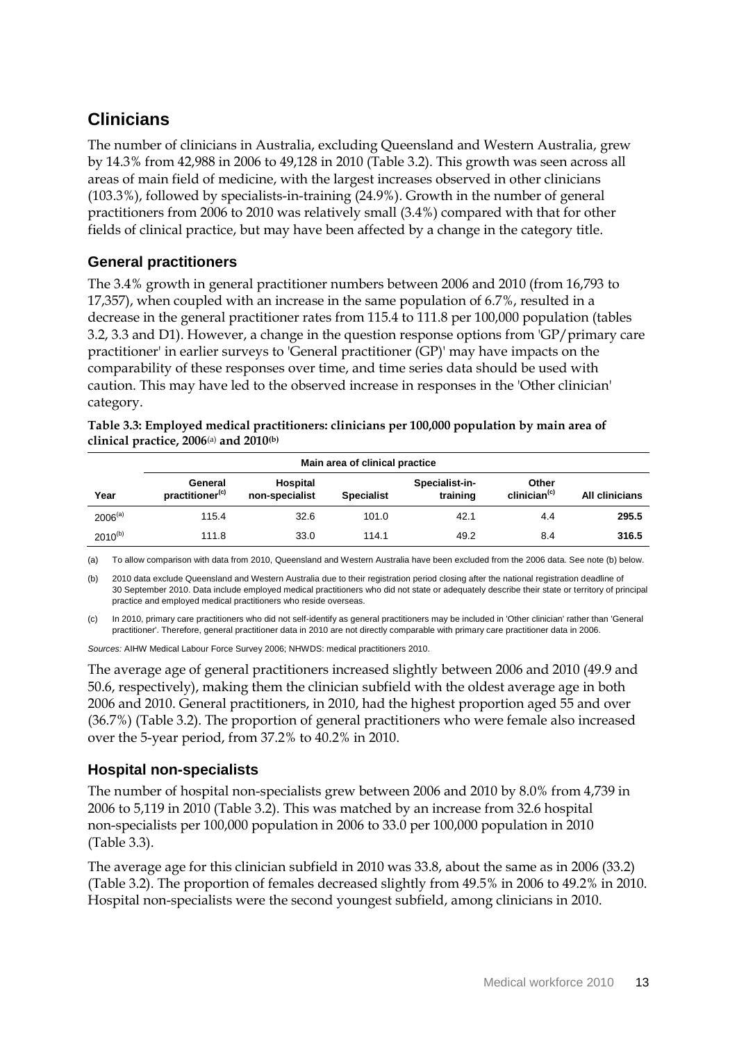## Clinicians

The number of clinicians in Australia, excluding Queensland and Western Australia, grew by 14.3% from 42,988 in 2006 to 49,128 in 2010 (Table 3.2). This growth was seen across all areas of main field of medicine, with the largest increases observed in other clinicians (103.3%), followed by specialists-in-training (24.9%). Growth in the number of general practitioners from 2006 to 2010 was relatively small (3.4%) compared with that for other fields of clinical practice, but may have been affected by a change in the category title.

### General practitioners

The 3.4% growth in general practitioner numbers between 2006 and 2010 (from 16,793 to 17,357), when coupled with an increase in the same population of 6.7%, resulted in a decrease in the general practitioner rates from 115.4 to 111.8 per 100,000 population (tables 3.2, 3.3 and D1). However, a change in the question response options from 'GP/primary care practitioner' in earlier surveys to 'General practitioner (GP)' may have impacts on the comparability of these responses over time, and time series data should be used with caution. This may have led to the observed increase in responses in the 'Other clinician' category.

**Table 3.3: Employed medical practitioners: clinicians per 100,000 population by main area of clinical practice, 2006[(a)] and 2010[(b)]**

| | Main area of clinical practice | | | | | |
|---|---|---|---|---|---|---|
| Year | General practitioner[(c)] | Hospital non-specialist | Specialist | Specialist-in-training | Other clinician[(c)] | All clinicians |
| 2006[(a)] | 115.4 | 32.6 | 101.0 | 42.1 | 4.4 | **295.5** |
| 2010[(b)] | 111.8 | 33.0 | 114.1 | 49.2 | 8.4 | **316.5** |

(a) To allow comparison with data from 2010, Queensland and Western Australia have been excluded from the 2006 data. See note (b) below.

(b) 2010 data exclude Queensland and Western Australia due to their registration period closing after the national registration deadline of 30 September 2010. Data include employed medical practitioners who did not state or adequately describe their state or territory of principal practice and employed medical practitioners who reside overseas.

(c) In 2010, primary care practitioners who did not self-identify as general practitioners may be included in 'Other clinician' rather than 'General practitioner'. Therefore, general practitioner data in 2010 are not directly comparable with primary care practitioner data in 2006.

*Sources:* AIHW Medical Labour Force Survey 2006; NHWDS: medical practitioners 2010.

The average age of general practitioners increased slightly between 2006 and 2010 (49.9 and 50.6, respectively), making them the clinician subfield with the oldest average age in both 2006 and 2010. General practitioners, in 2010, had the highest proportion aged 55 and over (36.7%) (Table 3.2). The proportion of general practitioners who were female also increased over the 5-year period, from 37.2% to 40.2% in 2010.

### Hospital non-specialists

The number of hospital non-specialists grew between 2006 and 2010 by 8.0% from 4,739 in 2006 to 5,119 in 2010 (Table 3.2). This was matched by an increase from 32.6 hospital non-specialists per 100,000 population in 2006 to 33.0 per 100,000 population in 2010 (Table 3.3).

The average age for this clinician subfield in 2010 was 33.8, about the same as in 2006 (33.2) (Table 3.2). The proportion of females decreased slightly from 49.5% in 2006 to 49.2% in 2010. Hospital non-specialists were the second youngest subfield, among clinicians in 2010.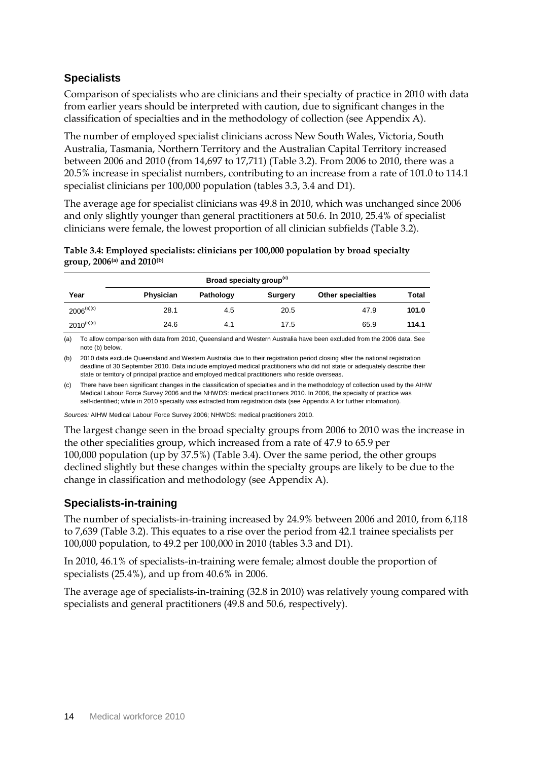## Specialists

Comparison of specialists who are clinicians and their specialty of practice in 2010 with data from earlier years should be interpreted with caution, due to significant changes in the classification of specialties and in the methodology of collection (see Appendix A).

The number of employed specialist clinicians across New South Wales, Victoria, South Australia, Tasmania, Northern Territory and the Australian Capital Territory increased between 2006 and 2010 (from 14,697 to 17,711) (Table 3.2). From 2006 to 2010, there was a 20.5% increase in specialist numbers, contributing to an increase from a rate of 101.0 to 114.1 specialist clinicians per 100,000 population (tables 3.3, 3.4 and D1).

The average age for specialist clinicians was 49.8 in 2010, which was unchanged since 2006 and only slightly younger than general practitioners at 50.6. In 2010, 25.4% of specialist clinicians were female, the lowest proportion of all clinician subfields (Table 3.2).

**Table 3.4: Employed specialists: clinicians per 100,000 population by broad specialty group, 2006[(a)] and 2010[(b)]**

| | Broad specialty group[(c)] | | | | |
|---|---|---|---|---|---|
| **Year** | **Physician** | **Pathology** | **Surgery** | **Other specialties** | **Total** |
| 2006[(a)(c)] | 28.1 | 4.5 | 20.5 | 47.9 | **101.0** |
| 2010[(b)(c)] | 24.6 | 4.1 | 17.5 | 65.9 | **114.1** |

(a) To allow comparison with data from 2010, Queensland and Western Australia have been excluded from the 2006 data. See note (b) below.

(b) 2010 data exclude Queensland and Western Australia due to their registration period closing after the national registration deadline of 30 September 2010. Data include employed medical practitioners who did not state or adequately describe their state or territory of principal practice and employed medical practitioners who reside overseas.

(c) There have been significant changes in the classification of specialties and in the methodology of collection used by the AIHW Medical Labour Force Survey 2006 and the NHWDS: medical practitioners 2010. In 2006, the specialty of practice was self-identified; while in 2010 specialty was extracted from registration data (see Appendix A for further information).

*Sources:* AIHW Medical Labour Force Survey 2006; NHWDS: medical practitioners 2010.

The largest change seen in the broad specialty groups from 2006 to 2010 was the increase in the other specialities group, which increased from a rate of 47.9 to 65.9 per 100,000 population (up by 37.5%) (Table 3.4). Over the same period, the other groups declined slightly but these changes within the specialty groups are likely to be due to the change in classification and methodology (see Appendix A).

## Specialists-in-training

The number of specialists-in-training increased by 24.9% between 2006 and 2010, from 6,118 to 7,639 (Table 3.2). This equates to a rise over the period from 42.1 trainee specialists per 100,000 population, to 49.2 per 100,000 in 2010 (tables 3.3 and D1).

In 2010, 46.1% of specialists-in-training were female; almost double the proportion of specialists (25.4%), and up from 40.6% in 2006.

The average age of specialists-in-training (32.8 in 2010) was relatively young compared with specialists and general practitioners (49.8 and 50.6, respectively).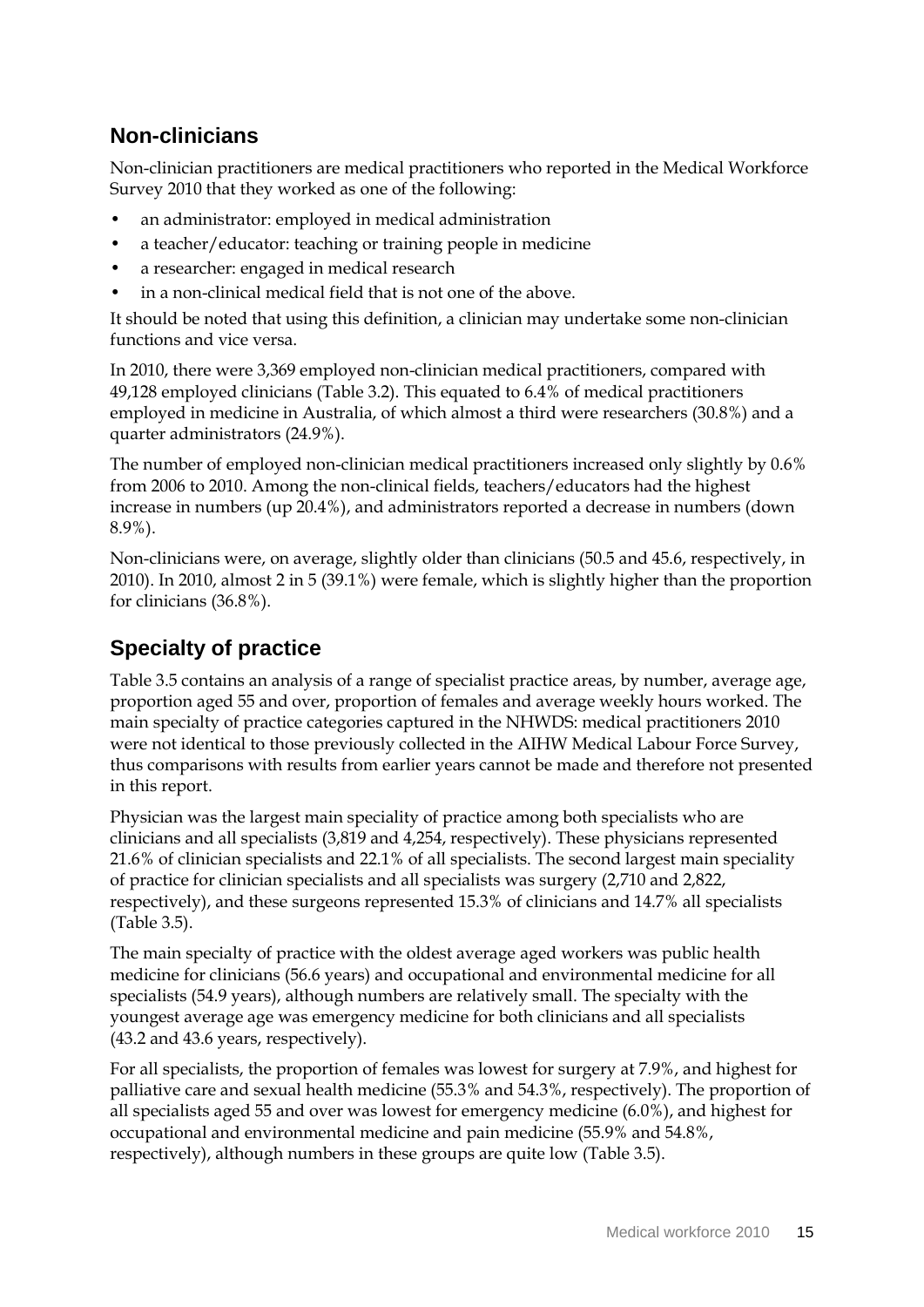## Non-clinicians

Non-clinician practitioners are medical practitioners who reported in the Medical Workforce Survey 2010 that they worked as one of the following:

- an administrator: employed in medical administration
- a teacher/educator: teaching or training people in medicine
- a researcher: engaged in medical research
- in a non-clinical medical field that is not one of the above.

It should be noted that using this definition, a clinician may undertake some non-clinician functions and vice versa.

In 2010, there were 3,369 employed non-clinician medical practitioners, compared with 49,128 employed clinicians (Table 3.2). This equated to 6.4% of medical practitioners employed in medicine in Australia, of which almost a third were researchers (30.8%) and a quarter administrators (24.9%).

The number of employed non-clinician medical practitioners increased only slightly by 0.6% from 2006 to 2010. Among the non-clinical fields, teachers/educators had the highest increase in numbers (up 20.4%), and administrators reported a decrease in numbers (down 8.9%).

Non-clinicians were, on average, slightly older than clinicians (50.5 and 45.6, respectively, in 2010). In 2010, almost 2 in 5 (39.1%) were female, which is slightly higher than the proportion for clinicians (36.8%).

## Specialty of practice

Table 3.5 contains an analysis of a range of specialist practice areas, by number, average age, proportion aged 55 and over, proportion of females and average weekly hours worked. The main specialty of practice categories captured in the NHWDS: medical practitioners 2010 were not identical to those previously collected in the AIHW Medical Labour Force Survey, thus comparisons with results from earlier years cannot be made and therefore not presented in this report.

Physician was the largest main speciality of practice among both specialists who are clinicians and all specialists (3,819 and 4,254, respectively). These physicians represented 21.6% of clinician specialists and 22.1% of all specialists. The second largest main speciality of practice for clinician specialists and all specialists was surgery (2,710 and 2,822, respectively), and these surgeons represented 15.3% of clinicians and 14.7% all specialists (Table 3.5).

The main specialty of practice with the oldest average aged workers was public health medicine for clinicians (56.6 years) and occupational and environmental medicine for all specialists (54.9 years), although numbers are relatively small. The specialty with the youngest average age was emergency medicine for both clinicians and all specialists (43.2 and 43.6 years, respectively).

For all specialists, the proportion of females was lowest for surgery at 7.9%, and highest for palliative care and sexual health medicine (55.3% and 54.3%, respectively). The proportion of all specialists aged 55 and over was lowest for emergency medicine (6.0%), and highest for occupational and environmental medicine and pain medicine (55.9% and 54.8%, respectively), although numbers in these groups are quite low (Table 3.5).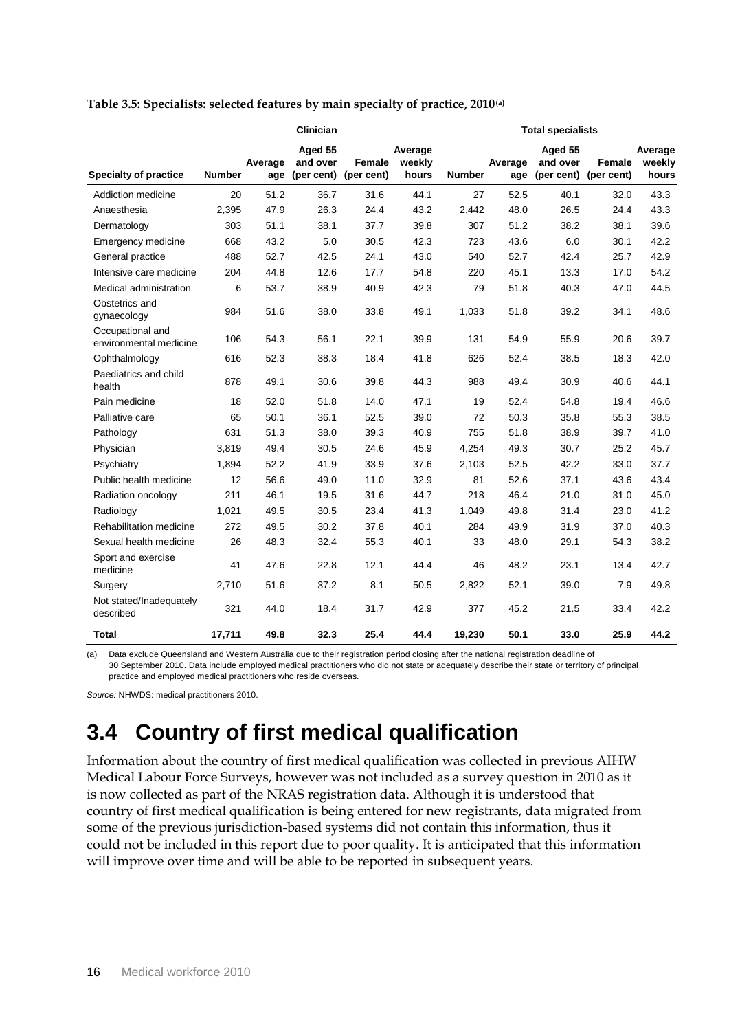**Table 3.5: Specialists: selected features by main specialty of practice, 2010(a)**

| | Clinician | | | | | Total specialists | | | | |
|---|---|---|---|---|---|---|---|---|---|---|
| **Specialty of practice** | **Number** | **Average age** | **Aged 55 and over (per cent)** | **Female (per cent)** | **Average weekly hours** | **Number** | **Average age** | **Aged 55 and over (per cent)** | **Female (per cent)** | **Average weekly hours** |
| Addiction medicine | 20 | 51.2 | 36.7 | 31.6 | 44.1 | 27 | 52.5 | 40.1 | 32.0 | 43.3 |
| Anaesthesia | 2,395 | 47.9 | 26.3 | 24.4 | 43.2 | 2,442 | 48.0 | 26.5 | 24.4 | 43.3 |
| Dermatology | 303 | 51.1 | 38.1 | 37.7 | 39.8 | 307 | 51.2 | 38.2 | 38.1 | 39.6 |
| Emergency medicine | 668 | 43.2 | 5.0 | 30.5 | 42.3 | 723 | 43.6 | 6.0 | 30.1 | 42.2 |
| General practice | 488 | 52.7 | 42.5 | 24.1 | 43.0 | 540 | 52.7 | 42.4 | 25.7 | 42.9 |
| Intensive care medicine | 204 | 44.8 | 12.6 | 17.7 | 54.8 | 220 | 45.1 | 13.3 | 17.0 | 54.2 |
| Medical administration | 6 | 53.7 | 38.9 | 40.9 | 42.3 | 79 | 51.8 | 40.3 | 47.0 | 44.5 |
| Obstetrics and gynaecology | 984 | 51.6 | 38.0 | 33.8 | 49.1 | 1,033 | 51.8 | 39.2 | 34.1 | 48.6 |
| Occupational and environmental medicine | 106 | 54.3 | 56.1 | 22.1 | 39.9 | 131 | 54.9 | 55.9 | 20.6 | 39.7 |
| Ophthalmology | 616 | 52.3 | 38.3 | 18.4 | 41.8 | 626 | 52.4 | 38.5 | 18.3 | 42.0 |
| Paediatrics and child health | 878 | 49.1 | 30.6 | 39.8 | 44.3 | 988 | 49.4 | 30.9 | 40.6 | 44.1 |
| Pain medicine | 18 | 52.0 | 51.8 | 14.0 | 47.1 | 19 | 52.4 | 54.8 | 19.4 | 46.6 |
| Palliative care | 65 | 50.1 | 36.1 | 52.5 | 39.0 | 72 | 50.3 | 35.8 | 55.3 | 38.5 |
| Pathology | 631 | 51.3 | 38.0 | 39.3 | 40.9 | 755 | 51.8 | 38.9 | 39.7 | 41.0 |
| Physician | 3,819 | 49.4 | 30.5 | 24.6 | 45.9 | 4,254 | 49.3 | 30.7 | 25.2 | 45.7 |
| Psychiatry | 1,894 | 52.2 | 41.9 | 33.9 | 37.6 | 2,103 | 52.5 | 42.2 | 33.0 | 37.7 |
| Public health medicine | 12 | 56.6 | 49.0 | 11.0 | 32.9 | 81 | 52.6 | 37.1 | 43.6 | 43.4 |
| Radiation oncology | 211 | 46.1 | 19.5 | 31.6 | 44.7 | 218 | 46.4 | 21.0 | 31.0 | 45.0 |
| Radiology | 1,021 | 49.5 | 30.5 | 23.4 | 41.3 | 1,049 | 49.8 | 31.4 | 23.0 | 41.2 |
| Rehabilitation medicine | 272 | 49.5 | 30.2 | 37.8 | 40.1 | 284 | 49.9 | 31.9 | 37.0 | 40.3 |
| Sexual health medicine | 26 | 48.3 | 32.4 | 55.3 | 40.1 | 33 | 48.0 | 29.1 | 54.3 | 38.2 |
| Sport and exercise medicine | 41 | 47.6 | 22.8 | 12.1 | 44.4 | 46 | 48.2 | 23.1 | 13.4 | 42.7 |
| Surgery | 2,710 | 51.6 | 37.2 | 8.1 | 50.5 | 2,822 | 52.1 | 39.0 | 7.9 | 49.8 |
| Not stated/Inadequately described | 321 | 44.0 | 18.4 | 31.7 | 42.9 | 377 | 45.2 | 21.5 | 33.4 | 42.2 |
| **Total** | **17,711** | **49.8** | **32.3** | **25.4** | **44.4** | **19,230** | **50.1** | **33.0** | **25.9** | **44.2** |

(a) Data exclude Queensland and Western Australia due to their registration period closing after the national registration deadline of 30 September 2010. Data include employed medical practitioners who did not state or adequately describe their state or territory of principal practice and employed medical practitioners who reside overseas.

*Source:* NHWDS: medical practitioners 2010.

## 3.4 Country of first medical qualification

Information about the country of first medical qualification was collected in previous AIHW Medical Labour Force Surveys, however was not included as a survey question in 2010 as it is now collected as part of the NRAS registration data. Although it is understood that country of first medical qualification is being entered for new registrants, data migrated from some of the previous jurisdiction-based systems did not contain this information, thus it could not be included in this report due to poor quality. It is anticipated that this information will improve over time and will be able to be reported in subsequent years.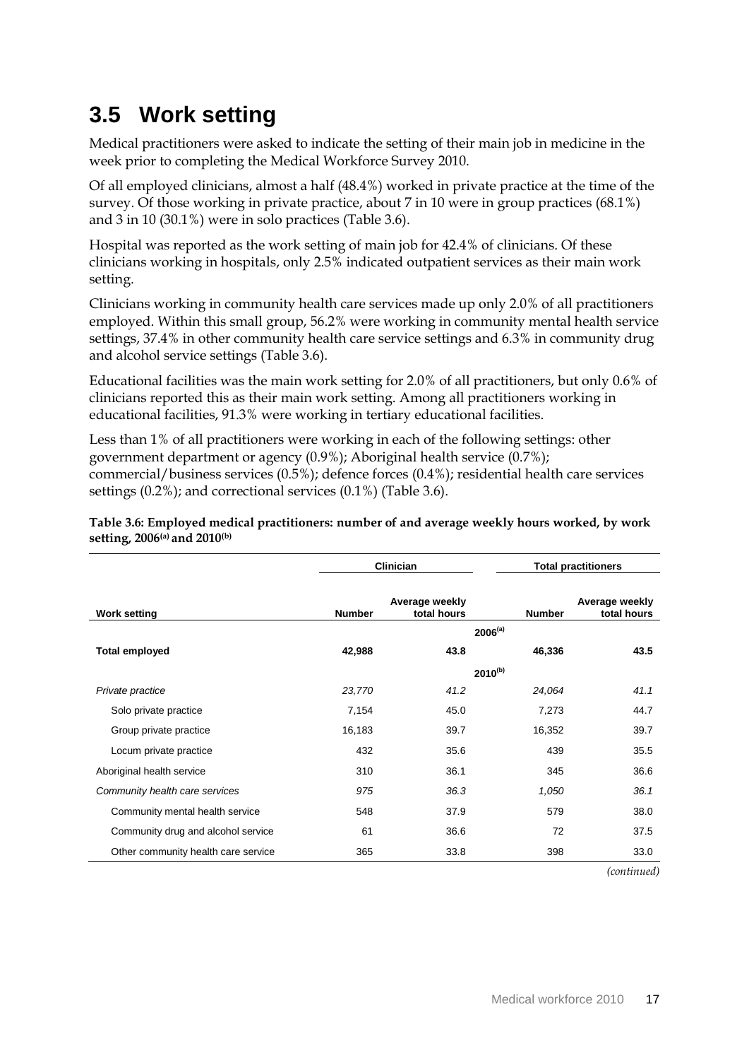## 3.5 Work setting

Medical practitioners were asked to indicate the setting of their main job in medicine in the week prior to completing the Medical Workforce Survey 2010.

Of all employed clinicians, almost a half (48.4%) worked in private practice at the time of the survey. Of those working in private practice, about 7 in 10 were in group practices (68.1%) and 3 in 10 (30.1%) were in solo practices (Table 3.6).

Hospital was reported as the work setting of main job for 42.4% of clinicians. Of these clinicians working in hospitals, only 2.5% indicated outpatient services as their main work setting.

Clinicians working in community health care services made up only 2.0% of all practitioners employed. Within this small group, 56.2% were working in community mental health service settings, 37.4% in other community health care service settings and 6.3% in community drug and alcohol service settings (Table 3.6).

Educational facilities was the main work setting for 2.0% of all practitioners, but only 0.6% of clinicians reported this as their main work setting. Among all practitioners working in educational facilities, 91.3% were working in tertiary educational facilities.

Less than 1% of all practitioners were working in each of the following settings: other government department or agency (0.9%); Aboriginal health service (0.7%); commercial/business services (0.5%); defence forces (0.4%); residential health care services settings (0.2%); and correctional services (0.1%) (Table 3.6).

**Table 3.6: Employed medical practitioners: number of and average weekly hours worked, by work setting, 2006[(a)] and 2010[(b)]**

| | Clinician | | Total practitioners | |
|---|---|---|---|---|
| **Work setting** | **Number** | **Average weekly total hours** | **Number** | **Average weekly total hours** |
| | | **2006[(a)]** | | |
| **Total employed** | **42,988** | **43.8** | **46,336** | **43.5** |
| | | **2010[(b)]** | | |
| *Private practice* | *23,770* | *41.2* | *24,064* | *41.1* |
| Solo private practice | 7,154 | 45.0 | 7,273 | 44.7 |
| Group private practice | 16,183 | 39.7 | 16,352 | 39.7 |
| Locum private practice | 432 | 35.6 | 439 | 35.5 |
| Aboriginal health service | 310 | 36.1 | 345 | 36.6 |
| *Community health care services* | *975* | *36.3* | *1,050* | *36.1* |
| Community mental health service | 548 | 37.9 | 579 | 38.0 |
| Community drug and alcohol service | 61 | 36.6 | 72 | 37.5 |
| Other community health care service | 365 | 33.8 | 398 | 33.0 |

*(continued)*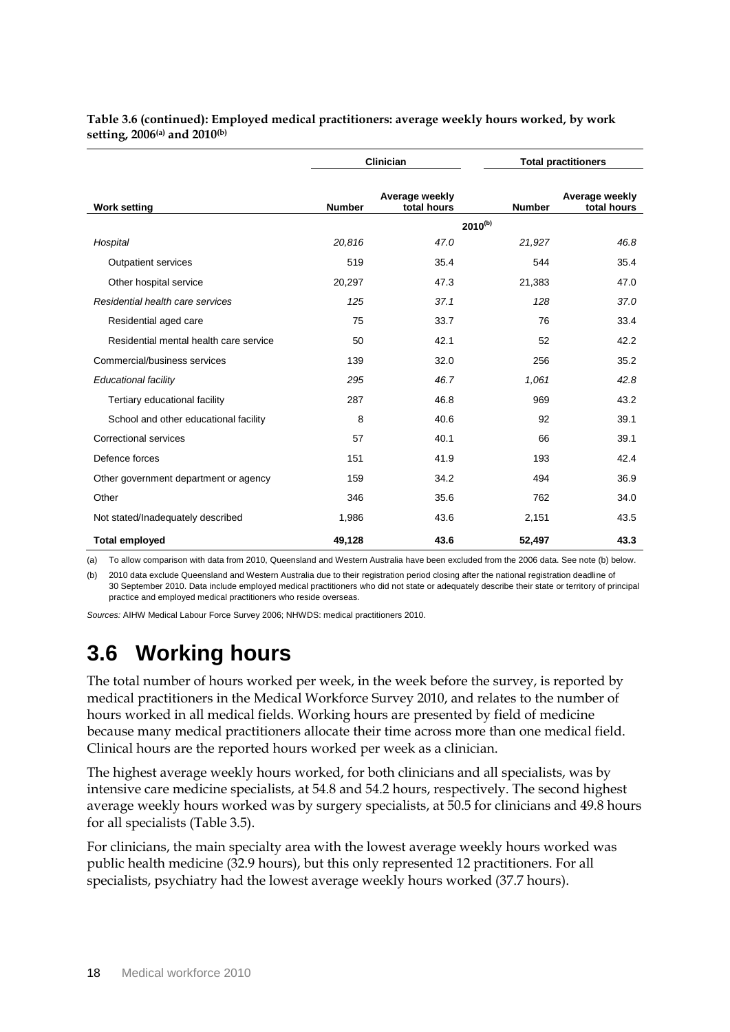**Table 3.6 (continued): Employed medical practitioners: average weekly hours worked, by work setting, 2006[(a)] and 2010[(b)]**

| Work setting | Clinician | | Total practitioners | |
|---|---|---|---|---|
| | Number | Average weekly total hours | Number | Average weekly total hours |
| | | 2010[(b)] | | |
| *Hospital* | *20,816* | *47.0* | *21,927* | *46.8* |
| Outpatient services | 519 | 35.4 | 544 | 35.4 |
| Other hospital service | 20,297 | 47.3 | 21,383 | 47.0 |
| *Residential health care services* | *125* | *37.1* | *128* | *37.0* |
| Residential aged care | 75 | 33.7 | 76 | 33.4 |
| Residential mental health care service | 50 | 42.1 | 52 | 42.2 |
| Commercial/business services | 139 | 32.0 | 256 | 35.2 |
| *Educational facility* | *295* | *46.7* | *1,061* | *42.8* |
| Tertiary educational facility | 287 | 46.8 | 969 | 43.2 |
| School and other educational facility | 8 | 40.6 | 92 | 39.1 |
| Correctional services | 57 | 40.1 | 66 | 39.1 |
| Defence forces | 151 | 41.9 | 193 | 42.4 |
| Other government department or agency | 159 | 34.2 | 494 | 36.9 |
| Other | 346 | 35.6 | 762 | 34.0 |
| Not stated/Inadequately described | 1,986 | 43.6 | 2,151 | 43.5 |
| **Total employed** | **49,128** | **43.6** | **52,497** | **43.3** |

(a) To allow comparison with data from 2010, Queensland and Western Australia have been excluded from the 2006 data. See note (b) below.

(b) 2010 data exclude Queensland and Western Australia due to their registration period closing after the national registration deadline of 30 September 2010. Data include employed medical practitioners who did not state or adequately describe their state or territory of principal practice and employed medical practitioners who reside overseas.

*Sources:* AIHW Medical Labour Force Survey 2006; NHWDS: medical practitioners 2010.

## 3.6 Working hours

The total number of hours worked per week, in the week before the survey, is reported by medical practitioners in the Medical Workforce Survey 2010, and relates to the number of hours worked in all medical fields. Working hours are presented by field of medicine because many medical practitioners allocate their time across more than one medical field. Clinical hours are the reported hours worked per week as a clinician.

The highest average weekly hours worked, for both clinicians and all specialists, was by intensive care medicine specialists, at 54.8 and 54.2 hours, respectively. The second highest average weekly hours worked was by surgery specialists, at 50.5 for clinicians and 49.8 hours for all specialists (Table 3.5).

For clinicians, the main specialty area with the lowest average weekly hours worked was public health medicine (32.9 hours), but this only represented 12 practitioners. For all specialists, psychiatry had the lowest average weekly hours worked (37.7 hours).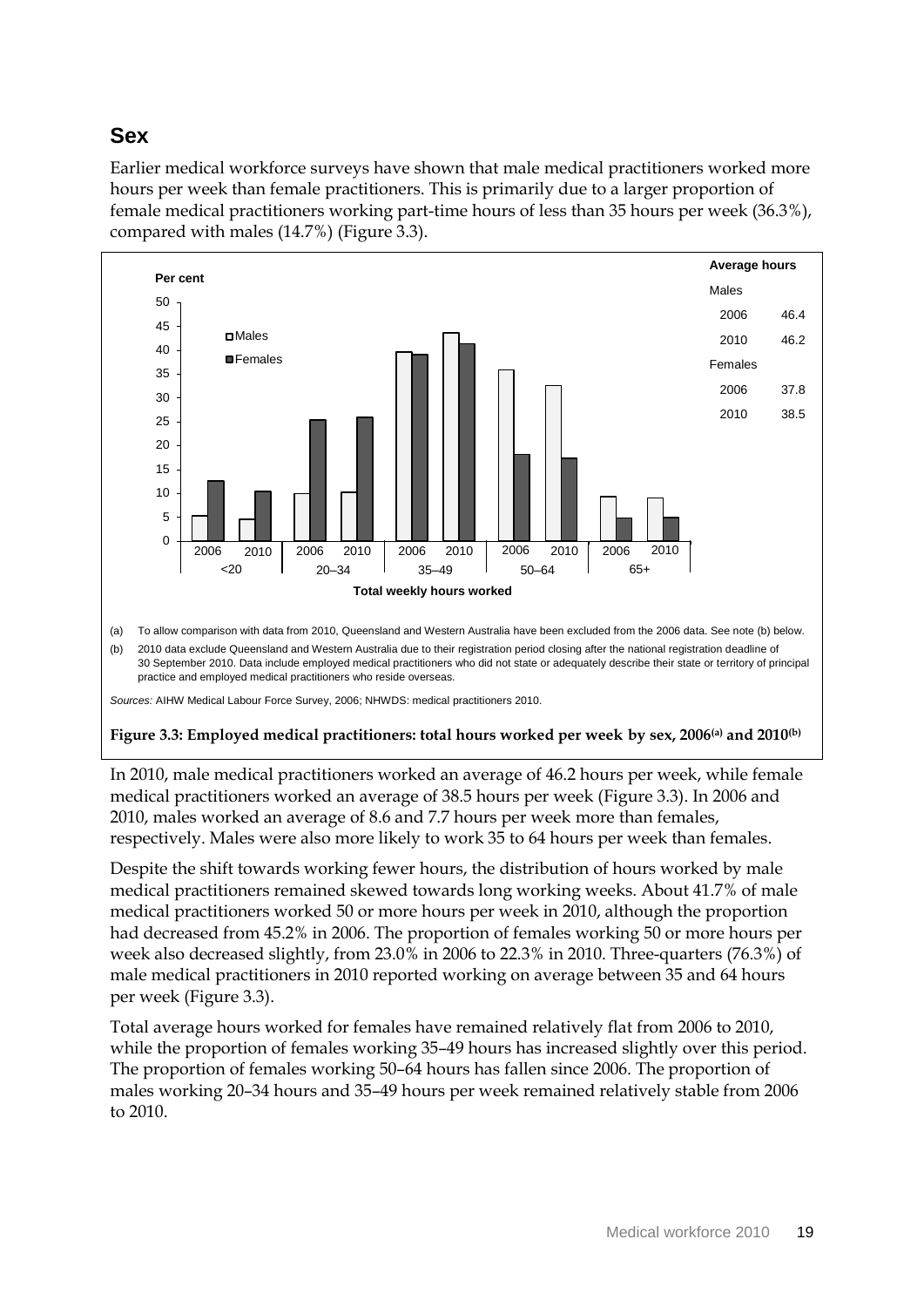## Sex

Earlier medical workforce surveys have shown that male medical practitioners worked more hours per week than female practitioners. This is primarily due to a larger proportion of female medical practitioners working part-time hours of less than 35 hours per week (36.3%), compared with males (14.7%) (Figure 3.3).

(a) To allow comparison with data from 2010, Queensland and Western Australia have been excluded from the 2006 data. See note (b) below.

(b) 2010 data exclude Queensland and Western Australia due to their registration period closing after the national registration deadline of 30 September 2010. Data include employed medical practitioners who did not state or adequately describe their state or territory of principal practice and employed medical practitioners who reside overseas.

*Sources:* AIHW Medical Labour Force Survey, 2006; NHWDS: medical practitioners 2010.

**Figure 3.3: Employed medical practitioners: total hours worked per week by sex, 2006[(a)] and 2010[(b)]**

In 2010, male medical practitioners worked an average of 46.2 hours per week, while female medical practitioners worked an average of 38.5 hours per week (Figure 3.3). In 2006 and 2010, males worked an average of 8.6 and 7.7 hours per week more than females, respectively. Males were also more likely to work 35 to 64 hours per week than females.

Despite the shift towards working fewer hours, the distribution of hours worked by male medical practitioners remained skewed towards long working weeks. About 41.7% of male medical practitioners worked 50 or more hours per week in 2010, although the proportion had decreased from 45.2% in 2006. The proportion of females working 50 or more hours per week also decreased slightly, from 23.0% in 2006 to 22.3% in 2010. Three-quarters (76.3%) of male medical practitioners in 2010 reported working on average between 35 and 64 hours per week (Figure 3.3).

Total average hours worked for females have remained relatively flat from 2006 to 2010, while the proportion of females working 35–49 hours has increased slightly over this period. The proportion of females working 50–64 hours has fallen since 2006. The proportion of males working 20–34 hours and 35–49 hours per week remained relatively stable from 2006 to 2010.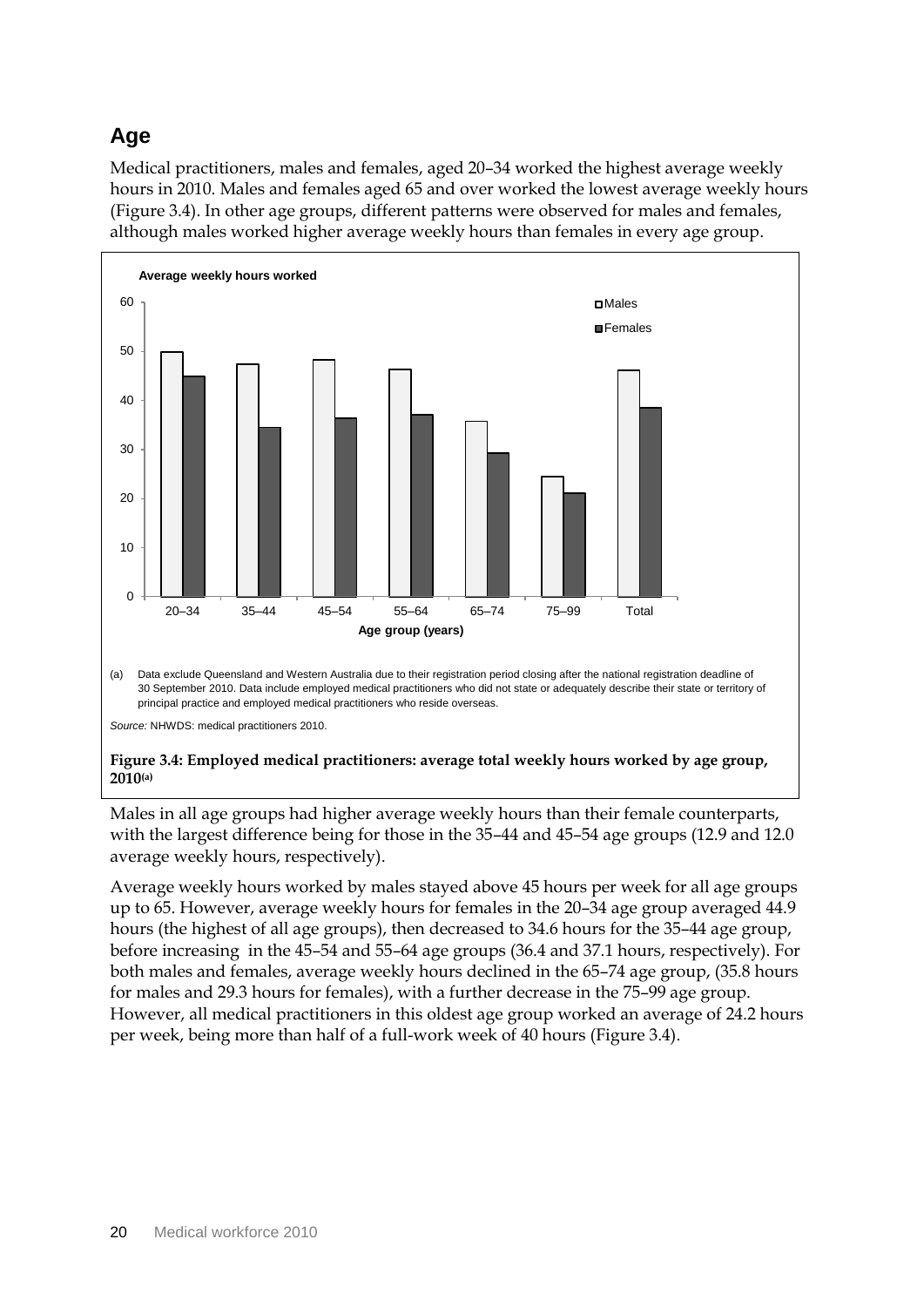## Age

Medical practitioners, males and females, aged 20–34 worked the highest average weekly hours in 2010. Males and females aged 65 and over worked the lowest average weekly hours (Figure 3.4). In other age groups, different patterns were observed for males and females, although males worked higher average weekly hours than females in every age group.

(a) Data exclude Queensland and Western Australia due to their registration period closing after the national registration deadline of 30 September 2010. Data include employed medical practitioners who did not state or adequately describe their state or territory of principal practice and employed medical practitioners who reside overseas.

*Source:* NHWDS: medical practitioners 2010.

**Figure 3.4: Employed medical practitioners: average total weekly hours worked by age group, 2010[(a)]**

Males in all age groups had higher average weekly hours than their female counterparts, with the largest difference being for those in the 35–44 and 45–54 age groups (12.9 and 12.0 average weekly hours, respectively).

Average weekly hours worked by males stayed above 45 hours per week for all age groups up to 65. However, average weekly hours for females in the 20–34 age group averaged 44.9 hours (the highest of all age groups), then decreased to 34.6 hours for the 35–44 age group, before increasing in the 45–54 and 55–64 age groups (36.4 and 37.1 hours, respectively). For both males and females, average weekly hours declined in the 65–74 age group, (35.8 hours for males and 29.3 hours for females), with a further decrease in the 75–99 age group. However, all medical practitioners in this oldest age group worked an average of 24.2 hours per week, being more than half of a full-work week of 40 hours (Figure 3.4).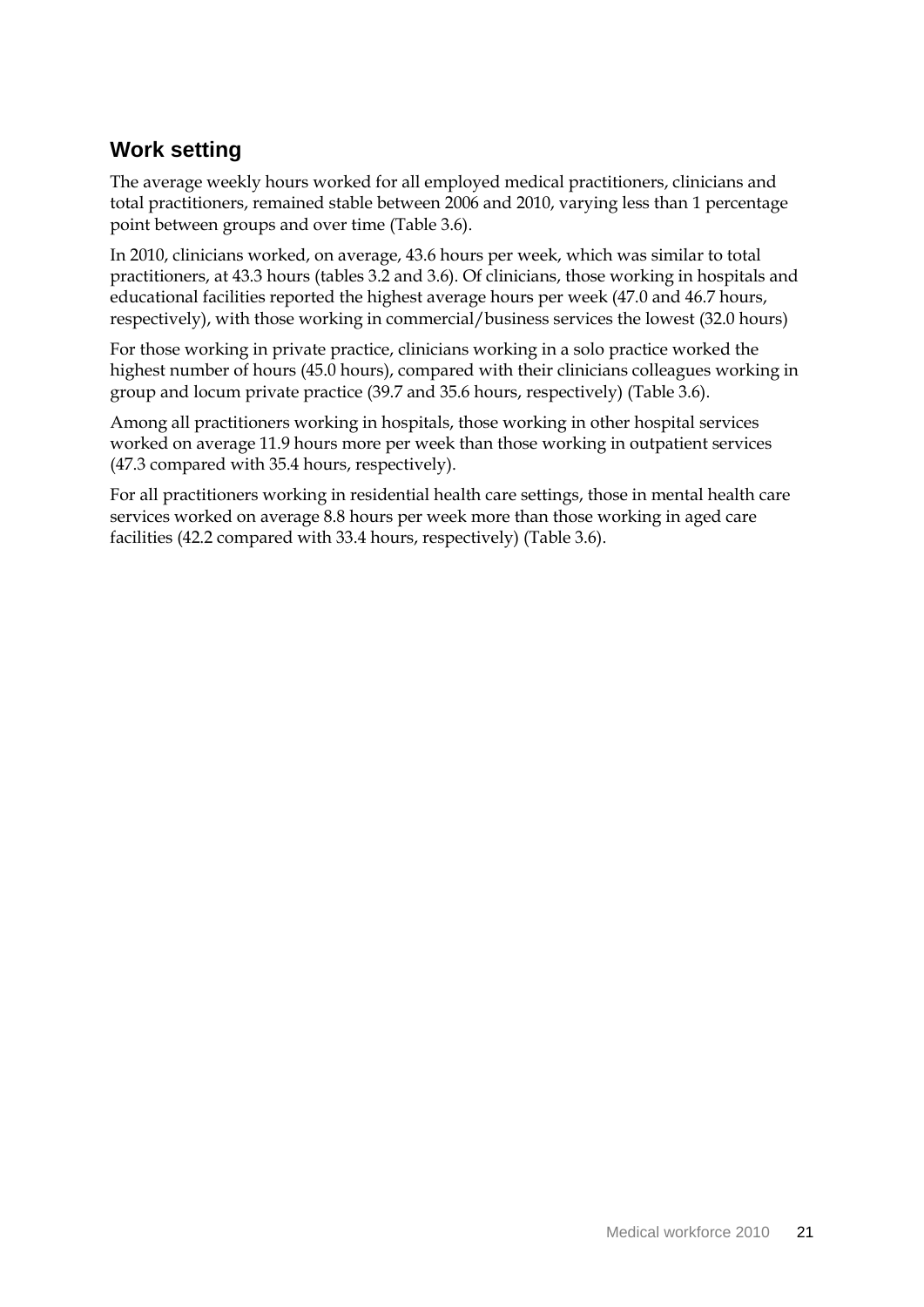## Work setting

The average weekly hours worked for all employed medical practitioners, clinicians and total practitioners, remained stable between 2006 and 2010, varying less than 1 percentage point between groups and over time (Table 3.6).

In 2010, clinicians worked, on average, 43.6 hours per week, which was similar to total practitioners, at 43.3 hours (tables 3.2 and 3.6). Of clinicians, those working in hospitals and educational facilities reported the highest average hours per week (47.0 and 46.7 hours, respectively), with those working in commercial/business services the lowest (32.0 hours)

For those working in private practice, clinicians working in a solo practice worked the highest number of hours (45.0 hours), compared with their clinicians colleagues working in group and locum private practice (39.7 and 35.6 hours, respectively) (Table 3.6).

Among all practitioners working in hospitals, those working in other hospital services worked on average 11.9 hours more per week than those working in outpatient services (47.3 compared with 35.4 hours, respectively).

For all practitioners working in residential health care settings, those in mental health care services worked on average 8.8 hours per week more than those working in aged care facilities (42.2 compared with 33.4 hours, respectively) (Table 3.6).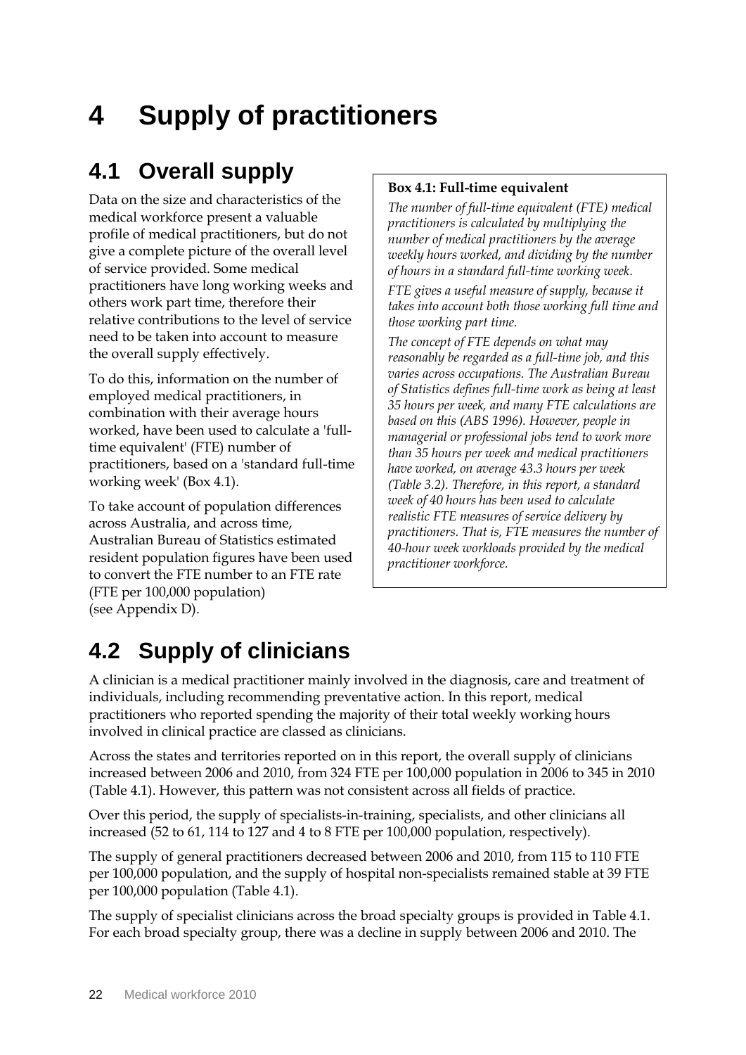# 4 Supply of practitioners

## 4.1 Overall supply

Data on the size and characteristics of the medical workforce present a valuable profile of medical practitioners, but do not give a complete picture of the overall level of service provided. Some medical practitioners have long working weeks and others work part time, therefore their relative contributions to the level of service need to be taken into account to measure the overall supply effectively.

To do this, information on the number of employed medical practitioners, in combination with their average hours worked, have been used to calculate a 'full-time equivalent' (FTE) number of practitioners, based on a 'standard full-time working week' (Box 4.1).

To take account of population differences across Australia, and across time, Australian Bureau of Statistics estimated resident population figures have been used to convert the FTE number to an FTE rate (FTE per 100,000 population) (see Appendix D).

**Box 4.1: Full-time equivalent**

*The number of full-time equivalent (FTE) medical practitioners is calculated by multiplying the number of medical practitioners by the average weekly hours worked, and dividing by the number of hours in a standard full-time working week.*

*FTE gives a useful measure of supply, because it takes into account both those working full time and those working part time.*

*The concept of FTE depends on what may reasonably be regarded as a full-time job, and this varies across occupations. The Australian Bureau of Statistics defines full-time work as being at least 35 hours per week, and many FTE calculations are based on this (ABS 1996). However, people in managerial or professional jobs tend to work more than 35 hours per week and medical practitioners have worked, on average 43.3 hours per week (Table 3.2). Therefore, in this report, a standard week of 40 hours has been used to calculate realistic FTE measures of service delivery by practitioners. That is, FTE measures the number of 40-hour week workloads provided by the medical practitioner workforce.*

## 4.2 Supply of clinicians

A clinician is a medical practitioner mainly involved in the diagnosis, care and treatment of individuals, including recommending preventative action. In this report, medical practitioners who reported spending the majority of their total weekly working hours involved in clinical practice are classed as clinicians.

Across the states and territories reported on in this report, the overall supply of clinicians increased between 2006 and 2010, from 324 FTE per 100,000 population in 2006 to 345 in 2010 (Table 4.1). However, this pattern was not consistent across all fields of practice.

Over this period, the supply of specialists-in-training, specialists, and other clinicians all increased (52 to 61, 114 to 127 and 4 to 8 FTE per 100,000 population, respectively).

The supply of general practitioners decreased between 2006 and 2010, from 115 to 110 FTE per 100,000 population, and the supply of hospital non-specialists remained stable at 39 FTE per 100,000 population (Table 4.1).

The supply of specialist clinicians across the broad specialty groups is provided in Table 4.1. For each broad specialty group, there was a decline in supply between 2006 and 2010. The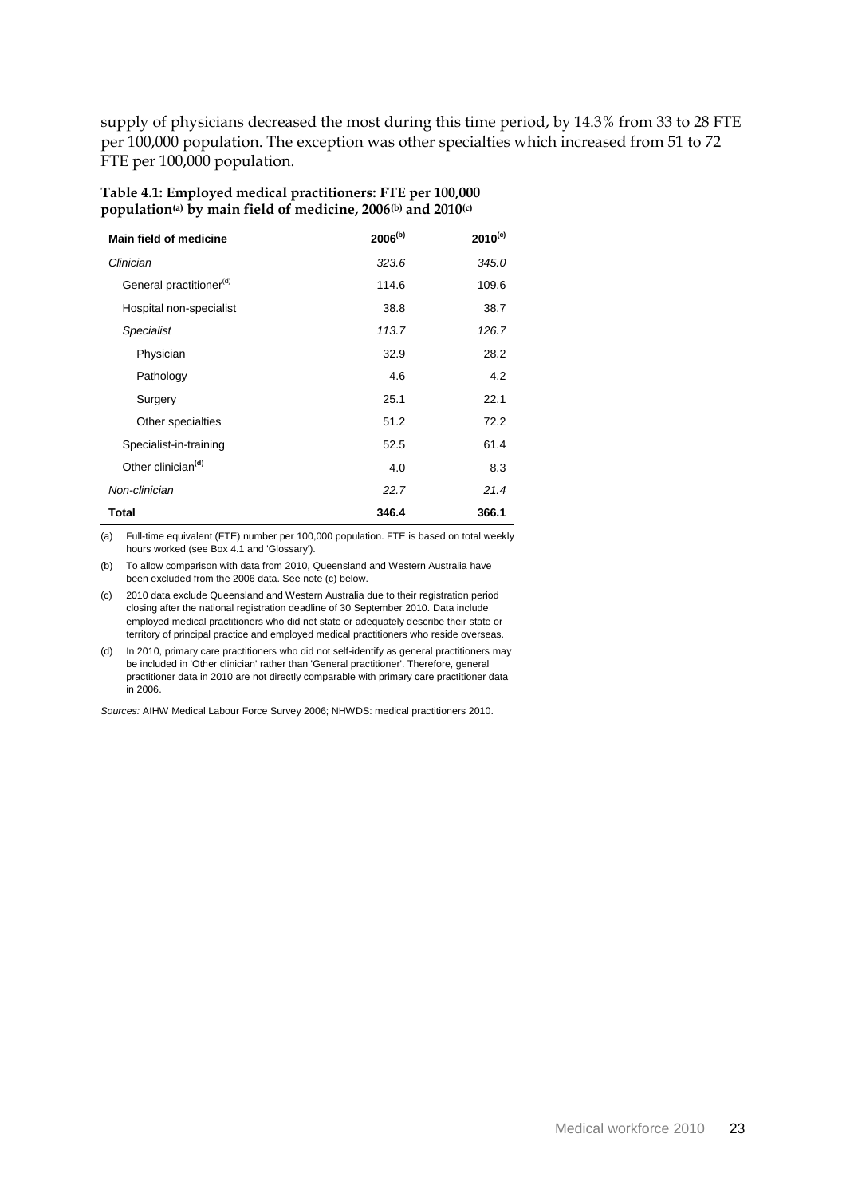supply of physicians decreased the most during this time period, by 14.3% from 33 to 28 FTE per 100,000 population. The exception was other specialties which increased from 51 to 72 FTE per 100,000 population.

**Table 4.1: Employed medical practitioners: FTE per 100,000 population[(a)] by main field of medicine, 2006[(b)] and 2010[(c)]**

| Main field of medicine | 2006[(b)] | 2010[(c)] |
|---|---|---|
| *Clinician* | *323.6* | *345.0* |
| General practitioner[(d)] | 114.6 | 109.6 |
| Hospital non-specialist | 38.8 | 38.7 |
| *Specialist* | *113.7* | *126.7* |
| Physician | 32.9 | 28.2 |
| Pathology | 4.6 | 4.2 |
| Surgery | 25.1 | 22.1 |
| Other specialties | 51.2 | 72.2 |
| Specialist-in-training | 52.5 | 61.4 |
| Other clinician[(d)] | 4.0 | 8.3 |
| *Non-clinician* | *22.7* | *21.4* |
| **Total** | **346.4** | **366.1** |

(a) Full-time equivalent (FTE) number per 100,000 population. FTE is based on total weekly hours worked (see Box 4.1 and 'Glossary').

(b) To allow comparison with data from 2010, Queensland and Western Australia have been excluded from the 2006 data. See note (c) below.

(c) 2010 data exclude Queensland and Western Australia due to their registration period closing after the national registration deadline of 30 September 2010. Data include employed medical practitioners who did not state or adequately describe their state or territory of principal practice and employed medical practitioners who reside overseas.

(d) In 2010, primary care practitioners who did not self-identify as general practitioners may be included in 'Other clinician' rather than 'General practitioner'. Therefore, general practitioner data in 2010 are not directly comparable with primary care practitioner data in 2006.

*Sources:* AIHW Medical Labour Force Survey 2006; NHWDS: medical practitioners 2010.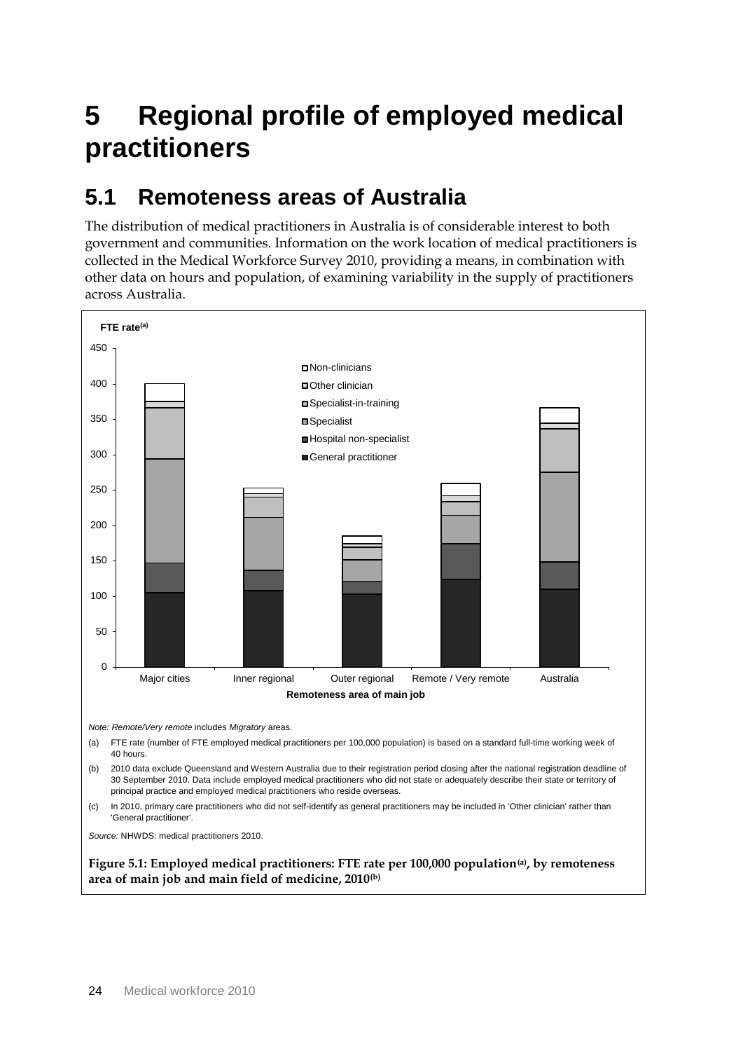# 5 Regional profile of employed medical practitioners

## 5.1 Remoteness areas of Australia

The distribution of medical practitioners in Australia is of considerable interest to both government and communities. Information on the work location of medical practitioners is collected in the Medical Workforce Survey 2010, providing a means, in combination with other data on hours and population, of examining variability in the supply of practitioners across Australia.

*Note: Remote/Very remote* includes *Migratory* areas.

(a) FTE rate (number of FTE employed medical practitioners per 100,000 population) is based on a standard full-time working week of 40 hours.

(b) 2010 data exclude Queensland and Western Australia due to their registration period closing after the national registration deadline of 30 September 2010. Data include employed medical practitioners who did not state or adequately describe their state or territory of principal practice and employed medical practitioners who reside overseas.

(c) In 2010, primary care practitioners who did not self-identify as general practitioners may be included in 'Other clinician' rather than 'General practitioner'.

*Source:* NHWDS: medical practitioners 2010.

**Figure 5.1: Employed medical practitioners: FTE rate per 100,000 population[(a)], by remoteness area of main job and main field of medicine, 2010[(b)]**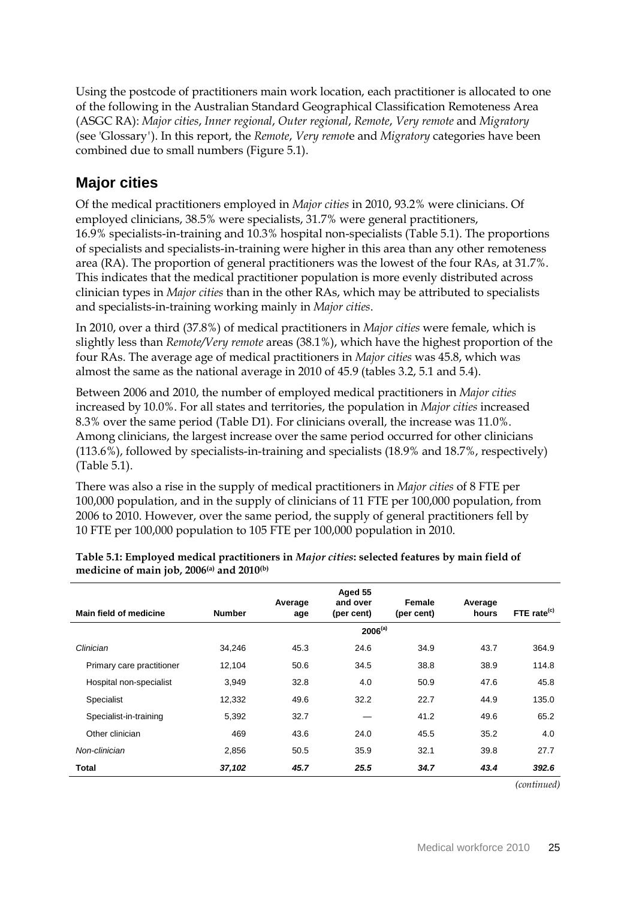Using the postcode of practitioners main work location, each practitioner is allocated to one of the following in the Australian Standard Geographical Classification Remoteness Area (ASGC RA): *Major cities*, *Inner regional*, *Outer regional*, *Remote*, *Very remote* and *Migratory* (see 'Glossary'). In this report, the *Remote*, *Very remot*e and *Migratory* categories have been combined due to small numbers (Figure 5.1).

## Major cities

Of the medical practitioners employed in *Major cities* in 2010, 93.2% were clinicians. Of employed clinicians, 38.5% were specialists, 31.7% were general practitioners, 16.9% specialists-in-training and 10.3% hospital non-specialists (Table 5.1). The proportions of specialists and specialists-in-training were higher in this area than any other remoteness area (RA). The proportion of general practitioners was the lowest of the four RAs, at 31.7%. This indicates that the medical practitioner population is more evenly distributed across clinician types in *Major cities* than in the other RAs, which may be attributed to specialists and specialists-in-training working mainly in *Major cities*.

In 2010, over a third (37.8%) of medical practitioners in *Major cities* were female, which is slightly less than *Remote/Very remote* areas (38.1%), which have the highest proportion of the four RAs. The average age of medical practitioners in *Major cities* was 45.8, which was almost the same as the national average in 2010 of 45.9 (tables 3.2, 5.1 and 5.4).

Between 2006 and 2010, the number of employed medical practitioners in *Major cities* increased by 10.0%. For all states and territories, the population in *Major cities* increased 8.3% over the same period (Table D1). For clinicians overall, the increase was 11.0%. Among clinicians, the largest increase over the same period occurred for other clinicians (113.6%), followed by specialists-in-training and specialists (18.9% and 18.7%, respectively) (Table 5.1).

There was also a rise in the supply of medical practitioners in *Major cities* of 8 FTE per 100,000 population, and in the supply of clinicians of 11 FTE per 100,000 population, from 2006 to 2010. However, over the same period, the supply of general practitioners fell by 10 FTE per 100,000 population to 105 FTE per 100,000 population in 2010.

**Table 5.1: Employed medical practitioners in *Major cities*: selected features by main field of medicine of main job, 2006[(a)] and 2010[(b)]**

| Main field of medicine | Number | Average age | Aged 55 and over (per cent) | Female (per cent) | Average hours | FTE rate[(c)] |
|---|---|---|---|---|---|---|
| | | | 2006[(a)] | | | |
| *Clinician* | 34,246 | 45.3 | 24.6 | 34.9 | 43.7 | 364.9 |
| Primary care practitioner | 12,104 | 50.6 | 34.5 | 38.8 | 38.9 | 114.8 |
| Hospital non-specialist | 3,949 | 32.8 | 4.0 | 50.9 | 47.6 | 45.8 |
| Specialist | 12,332 | 49.6 | 32.2 | 22.7 | 44.9 | 135.0 |
| Specialist-in-training | 5,392 | 32.7 | — | 41.2 | 49.6 | 65.2 |
| Other clinician | 469 | 43.6 | 24.0 | 45.5 | 35.2 | 4.0 |
| *Non-clinician* | 2,856 | 50.5 | 35.9 | 32.1 | 39.8 | 27.7 |
| **Total** | ***37,102*** | ***45.7*** | ***25.5*** | ***34.7*** | ***43.4*** | ***392.6*** |

*(continued)*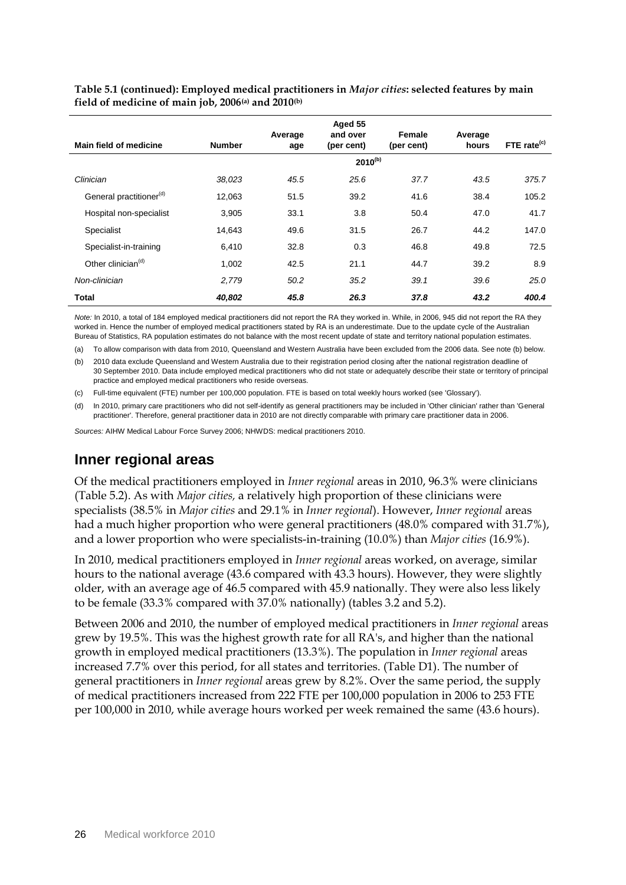**Table 5.1 (continued): Employed medical practitioners in *Major cities*: selected features by main field of medicine of main job, 2006[(a)] and 2010[(b)]**

| Main field of medicine | Number | Average age | Aged 55 and over (per cent) | Female (per cent) | Average hours | FTE rate[(c)] |
|---|---|---|---|---|---|---|
| | | | 2010[(b)] | | | |
| *Clinician* | *38,023* | *45.5* | *25.6* | *37.7* | *43.5* | *375.7* |
| General practitioner[(d)] | 12,063 | 51.5 | 39.2 | 41.6 | 38.4 | 105.2 |
| Hospital non-specialist | 3,905 | 33.1 | 3.8 | 50.4 | 47.0 | 41.7 |
| Specialist | 14,643 | 49.6 | 31.5 | 26.7 | 44.2 | 147.0 |
| Specialist-in-training | 6,410 | 32.8 | 0.3 | 46.8 | 49.8 | 72.5 |
| Other clinician[(d)] | 1,002 | 42.5 | 21.1 | 44.7 | 39.2 | 8.9 |
| *Non-clinician* | *2,779* | *50.2* | *35.2* | *39.1* | *39.6* | *25.0* |
| **Total** | ***40,802*** | ***45.8*** | ***26.3*** | ***37.8*** | ***43.2*** | ***400.4*** |

*Note:* In 2010, a total of 184 employed medical practitioners did not report the RA they worked in. While, in 2006, 945 did not report the RA they worked in. Hence the number of employed medical practitioners stated by RA is an underestimate. Due to the update cycle of the Australian Bureau of Statistics, RA population estimates do not balance with the most recent update of state and territory national population estimates.

(a) To allow comparison with data from 2010, Queensland and Western Australia have been excluded from the 2006 data. See note (b) below.

(b) 2010 data exclude Queensland and Western Australia due to their registration period closing after the national registration deadline of 30 September 2010. Data include employed medical practitioners who did not state or adequately describe their state or territory of principal practice and employed medical practitioners who reside overseas.

(c) Full-time equivalent (FTE) number per 100,000 population. FTE is based on total weekly hours worked (see 'Glossary').

(d) In 2010, primary care practitioners who did not self-identify as general practitioners may be included in 'Other clinician' rather than 'General practitioner'. Therefore, general practitioner data in 2010 are not directly comparable with primary care practitioner data in 2006.

*Sources:* AIHW Medical Labour Force Survey 2006; NHWDS: medical practitioners 2010.

## Inner regional areas

Of the medical practitioners employed in *Inner regional* areas in 2010, 96.3% were clinicians (Table 5.2). As with *Major cities,* a relatively high proportion of these clinicians were specialists (38.5% in *Major cities* and 29.1% in *Inner regional*). However, *Inner regional* areas had a much higher proportion who were general practitioners (48.0% compared with 31.7%), and a lower proportion who were specialists-in-training (10.0%) than *Major cities* (16.9%).

In 2010, medical practitioners employed in *Inner regional* areas worked, on average, similar hours to the national average (43.6 compared with 43.3 hours). However, they were slightly older, with an average age of 46.5 compared with 45.9 nationally. They were also less likely to be female (33.3% compared with 37.0% nationally) (tables 3.2 and 5.2).

Between 2006 and 2010, the number of employed medical practitioners in *Inner regional* areas grew by 19.5%. This was the highest growth rate for all RA's, and higher than the national growth in employed medical practitioners (13.3%). The population in *Inner regional* areas increased 7.7% over this period, for all states and territories. (Table D1). The number of general practitioners in *Inner regional* areas grew by 8.2%. Over the same period, the supply of medical practitioners increased from 222 FTE per 100,000 population in 2006 to 253 FTE per 100,000 in 2010, while average hours worked per week remained the same (43.6 hours).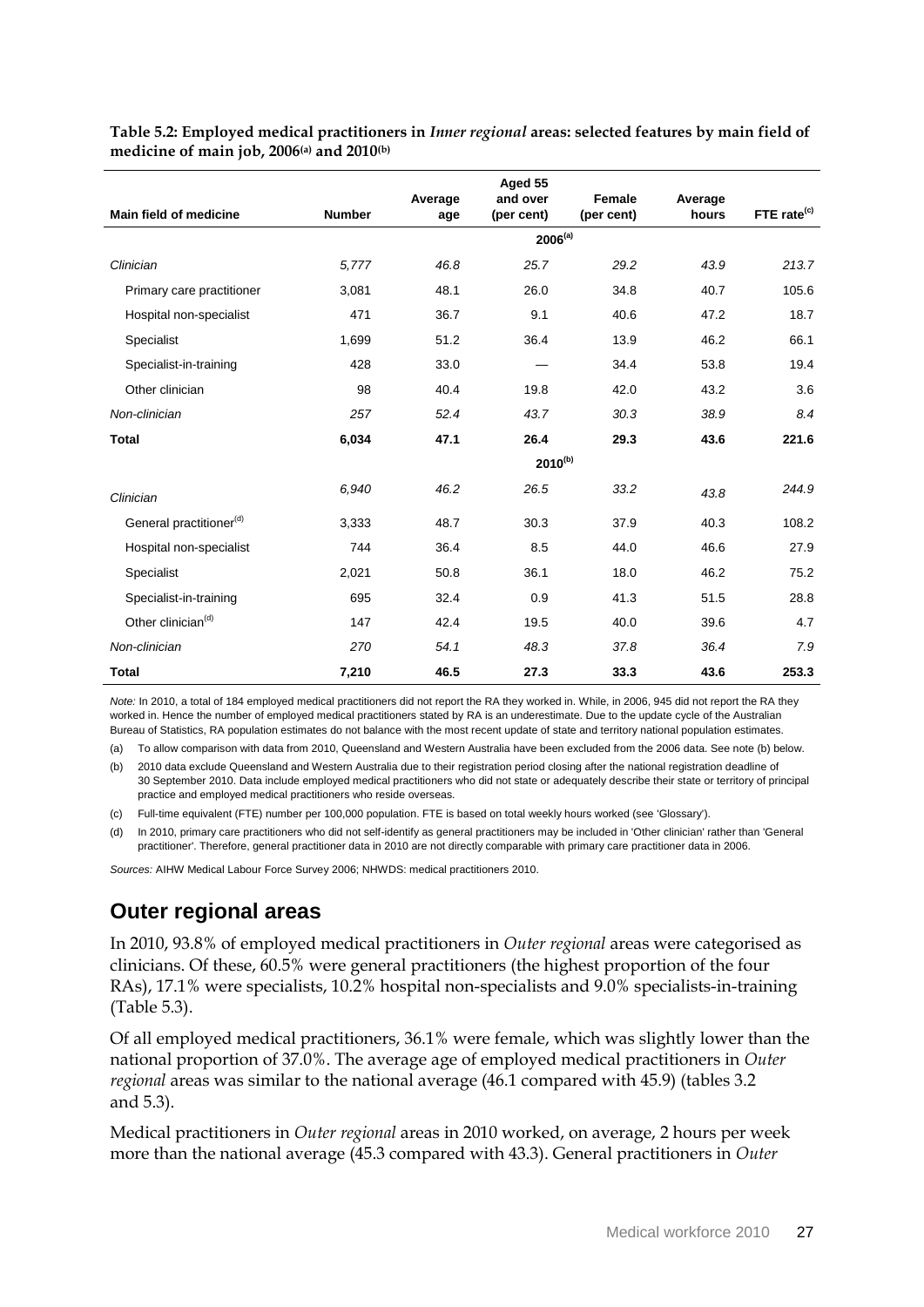**Table 5.2: Employed medical practitioners in *Inner regional* areas: selected features by main field of medicine of main job, 2006[(a)] and 2010[(b)]**

| Main field of medicine | Number | Average age | Aged 55 and over (per cent) | Female (per cent) | Average hours | FTE rate[(c)] |
|---|---|---|---|---|---|---|
| | | | 2006[(a)] | | | |
| *Clinician* | *5,777* | *46.8* | *25.7* | *29.2* | *43.9* | *213.7* |
| Primary care practitioner | 3,081 | 48.1 | 26.0 | 34.8 | 40.7 | 105.6 |
| Hospital non-specialist | 471 | 36.7 | 9.1 | 40.6 | 47.2 | 18.7 |
| Specialist | 1,699 | 51.2 | 36.4 | 13.9 | 46.2 | 66.1 |
| Specialist-in-training | 428 | 33.0 | — | 34.4 | 53.8 | 19.4 |
| Other clinician | 98 | 40.4 | 19.8 | 42.0 | 43.2 | 3.6 |
| *Non-clinician* | *257* | *52.4* | *43.7* | *30.3* | *38.9* | *8.4* |
| **Total** | **6,034** | **47.1** | **26.4** | **29.3** | **43.6** | **221.6** |
| | | | 2010[(b)] | | | |
| *Clinician* | *6,940* | *46.2* | *26.5* | *33.2* | *43.8* | *244.9* |
| General practitioner[(d)] | 3,333 | 48.7 | 30.3 | 37.9 | 40.3 | 108.2 |
| Hospital non-specialist | 744 | 36.4 | 8.5 | 44.0 | 46.6 | 27.9 |
| Specialist | 2,021 | 50.8 | 36.1 | 18.0 | 46.2 | 75.2 |
| Specialist-in-training | 695 | 32.4 | 0.9 | 41.3 | 51.5 | 28.8 |
| Other clinician[(d)] | 147 | 42.4 | 19.5 | 40.0 | 39.6 | 4.7 |
| *Non-clinician* | *270* | *54.1* | *48.3* | *37.8* | *36.4* | *7.9* |
| **Total** | **7,210** | **46.5** | **27.3** | **33.3** | **43.6** | **253.3** |

*Note:* In 2010, a total of 184 employed medical practitioners did not report the RA they worked in. While, in 2006, 945 did not report the RA they worked in. Hence the number of employed medical practitioners stated by RA is an underestimate. Due to the update cycle of the Australian Bureau of Statistics, RA population estimates do not balance with the most recent update of state and territory national population estimates.

(a) To allow comparison with data from 2010, Queensland and Western Australia have been excluded from the 2006 data. See note (b) below.

(b) 2010 data exclude Queensland and Western Australia due to their registration period closing after the national registration deadline of 30 September 2010. Data include employed medical practitioners who did not state or adequately describe their state or territory of principal practice and employed medical practitioners who reside overseas.

(c) Full-time equivalent (FTE) number per 100,000 population. FTE is based on total weekly hours worked (see 'Glossary').

(d) In 2010, primary care practitioners who did not self-identify as general practitioners may be included in 'Other clinician' rather than 'General practitioner'. Therefore, general practitioner data in 2010 are not directly comparable with primary care practitioner data in 2006.

*Sources:* AIHW Medical Labour Force Survey 2006; NHWDS: medical practitioners 2010.

## Outer regional areas

In 2010, 93.8% of employed medical practitioners in *Outer regional* areas were categorised as clinicians. Of these, 60.5% were general practitioners (the highest proportion of the four RAs), 17.1% were specialists, 10.2% hospital non-specialists and 9.0% specialists-in-training (Table 5.3).

Of all employed medical practitioners, 36.1% were female, which was slightly lower than the national proportion of 37.0%. The average age of employed medical practitioners in *Outer regional* areas was similar to the national average (46.1 compared with 45.9) (tables 3.2 and 5.3).

Medical practitioners in *Outer regional* areas in 2010 worked, on average, 2 hours per week more than the national average (45.3 compared with 43.3). General practitioners in *Outer*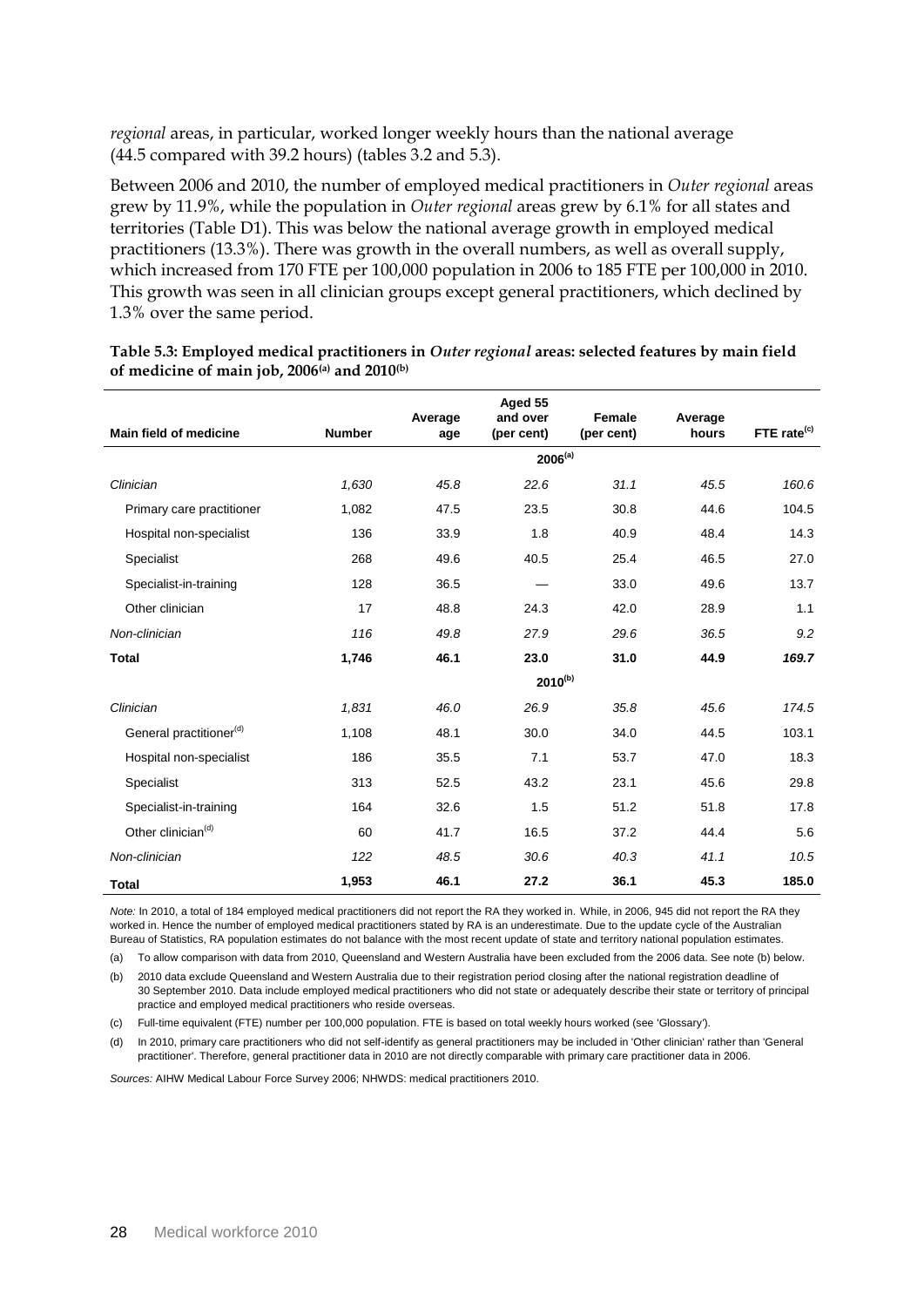*regional* areas, in particular, worked longer weekly hours than the national average (44.5 compared with 39.2 hours) (tables 3.2 and 5.3).

Between 2006 and 2010, the number of employed medical practitioners in *Outer regional* areas grew by 11.9%, while the population in *Outer regional* areas grew by 6.1% for all states and territories (Table D1). This was below the national average growth in employed medical practitioners (13.3%). There was growth in the overall numbers, as well as overall supply, which increased from 170 FTE per 100,000 population in 2006 to 185 FTE per 100,000 in 2010. This growth was seen in all clinician groups except general practitioners, which declined by 1.3% over the same period.

**Table 5.3: Employed medical practitioners in *Outer regional* areas: selected features by main field of medicine of main job, 2006[(a)] and 2010[(b)]**

| Main field of medicine | Number | Average age | Aged 55 and over (per cent) | Female (per cent) | Average hours | FTE rate[(c)] |
|---|---|---|---|---|---|---|
| | | | **2006[(a)]** | | | |
| *Clinician* | *1,630* | *45.8* | *22.6* | *31.1* | *45.5* | *160.6* |
| Primary care practitioner | 1,082 | 47.5 | 23.5 | 30.8 | 44.6 | 104.5 |
| Hospital non-specialist | 136 | 33.9 | 1.8 | 40.9 | 48.4 | 14.3 |
| Specialist | 268 | 49.6 | 40.5 | 25.4 | 46.5 | 27.0 |
| Specialist-in-training | 128 | 36.5 | — | 33.0 | 49.6 | 13.7 |
| Other clinician | 17 | 48.8 | 24.3 | 42.0 | 28.9 | 1.1 |
| *Non-clinician* | *116* | *49.8* | *27.9* | *29.6* | *36.5* | *9.2* |
| **Total** | **1,746** | **46.1** | **23.0** | **31.0** | **44.9** | ***169.7*** |
| | | | **2010[(b)]** | | | |
| *Clinician* | *1,831* | *46.0* | *26.9* | *35.8* | *45.6* | *174.5* |
| General practitioner[(d)] | 1,108 | 48.1 | 30.0 | 34.0 | 44.5 | 103.1 |
| Hospital non-specialist | 186 | 35.5 | 7.1 | 53.7 | 47.0 | 18.3 |
| Specialist | 313 | 52.5 | 43.2 | 23.1 | 45.6 | 29.8 |
| Specialist-in-training | 164 | 32.6 | 1.5 | 51.2 | 51.8 | 17.8 |
| Other clinician[(d)] | 60 | 41.7 | 16.5 | 37.2 | 44.4 | 5.6 |
| *Non-clinician* | *122* | *48.5* | *30.6* | *40.3* | *41.1* | *10.5* |
| **Total** | **1,953** | **46.1** | **27.2** | **36.1** | **45.3** | **185.0** |

*Note:* In 2010, a total of 184 employed medical practitioners did not report the RA they worked in. While, in 2006, 945 did not report the RA they worked in. Hence the number of employed medical practitioners stated by RA is an underestimate. Due to the update cycle of the Australian Bureau of Statistics, RA population estimates do not balance with the most recent update of state and territory national population estimates.

(a) To allow comparison with data from 2010, Queensland and Western Australia have been excluded from the 2006 data. See note (b) below.

(b) 2010 data exclude Queensland and Western Australia due to their registration period closing after the national registration deadline of 30 September 2010. Data include employed medical practitioners who did not state or adequately describe their state or territory of principal practice and employed medical practitioners who reside overseas.

(c) Full-time equivalent (FTE) number per 100,000 population. FTE is based on total weekly hours worked (see 'Glossary').

(d) In 2010, primary care practitioners who did not self-identify as general practitioners may be included in 'Other clinician' rather than 'General practitioner'. Therefore, general practitioner data in 2010 are not directly comparable with primary care practitioner data in 2006.

*Sources:* AIHW Medical Labour Force Survey 2006; NHWDS: medical practitioners 2010.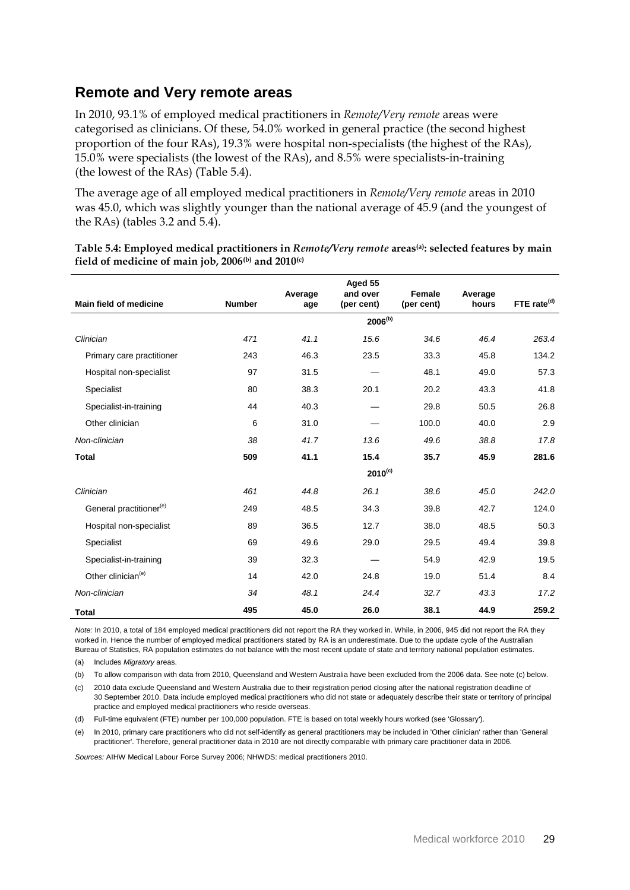## Remote and Very remote areas

In 2010, 93.1% of employed medical practitioners in *Remote/Very remote* areas were categorised as clinicians. Of these, 54.0% worked in general practice (the second highest proportion of the four RAs), 19.3% were hospital non-specialists (the highest of the RAs), 15.0% were specialists (the lowest of the RAs), and 8.5% were specialists-in-training (the lowest of the RAs) (Table 5.4).

The average age of all employed medical practitioners in *Remote/Very remote* areas in 2010 was 45.0, which was slightly younger than the national average of 45.9 (and the youngest of the RAs) (tables 3.2 and 5.4).

**Table 5.4: Employed medical practitioners in *Remote/Very remote* areas[(a)]: selected features by main field of medicine of main job, 2006[(b)] and 2010[(c)]**

| Main field of medicine | Number | Average age | Aged 55 and over (per cent) | Female (per cent) | Average hours | FTE rate[(d)] |
|---|---|---|---|---|---|---|
| | | | **2006[(b)]** | | | |
| *Clinician* | *471* | *41.1* | *15.6* | *34.6* | *46.4* | *263.4* |
| Primary care practitioner | 243 | 46.3 | 23.5 | 33.3 | 45.8 | 134.2 |
| Hospital non-specialist | 97 | 31.5 | — | 48.1 | 49.0 | 57.3 |
| Specialist | 80 | 38.3 | 20.1 | 20.2 | 43.3 | 41.8 |
| Specialist-in-training | 44 | 40.3 | — | 29.8 | 50.5 | 26.8 |
| Other clinician | 6 | 31.0 | — | 100.0 | 40.0 | 2.9 |
| *Non-clinician* | *38* | *41.7* | *13.6* | *49.6* | *38.8* | *17.8* |
| **Total** | **509** | **41.1** | **15.4** | **35.7** | **45.9** | **281.6** |
| | | | **2010[(c)]** | | | |
| *Clinician* | *461* | *44.8* | *26.1* | *38.6* | *45.0* | *242.0* |
| General practitioner[(e)] | 249 | 48.5 | 34.3 | 39.8 | 42.7 | 124.0 |
| Hospital non-specialist | 89 | 36.5 | 12.7 | 38.0 | 48.5 | 50.3 |
| Specialist | 69 | 49.6 | 29.0 | 29.5 | 49.4 | 39.8 |
| Specialist-in-training | 39 | 32.3 | — | 54.9 | 42.9 | 19.5 |
| Other clinician[(e)] | 14 | 42.0 | 24.8 | 19.0 | 51.4 | 8.4 |
| *Non-clinician* | *34* | *48.1* | *24.4* | *32.7* | *43.3* | *17.2* |
| **Total** | **495** | **45.0** | **26.0** | **38.1** | **44.9** | **259.2** |

*Note:* In 2010, a total of 184 employed medical practitioners did not report the RA they worked in. While, in 2006, 945 did not report the RA they worked in. Hence the number of employed medical practitioners stated by RA is an underestimate. Due to the update cycle of the Australian Bureau of Statistics, RA population estimates do not balance with the most recent update of state and territory national population estimates.

(a) Includes *Migratory* areas.

(b) To allow comparison with data from 2010, Queensland and Western Australia have been excluded from the 2006 data. See note (c) below.

(c) 2010 data exclude Queensland and Western Australia due to their registration period closing after the national registration deadline of 30 September 2010. Data include employed medical practitioners who did not state or adequately describe their state or territory of principal practice and employed medical practitioners who reside overseas.

(d) Full-time equivalent (FTE) number per 100,000 population. FTE is based on total weekly hours worked (see 'Glossary').

(e) In 2010, primary care practitioners who did not self-identify as general practitioners may be included in 'Other clinician' rather than 'General practitioner'. Therefore, general practitioner data in 2010 are not directly comparable with primary care practitioner data in 2006.

*Sources:* AIHW Medical Labour Force Survey 2006; NHWDS: medical practitioners 2010.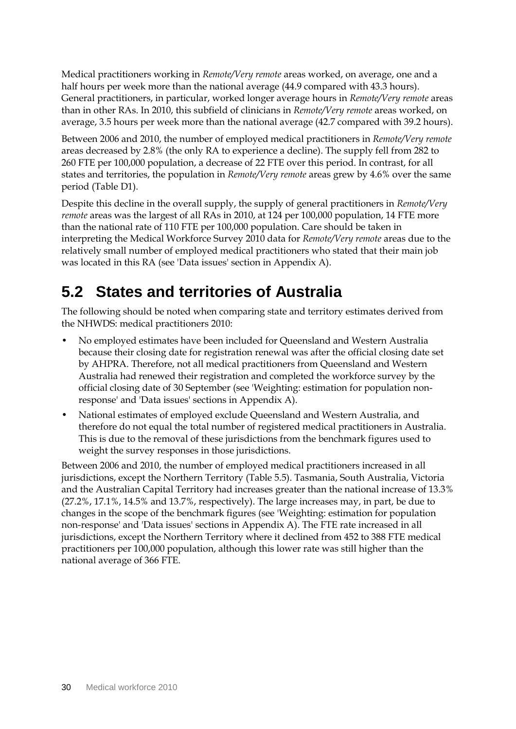Medical practitioners working in *Remote/Very remote* areas worked, on average, one and a half hours per week more than the national average (44.9 compared with 43.3 hours). General practitioners, in particular, worked longer average hours in *Remote/Very remote* areas than in other RAs. In 2010, this subfield of clinicians in *Remote/Very remote* areas worked, on average, 3.5 hours per week more than the national average (42.7 compared with 39.2 hours).

Between 2006 and 2010, the number of employed medical practitioners in *Remote/Very remote* areas decreased by 2.8% (the only RA to experience a decline). The supply fell from 282 to 260 FTE per 100,000 population, a decrease of 22 FTE over this period. In contrast, for all states and territories, the population in *Remote/Very remote* areas grew by 4.6% over the same period (Table D1).

Despite this decline in the overall supply, the supply of general practitioners in *Remote/Very remote* areas was the largest of all RAs in 2010, at 124 per 100,000 population, 14 FTE more than the national rate of 110 FTE per 100,000 population. Care should be taken in interpreting the Medical Workforce Survey 2010 data for *Remote/Very remote* areas due to the relatively small number of employed medical practitioners who stated that their main job was located in this RA (see 'Data issues' section in Appendix A).

## 5.2 States and territories of Australia

The following should be noted when comparing state and territory estimates derived from the NHWDS: medical practitioners 2010:

- No employed estimates have been included for Queensland and Western Australia because their closing date for registration renewal was after the official closing date set by AHPRA. Therefore, not all medical practitioners from Queensland and Western Australia had renewed their registration and completed the workforce survey by the official closing date of 30 September (see 'Weighting: estimation for population non-response' and 'Data issues' sections in Appendix A).
- National estimates of employed exclude Queensland and Western Australia, and therefore do not equal the total number of registered medical practitioners in Australia. This is due to the removal of these jurisdictions from the benchmark figures used to weight the survey responses in those jurisdictions.

Between 2006 and 2010, the number of employed medical practitioners increased in all jurisdictions, except the Northern Territory (Table 5.5). Tasmania, South Australia, Victoria and the Australian Capital Territory had increases greater than the national increase of 13.3% (27.2%, 17.1%, 14.5% and 13.7%, respectively). The large increases may, in part, be due to changes in the scope of the benchmark figures (see 'Weighting: estimation for population non-response' and 'Data issues' sections in Appendix A). The FTE rate increased in all jurisdictions, except the Northern Territory where it declined from 452 to 388 FTE medical practitioners per 100,000 population, although this lower rate was still higher than the national average of 366 FTE.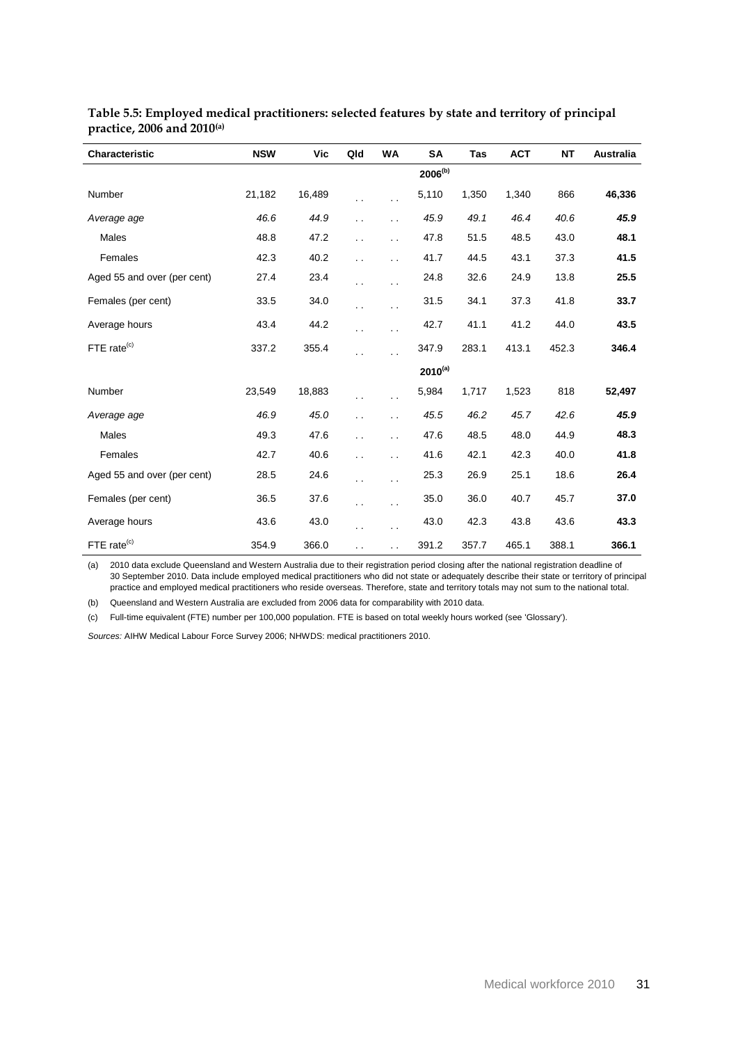**Table 5.5: Employed medical practitioners: selected features by state and territory of principal practice, 2006 and 2010[(a)]**

| Characteristic | NSW | Vic | Qld | WA | SA | Tas | ACT | NT | Australia |
|---|---|---|---|---|---|---|---|---|---|
| | | | | | **2006[(b)]** | | | | |
| Number | 21,182 | 16,489 | . . | . . | 5,110 | 1,350 | 1,340 | 866 | **46,336** |
| *Average age* | *46.6* | *44.9* | . . | . . | *45.9* | *49.1* | *46.4* | *40.6* | ***45.9*** |
| Males | 48.8 | 47.2 | . . | . . | 47.8 | 51.5 | 48.5 | 43.0 | **48.1** |
| Females | 42.3 | 40.2 | . . | . . | 41.7 | 44.5 | 43.1 | 37.3 | **41.5** |
| Aged 55 and over (per cent) | 27.4 | 23.4 | . . | . . | 24.8 | 32.6 | 24.9 | 13.8 | **25.5** |
| Females (per cent) | 33.5 | 34.0 | . . | . . | 31.5 | 34.1 | 37.3 | 41.8 | **33.7** |
| Average hours | 43.4 | 44.2 | . . | . . | 42.7 | 41.1 | 41.2 | 44.0 | **43.5** |
| FTE rate[(c)] | 337.2 | 355.4 | . . | . . | 347.9 | 283.1 | 413.1 | 452.3 | **346.4** |
| | | | | | **2010[(a)]** | | | | |
| Number | 23,549 | 18,883 | . . | . . | 5,984 | 1,717 | 1,523 | 818 | **52,497** |
| *Average age* | *46.9* | *45.0* | . . | . . | *45.5* | *46.2* | *45.7* | *42.6* | ***45.9*** |
| Males | 49.3 | 47.6 | . . | . . | 47.6 | 48.5 | 48.0 | 44.9 | **48.3** |
| Females | 42.7 | 40.6 | . . | . . | 41.6 | 42.1 | 42.3 | 40.0 | **41.8** |
| Aged 55 and over (per cent) | 28.5 | 24.6 | . . | . . | 25.3 | 26.9 | 25.1 | 18.6 | **26.4** |
| Females (per cent) | 36.5 | 37.6 | . . | . . | 35.0 | 36.0 | 40.7 | 45.7 | **37.0** |
| Average hours | 43.6 | 43.0 | . . | . . | 43.0 | 42.3 | 43.8 | 43.6 | **43.3** |
| FTE rate[(c)] | 354.9 | 366.0 | . . | . . | 391.2 | 357.7 | 465.1 | 388.1 | **366.1** |

(a) 2010 data exclude Queensland and Western Australia due to their registration period closing after the national registration deadline of 30 September 2010. Data include employed medical practitioners who did not state or adequately describe their state or territory of principal practice and employed medical practitioners who reside overseas. Therefore, state and territory totals may not sum to the national total.

(b) Queensland and Western Australia are excluded from 2006 data for comparability with 2010 data.

(c) Full-time equivalent (FTE) number per 100,000 population. FTE is based on total weekly hours worked (see 'Glossary').

*Sources:* AIHW Medical Labour Force Survey 2006; NHWDS: medical practitioners 2010.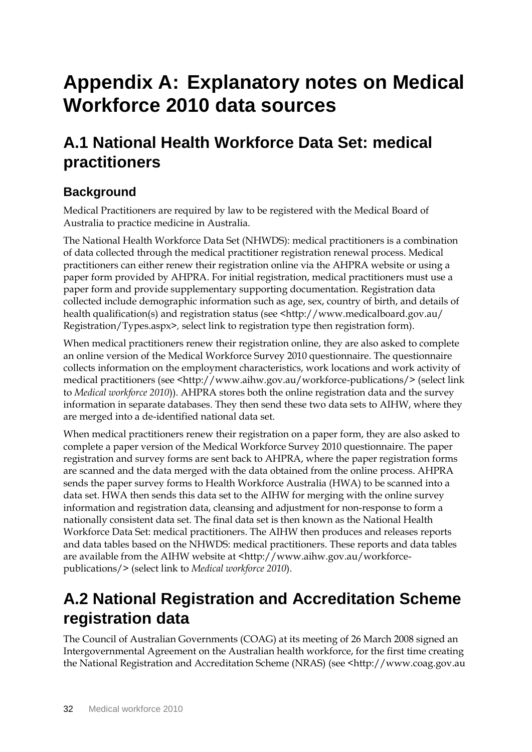# Appendix A: Explanatory notes on Medical Workforce 2010 data sources

## A.1 National Health Workforce Data Set: medical practitioners

### Background

Medical Practitioners are required by law to be registered with the Medical Board of Australia to practice medicine in Australia.

The National Health Workforce Data Set (NHWDS): medical practitioners is a combination of data collected through the medical practitioner registration renewal process. Medical practitioners can either renew their registration online via the AHPRA website or using a paper form provided by AHPRA. For initial registration, medical practitioners must use a paper form and provide supplementary supporting documentation. Registration data collected include demographic information such as age, sex, country of birth, and details of health qualification(s) and registration status (see <http://www.medicalboard.gov.au/Registration/Types.aspx>, select link to registration type then registration form).

When medical practitioners renew their registration online, they are also asked to complete an online version of the Medical Workforce Survey 2010 questionnaire. The questionnaire collects information on the employment characteristics, work locations and work activity of medical practitioners (see <http://www.aihw.gov.au/workforce-publications/> (select link to *Medical workforce 2010*)). AHPRA stores both the online registration data and the survey information in separate databases. They then send these two data sets to AIHW, where they are merged into a de-identified national data set.

When medical practitioners renew their registration on a paper form, they are also asked to complete a paper version of the Medical Workforce Survey 2010 questionnaire. The paper registration and survey forms are sent back to AHPRA, where the paper registration forms are scanned and the data merged with the data obtained from the online process. AHPRA sends the paper survey forms to Health Workforce Australia (HWA) to be scanned into a data set. HWA then sends this data set to the AIHW for merging with the online survey information and registration data, cleansing and adjustment for non-response to form a nationally consistent data set. The final data set is then known as the National Health Workforce Data Set: medical practitioners. The AIHW then produces and releases reports and data tables based on the NHWDS: medical practitioners. These reports and data tables are available from the AIHW website at <http://www.aihw.gov.au/workforce-publications/> (select link to *Medical workforce 2010*).

## A.2 National Registration and Accreditation Scheme registration data

The Council of Australian Governments (COAG) at its meeting of 26 March 2008 signed an Intergovernmental Agreement on the Australian health workforce, for the first time creating the National Registration and Accreditation Scheme (NRAS) (see <http://www.coag.gov.au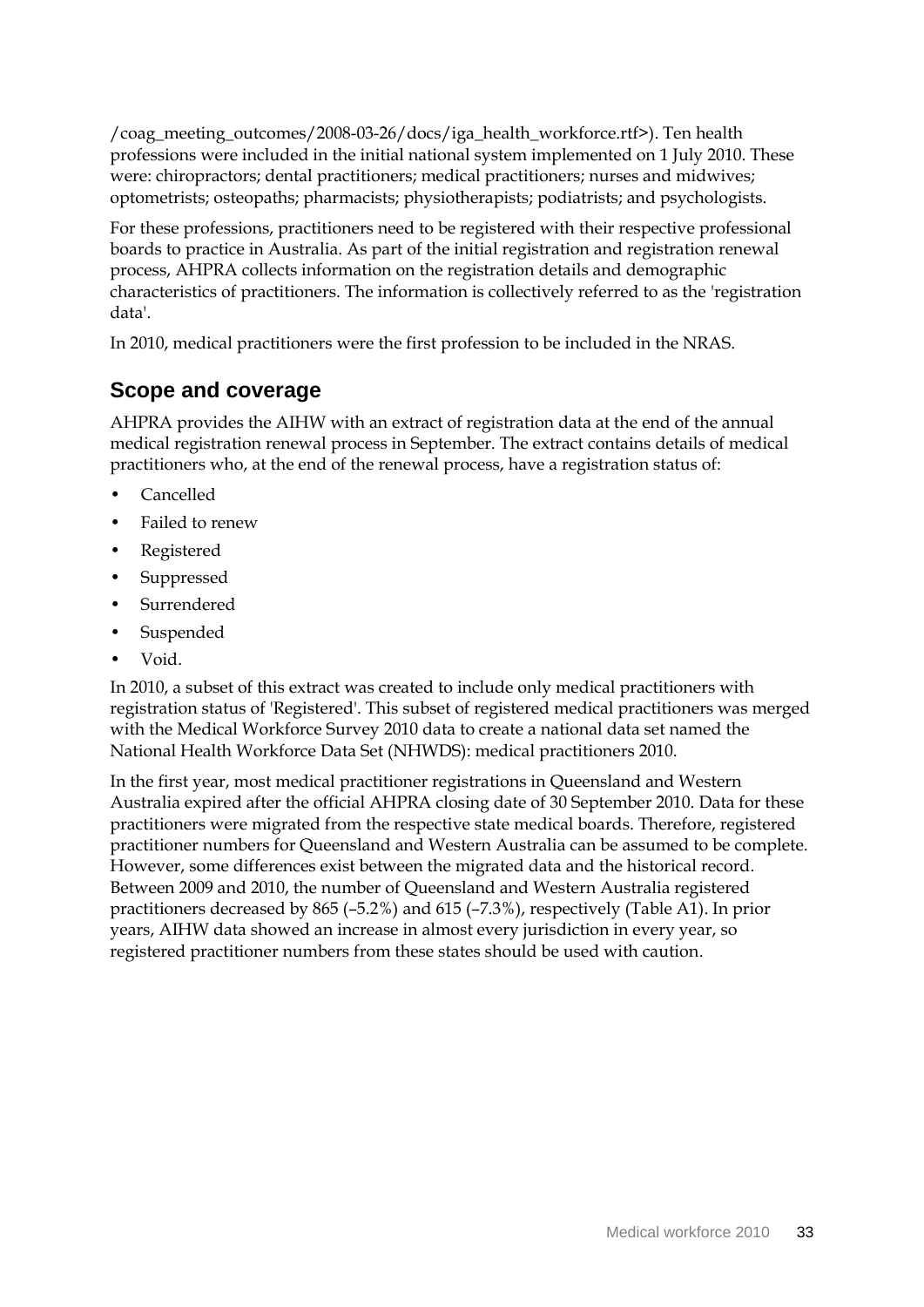/coag_meeting_outcomes/2008-03-26/docs/iga_health_workforce.rtf>). Ten health professions were included in the initial national system implemented on 1 July 2010. These were: chiropractors; dental practitioners; medical practitioners; nurses and midwives; optometrists; osteopaths; pharmacists; physiotherapists; podiatrists; and psychologists.

For these professions, practitioners need to be registered with their respective professional boards to practice in Australia. As part of the initial registration and registration renewal process, AHPRA collects information on the registration details and demographic characteristics of practitioners. The information is collectively referred to as the 'registration data'.

In 2010, medical practitioners were the first profession to be included in the NRAS.

## Scope and coverage

AHPRA provides the AIHW with an extract of registration data at the end of the annual medical registration renewal process in September. The extract contains details of medical practitioners who, at the end of the renewal process, have a registration status of:

- Cancelled
- Failed to renew
- Registered
- Suppressed
- Surrendered
- Suspended
- Void.

In 2010, a subset of this extract was created to include only medical practitioners with registration status of 'Registered'. This subset of registered medical practitioners was merged with the Medical Workforce Survey 2010 data to create a national data set named the National Health Workforce Data Set (NHWDS): medical practitioners 2010.

In the first year, most medical practitioner registrations in Queensland and Western Australia expired after the official AHPRA closing date of 30 September 2010. Data for these practitioners were migrated from the respective state medical boards. Therefore, registered practitioner numbers for Queensland and Western Australia can be assumed to be complete. However, some differences exist between the migrated data and the historical record. Between 2009 and 2010, the number of Queensland and Western Australia registered practitioners decreased by 865 (–5.2%) and 615 (–7.3%), respectively (Table A1). In prior years, AIHW data showed an increase in almost every jurisdiction in every year, so registered practitioner numbers from these states should be used with caution.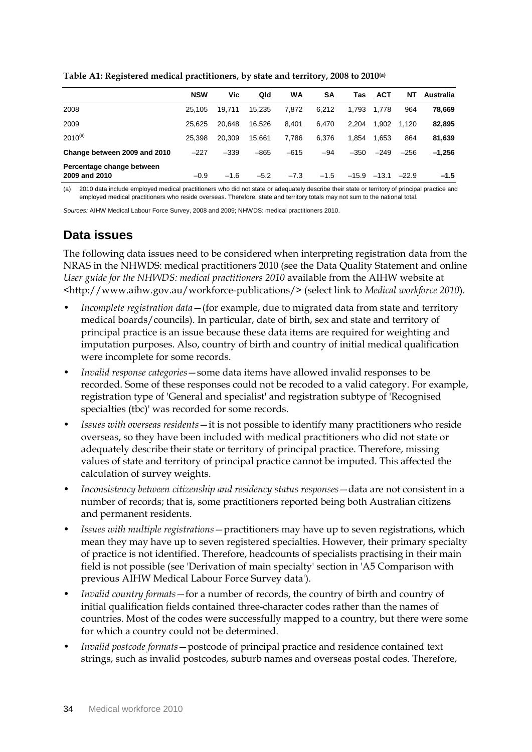**Table A1: Registered medical practitioners, by state and territory, 2008 to 2010[(a)]**

| | NSW | Vic | Qld | WA | SA | Tas | ACT | NT | Australia |
|---|---|---|---|---|---|---|---|---|---|
| 2008 | 25,105 | 19,711 | 15,235 | 7,872 | 6,212 | 1,793 | 1,778 | 964 | **78,669** |
| 2009 | 25,625 | 20,648 | 16,526 | 8,401 | 6,470 | 2,204 | 1,902 | 1,120 | **82,895** |
| 2010[(a)] | 25,398 | 20,309 | 15,661 | 7,786 | 6,376 | 1,854 | 1,653 | 864 | **81,639** |
| **Change between 2009 and 2010** | −227 | −339 | −865 | −615 | −94 | −350 | −249 | −256 | **−1,256** |
| **Percentage change between 2009 and 2010** | −0.9 | −1.6 | −5.2 | −7.3 | −1.5 | −15.9 | −13.1 | −22.9 | **−1.5** |

(a) 2010 data include employed medical practitioners who did not state or adequately describe their state or territory of principal practice and employed medical practitioners who reside overseas. Therefore, state and territory totals may not sum to the national total.

*Sources:* AIHW Medical Labour Force Survey, 2008 and 2009; NHWDS: medical practitioners 2010.

## Data issues

The following data issues need to be considered when interpreting registration data from the NRAS in the NHWDS: medical practitioners 2010 (see the Data Quality Statement and online *User guide for the NHWDS: medical practitioners 2010* available from the AIHW website at <http://www.aihw.gov.au/workforce-publications/> (select link to *Medical workforce 2010*).

- *Incomplete registration data*—(for example, due to migrated data from state and territory medical boards/councils). In particular, date of birth, sex and state and territory of principal practice is an issue because these data items are required for weighting and imputation purposes. Also, country of birth and country of initial medical qualification were incomplete for some records.
- *Invalid response categories*—some data items have allowed invalid responses to be recorded. Some of these responses could not be recoded to a valid category. For example, registration type of 'General and specialist' and registration subtype of 'Recognised specialties (tbc)' was recorded for some records.
- *Issues with overseas residents*—it is not possible to identify many practitioners who reside overseas, so they have been included with medical practitioners who did not state or adequately describe their state or territory of principal practice. Therefore, missing values of state and territory of principal practice cannot be imputed. This affected the calculation of survey weights.
- *Inconsistency between citizenship and residency status responses*—data are not consistent in a number of records; that is, some practitioners reported being both Australian citizens and permanent residents.
- *Issues with multiple registrations*—practitioners may have up to seven registrations, which mean they may have up to seven registered specialties. However, their primary specialty of practice is not identified. Therefore, headcounts of specialists practising in their main field is not possible (see 'Derivation of main specialty' section in 'A5 Comparison with previous AIHW Medical Labour Force Survey data').
- *Invalid country formats*—for a number of records, the country of birth and country of initial qualification fields contained three-character codes rather than the names of countries. Most of the codes were successfully mapped to a country, but there were some for which a country could not be determined.
- *Invalid postcode formats*—postcode of principal practice and residence contained text strings, such as invalid postcodes, suburb names and overseas postal codes. Therefore,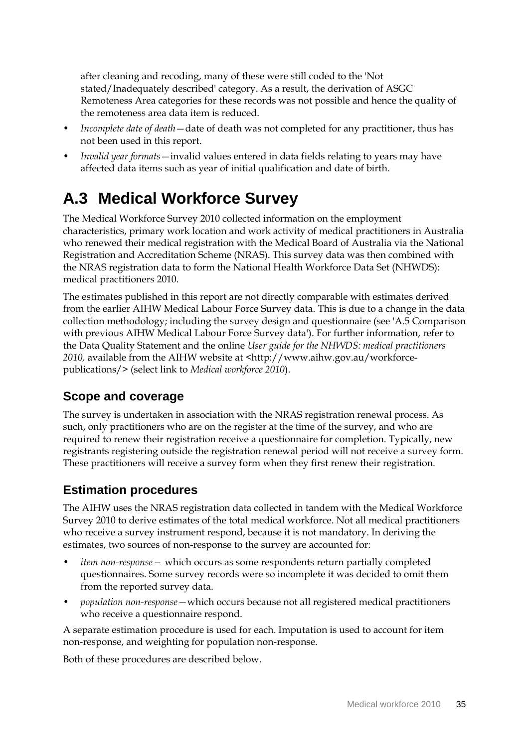after cleaning and recoding, many of these were still coded to the 'Not stated/Inadequately described' category. As a result, the derivation of ASGC Remoteness Area categories for these records was not possible and hence the quality of the remoteness area data item is reduced.

- *Incomplete date of death*—date of death was not completed for any practitioner, thus has not been used in this report.
- *Invalid year formats*—invalid values entered in data fields relating to years may have affected data items such as year of initial qualification and date of birth.

# A.3 Medical Workforce Survey

The Medical Workforce Survey 2010 collected information on the employment characteristics, primary work location and work activity of medical practitioners in Australia who renewed their medical registration with the Medical Board of Australia via the National Registration and Accreditation Scheme (NRAS). This survey data was then combined with the NRAS registration data to form the National Health Workforce Data Set (NHWDS): medical practitioners 2010.

The estimates published in this report are not directly comparable with estimates derived from the earlier AIHW Medical Labour Force Survey data. This is due to a change in the data collection methodology; including the survey design and questionnaire (see 'A.5 Comparison with previous AIHW Medical Labour Force Survey data'). For further information, refer to the Data Quality Statement and the online *User guide for the NHWDS: medical practitioners 2010,* available from the AIHW website at <http://www.aihw.gov.au/workforce-publications/> (select link to *Medical workforce 2010*).

## Scope and coverage

The survey is undertaken in association with the NRAS registration renewal process. As such, only practitioners who are on the register at the time of the survey, and who are required to renew their registration receive a questionnaire for completion. Typically, new registrants registering outside the registration renewal period will not receive a survey form. These practitioners will receive a survey form when they first renew their registration.

## Estimation procedures

The AIHW uses the NRAS registration data collected in tandem with the Medical Workforce Survey 2010 to derive estimates of the total medical workforce. Not all medical practitioners who receive a survey instrument respond, because it is not mandatory. In deriving the estimates, two sources of non-response to the survey are accounted for:

- *item non-response*— which occurs as some respondents return partially completed questionnaires. Some survey records were so incomplete it was decided to omit them from the reported survey data.
- *population non-response*—which occurs because not all registered medical practitioners who receive a questionnaire respond.

A separate estimation procedure is used for each. Imputation is used to account for item non-response, and weighting for population non-response.

Both of these procedures are described below.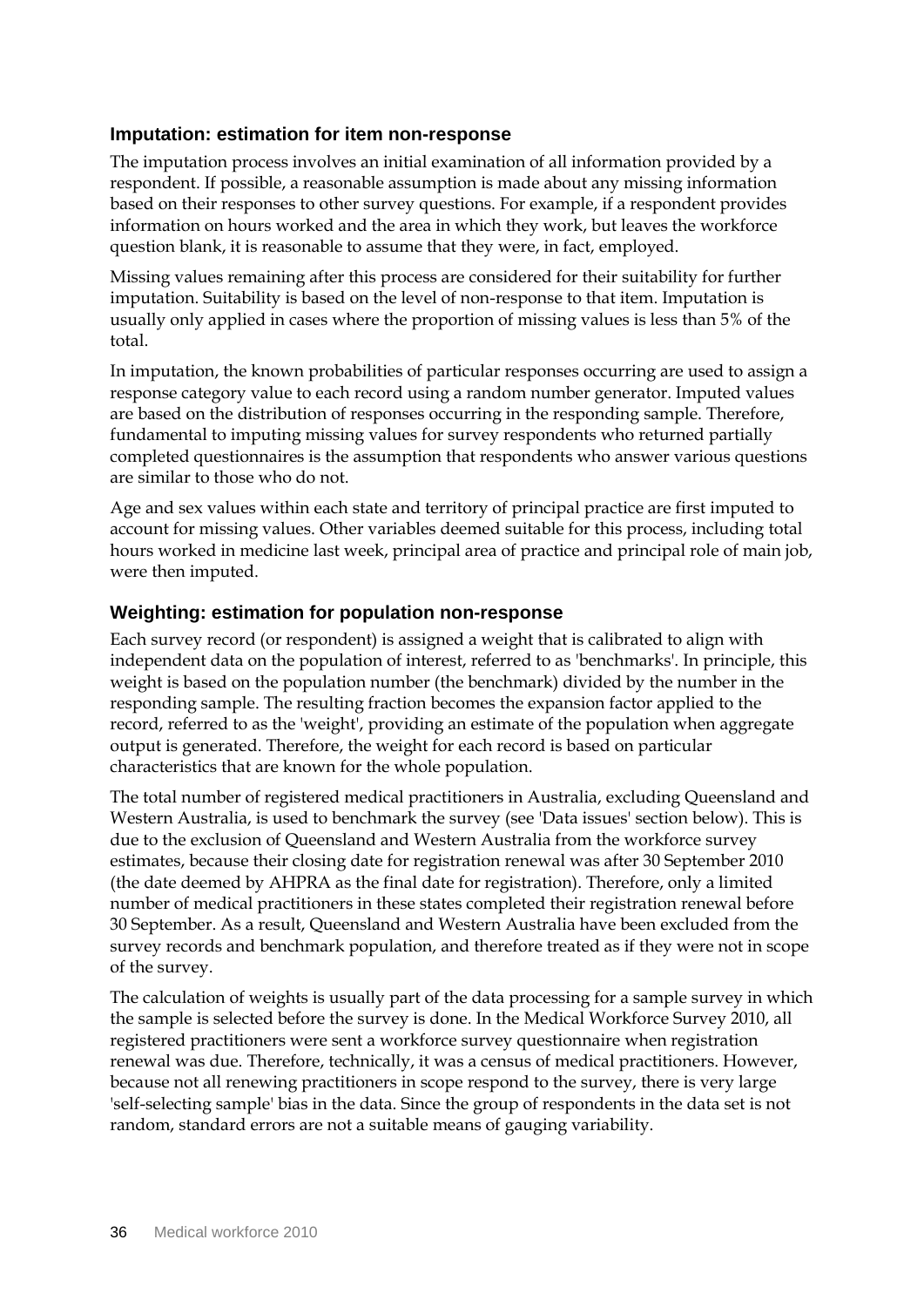### Imputation: estimation for item non-response

The imputation process involves an initial examination of all information provided by a respondent. If possible, a reasonable assumption is made about any missing information based on their responses to other survey questions. For example, if a respondent provides information on hours worked and the area in which they work, but leaves the workforce question blank, it is reasonable to assume that they were, in fact, employed.

Missing values remaining after this process are considered for their suitability for further imputation. Suitability is based on the level of non-response to that item. Imputation is usually only applied in cases where the proportion of missing values is less than 5% of the total.

In imputation, the known probabilities of particular responses occurring are used to assign a response category value to each record using a random number generator. Imputed values are based on the distribution of responses occurring in the responding sample. Therefore, fundamental to imputing missing values for survey respondents who returned partially completed questionnaires is the assumption that respondents who answer various questions are similar to those who do not.

Age and sex values within each state and territory of principal practice are first imputed to account for missing values. Other variables deemed suitable for this process, including total hours worked in medicine last week, principal area of practice and principal role of main job, were then imputed.

### Weighting: estimation for population non-response

Each survey record (or respondent) is assigned a weight that is calibrated to align with independent data on the population of interest, referred to as 'benchmarks'. In principle, this weight is based on the population number (the benchmark) divided by the number in the responding sample. The resulting fraction becomes the expansion factor applied to the record, referred to as the 'weight', providing an estimate of the population when aggregate output is generated. Therefore, the weight for each record is based on particular characteristics that are known for the whole population.

The total number of registered medical practitioners in Australia, excluding Queensland and Western Australia, is used to benchmark the survey (see 'Data issues' section below). This is due to the exclusion of Queensland and Western Australia from the workforce survey estimates, because their closing date for registration renewal was after 30 September 2010 (the date deemed by AHPRA as the final date for registration). Therefore, only a limited number of medical practitioners in these states completed their registration renewal before 30 September. As a result, Queensland and Western Australia have been excluded from the survey records and benchmark population, and therefore treated as if they were not in scope of the survey.

The calculation of weights is usually part of the data processing for a sample survey in which the sample is selected before the survey is done. In the Medical Workforce Survey 2010, all registered practitioners were sent a workforce survey questionnaire when registration renewal was due. Therefore, technically, it was a census of medical practitioners. However, because not all renewing practitioners in scope respond to the survey, there is very large 'self-selecting sample' bias in the data. Since the group of respondents in the data set is not random, standard errors are not a suitable means of gauging variability.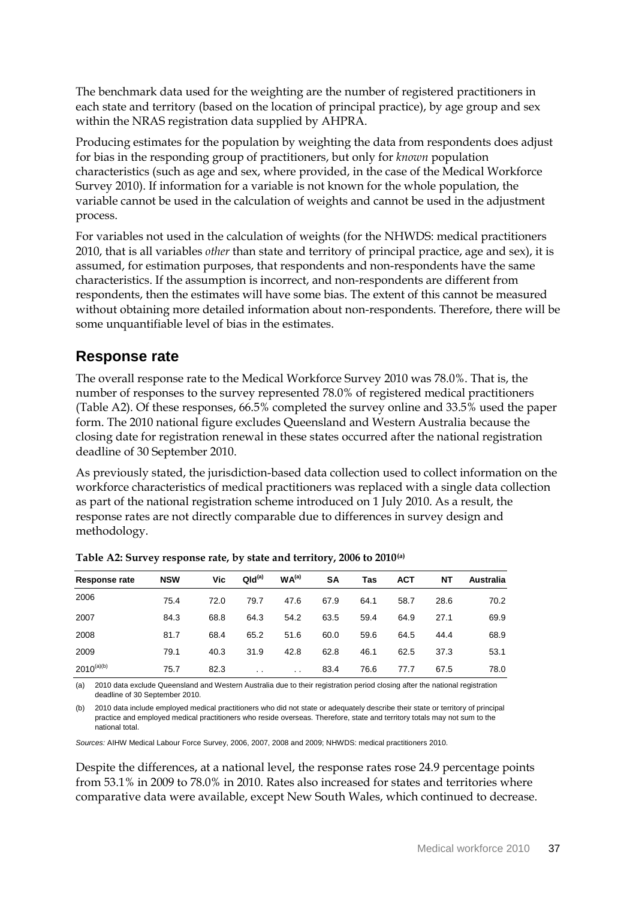The benchmark data used for the weighting are the number of registered practitioners in each state and territory (based on the location of principal practice), by age group and sex within the NRAS registration data supplied by AHPRA.

Producing estimates for the population by weighting the data from respondents does adjust for bias in the responding group of practitioners, but only for *known* population characteristics (such as age and sex, where provided, in the case of the Medical Workforce Survey 2010). If information for a variable is not known for the whole population, the variable cannot be used in the calculation of weights and cannot be used in the adjustment process.

For variables not used in the calculation of weights (for the NHWDS: medical practitioners 2010, that is all variables *other* than state and territory of principal practice, age and sex), it is assumed, for estimation purposes, that respondents and non-respondents have the same characteristics. If the assumption is incorrect, and non-respondents are different from respondents, then the estimates will have some bias. The extent of this cannot be measured without obtaining more detailed information about non-respondents. Therefore, there will be some unquantifiable level of bias in the estimates.

## Response rate

The overall response rate to the Medical Workforce Survey 2010 was 78.0%. That is, the number of responses to the survey represented 78.0% of registered medical practitioners (Table A2). Of these responses, 66.5% completed the survey online and 33.5% used the paper form. The 2010 national figure excludes Queensland and Western Australia because the closing date for registration renewal in these states occurred after the national registration deadline of 30 September 2010.

As previously stated, the jurisdiction-based data collection used to collect information on the workforce characteristics of medical practitioners was replaced with a single data collection as part of the national registration scheme introduced on 1 July 2010. As a result, the response rates are not directly comparable due to differences in survey design and methodology.

**Table A2: Survey response rate, by state and territory, 2006 to 2010[(a)]**

| Response rate | NSW | Vic | Qld[(a)] | WA[(a)] | SA | Tas | ACT | NT | Australia |
|---|---|---|---|---|---|---|---|---|---|
| 2006 | 75.4 | 72.0 | 79.7 | 47.6 | 67.9 | 64.1 | 58.7 | 28.6 | 70.2 |
| 2007 | 84.3 | 68.8 | 64.3 | 54.2 | 63.5 | 59.4 | 64.9 | 27.1 | 69.9 |
| 2008 | 81.7 | 68.4 | 65.2 | 51.6 | 60.0 | 59.6 | 64.5 | 44.4 | 68.9 |
| 2009 | 79.1 | 40.3 | 31.9 | 42.8 | 62.8 | 46.1 | 62.5 | 37.3 | 53.1 |
| 2010[(a)(b)] | 75.7 | 82.3 | . . | . . | 83.4 | 76.6 | 77.7 | 67.5 | 78.0 |

(a) 2010 data exclude Queensland and Western Australia due to their registration period closing after the national registration deadline of 30 September 2010.

(b) 2010 data include employed medical practitioners who did not state or adequately describe their state or territory of principal practice and employed medical practitioners who reside overseas. Therefore, state and territory totals may not sum to the national total.

*Sources:* AIHW Medical Labour Force Survey, 2006, 2007, 2008 and 2009; NHWDS: medical practitioners 2010.

Despite the differences, at a national level, the response rates rose 24.9 percentage points from 53.1% in 2009 to 78.0% in 2010. Rates also increased for states and territories where comparative data were available, except New South Wales, which continued to decrease.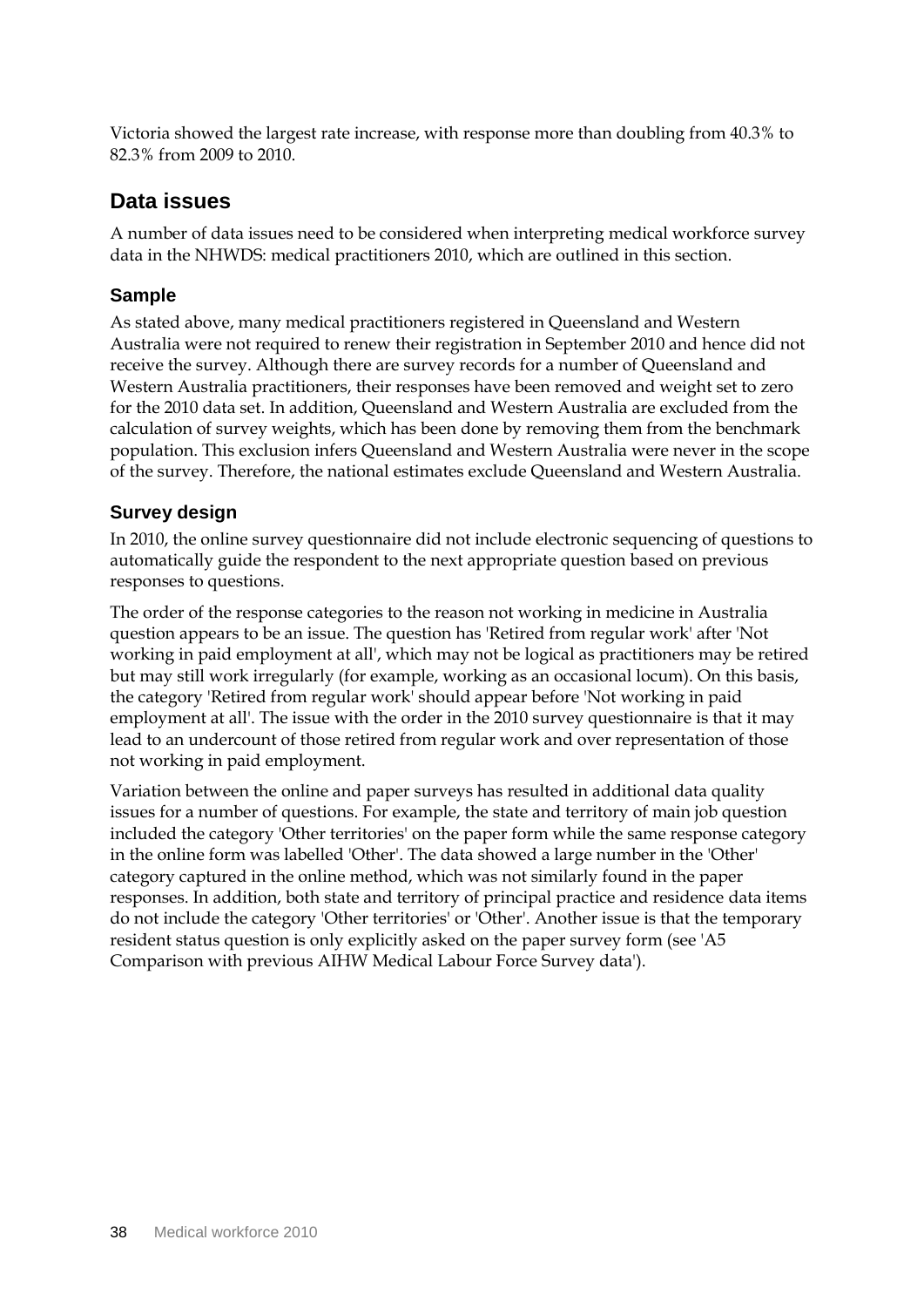Victoria showed the largest rate increase, with response more than doubling from 40.3% to 82.3% from 2009 to 2010.

## Data issues

A number of data issues need to be considered when interpreting medical workforce survey data in the NHWDS: medical practitioners 2010, which are outlined in this section.

### Sample

As stated above, many medical practitioners registered in Queensland and Western Australia were not required to renew their registration in September 2010 and hence did not receive the survey. Although there are survey records for a number of Queensland and Western Australia practitioners, their responses have been removed and weight set to zero for the 2010 data set. In addition, Queensland and Western Australia are excluded from the calculation of survey weights, which has been done by removing them from the benchmark population. This exclusion infers Queensland and Western Australia were never in the scope of the survey. Therefore, the national estimates exclude Queensland and Western Australia.

### Survey design

In 2010, the online survey questionnaire did not include electronic sequencing of questions to automatically guide the respondent to the next appropriate question based on previous responses to questions.

The order of the response categories to the reason not working in medicine in Australia question appears to be an issue. The question has 'Retired from regular work' after 'Not working in paid employment at all', which may not be logical as practitioners may be retired but may still work irregularly (for example, working as an occasional locum). On this basis, the category 'Retired from regular work' should appear before 'Not working in paid employment at all'. The issue with the order in the 2010 survey questionnaire is that it may lead to an undercount of those retired from regular work and over representation of those not working in paid employment.

Variation between the online and paper surveys has resulted in additional data quality issues for a number of questions. For example, the state and territory of main job question included the category 'Other territories' on the paper form while the same response category in the online form was labelled 'Other'. The data showed a large number in the 'Other' category captured in the online method, which was not similarly found in the paper responses. In addition, both state and territory of principal practice and residence data items do not include the category 'Other territories' or 'Other'. Another issue is that the temporary resident status question is only explicitly asked on the paper survey form (see 'A5 Comparison with previous AIHW Medical Labour Force Survey data').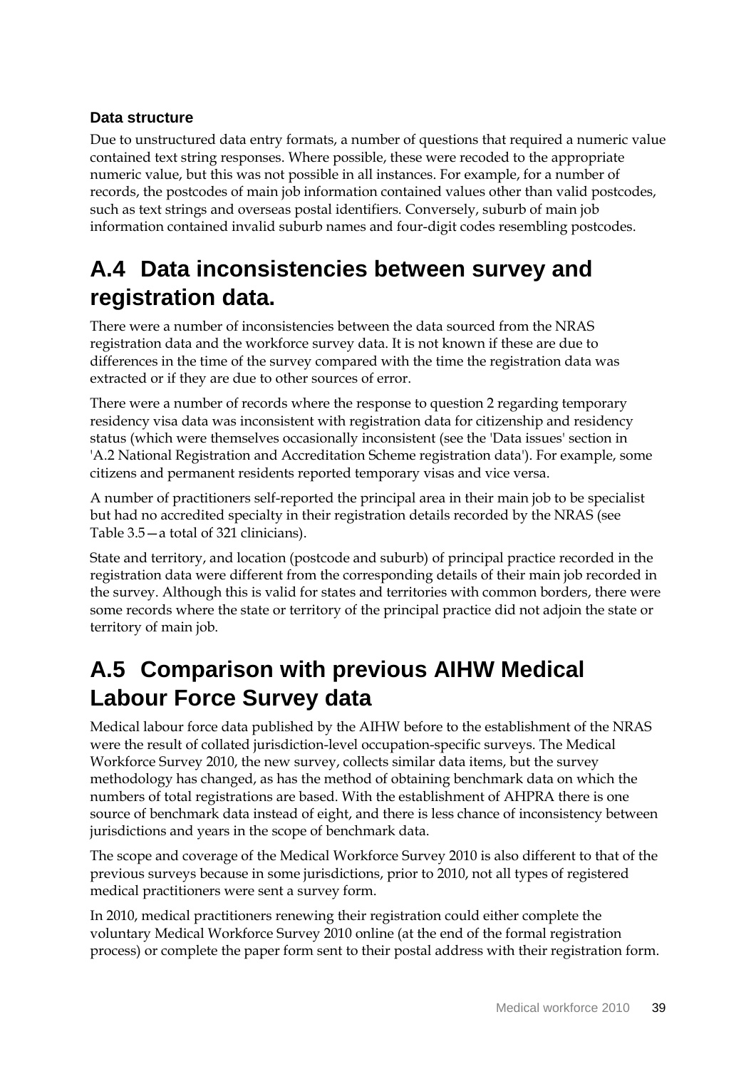### Data structure

Due to unstructured data entry formats, a number of questions that required a numeric value contained text string responses. Where possible, these were recoded to the appropriate numeric value, but this was not possible in all instances. For example, for a number of records, the postcodes of main job information contained values other than valid postcodes, such as text strings and overseas postal identifiers. Conversely, suburb of main job information contained invalid suburb names and four-digit codes resembling postcodes.

## A.4 Data inconsistencies between survey and registration data.

There were a number of inconsistencies between the data sourced from the NRAS registration data and the workforce survey data. It is not known if these are due to differences in the time of the survey compared with the time the registration data was extracted or if they are due to other sources of error.

There were a number of records where the response to question 2 regarding temporary residency visa data was inconsistent with registration data for citizenship and residency status (which were themselves occasionally inconsistent (see the 'Data issues' section in 'A.2 National Registration and Accreditation Scheme registration data'). For example, some citizens and permanent residents reported temporary visas and vice versa.

A number of practitioners self-reported the principal area in their main job to be specialist but had no accredited specialty in their registration details recorded by the NRAS (see Table 3.5—a total of 321 clinicians).

State and territory, and location (postcode and suburb) of principal practice recorded in the registration data were different from the corresponding details of their main job recorded in the survey. Although this is valid for states and territories with common borders, there were some records where the state or territory of the principal practice did not adjoin the state or territory of main job.

## A.5 Comparison with previous AIHW Medical Labour Force Survey data

Medical labour force data published by the AIHW before to the establishment of the NRAS were the result of collated jurisdiction-level occupation-specific surveys. The Medical Workforce Survey 2010, the new survey, collects similar data items, but the survey methodology has changed, as has the method of obtaining benchmark data on which the numbers of total registrations are based. With the establishment of AHPRA there is one source of benchmark data instead of eight, and there is less chance of inconsistency between jurisdictions and years in the scope of benchmark data.

The scope and coverage of the Medical Workforce Survey 2010 is also different to that of the previous surveys because in some jurisdictions, prior to 2010, not all types of registered medical practitioners were sent a survey form.

In 2010, medical practitioners renewing their registration could either complete the voluntary Medical Workforce Survey 2010 online (at the end of the formal registration process) or complete the paper form sent to their postal address with their registration form.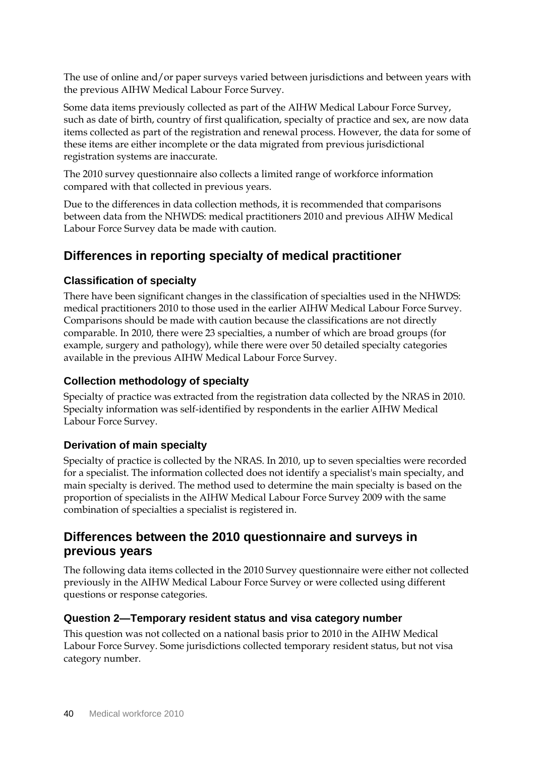The use of online and/or paper surveys varied between jurisdictions and between years with the previous AIHW Medical Labour Force Survey.

Some data items previously collected as part of the AIHW Medical Labour Force Survey, such as date of birth, country of first qualification, specialty of practice and sex, are now data items collected as part of the registration and renewal process. However, the data for some of these items are either incomplete or the data migrated from previous jurisdictional registration systems are inaccurate.

The 2010 survey questionnaire also collects a limited range of workforce information compared with that collected in previous years.

Due to the differences in data collection methods, it is recommended that comparisons between data from the NHWDS: medical practitioners 2010 and previous AIHW Medical Labour Force Survey data be made with caution.

## Differences in reporting specialty of medical practitioner

### Classification of specialty

There have been significant changes in the classification of specialties used in the NHWDS: medical practitioners 2010 to those used in the earlier AIHW Medical Labour Force Survey. Comparisons should be made with caution because the classifications are not directly comparable. In 2010, there were 23 specialties, a number of which are broad groups (for example, surgery and pathology), while there were over 50 detailed specialty categories available in the previous AIHW Medical Labour Force Survey.

### Collection methodology of specialty

Specialty of practice was extracted from the registration data collected by the NRAS in 2010. Specialty information was self-identified by respondents in the earlier AIHW Medical Labour Force Survey.

### Derivation of main specialty

Specialty of practice is collected by the NRAS. In 2010, up to seven specialties were recorded for a specialist. The information collected does not identify a specialist's main specialty, and main specialty is derived. The method used to determine the main specialty is based on the proportion of specialists in the AIHW Medical Labour Force Survey 2009 with the same combination of specialties a specialist is registered in.

## Differences between the 2010 questionnaire and surveys in previous years

The following data items collected in the 2010 Survey questionnaire were either not collected previously in the AIHW Medical Labour Force Survey or were collected using different questions or response categories.

### Question 2—Temporary resident status and visa category number

This question was not collected on a national basis prior to 2010 in the AIHW Medical Labour Force Survey. Some jurisdictions collected temporary resident status, but not visa category number.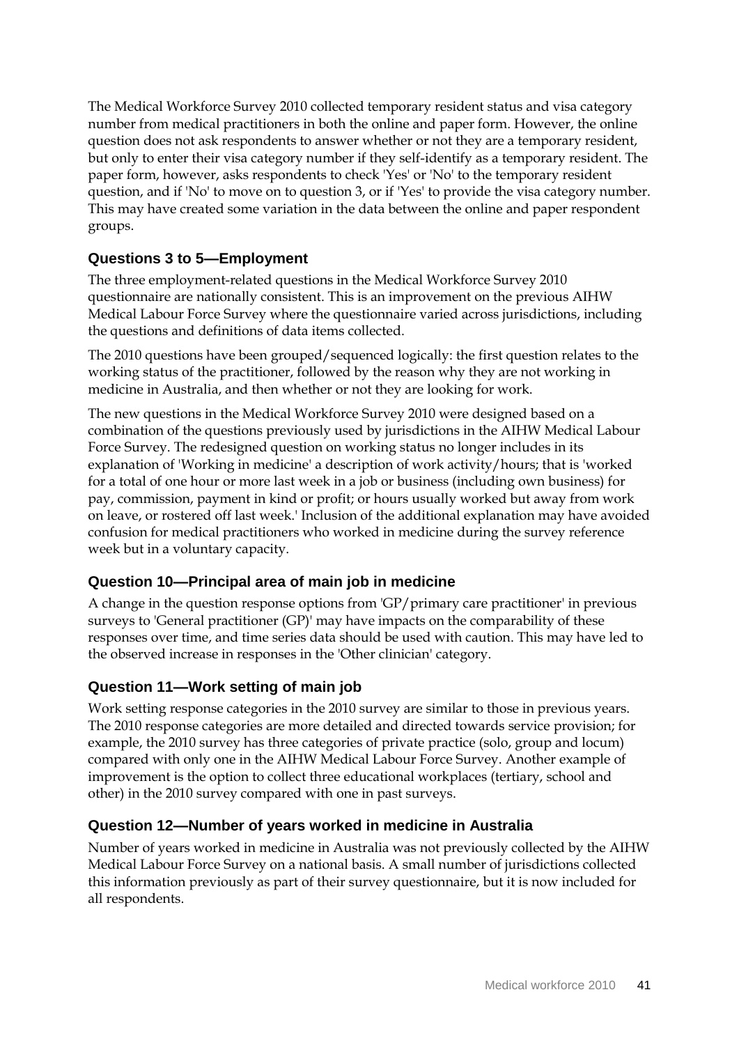The Medical Workforce Survey 2010 collected temporary resident status and visa category number from medical practitioners in both the online and paper form. However, the online question does not ask respondents to answer whether or not they are a temporary resident, but only to enter their visa category number if they self-identify as a temporary resident. The paper form, however, asks respondents to check 'Yes' or 'No' to the temporary resident question, and if 'No' to move on to question 3, or if 'Yes' to provide the visa category number. This may have created some variation in the data between the online and paper respondent groups.

### Questions 3 to 5—Employment

The three employment-related questions in the Medical Workforce Survey 2010 questionnaire are nationally consistent. This is an improvement on the previous AIHW Medical Labour Force Survey where the questionnaire varied across jurisdictions, including the questions and definitions of data items collected.

The 2010 questions have been grouped/sequenced logically: the first question relates to the working status of the practitioner, followed by the reason why they are not working in medicine in Australia, and then whether or not they are looking for work.

The new questions in the Medical Workforce Survey 2010 were designed based on a combination of the questions previously used by jurisdictions in the AIHW Medical Labour Force Survey. The redesigned question on working status no longer includes in its explanation of 'Working in medicine' a description of work activity/hours; that is 'worked for a total of one hour or more last week in a job or business (including own business) for pay, commission, payment in kind or profit; or hours usually worked but away from work on leave, or rostered off last week.' Inclusion of the additional explanation may have avoided confusion for medical practitioners who worked in medicine during the survey reference week but in a voluntary capacity.

### Question 10—Principal area of main job in medicine

A change in the question response options from 'GP/primary care practitioner' in previous surveys to 'General practitioner (GP)' may have impacts on the comparability of these responses over time, and time series data should be used with caution. This may have led to the observed increase in responses in the 'Other clinician' category.

### Question 11—Work setting of main job

Work setting response categories in the 2010 survey are similar to those in previous years. The 2010 response categories are more detailed and directed towards service provision; for example, the 2010 survey has three categories of private practice (solo, group and locum) compared with only one in the AIHW Medical Labour Force Survey. Another example of improvement is the option to collect three educational workplaces (tertiary, school and other) in the 2010 survey compared with one in past surveys.

### Question 12—Number of years worked in medicine in Australia

Number of years worked in medicine in Australia was not previously collected by the AIHW Medical Labour Force Survey on a national basis. A small number of jurisdictions collected this information previously as part of their survey questionnaire, but it is now included for all respondents.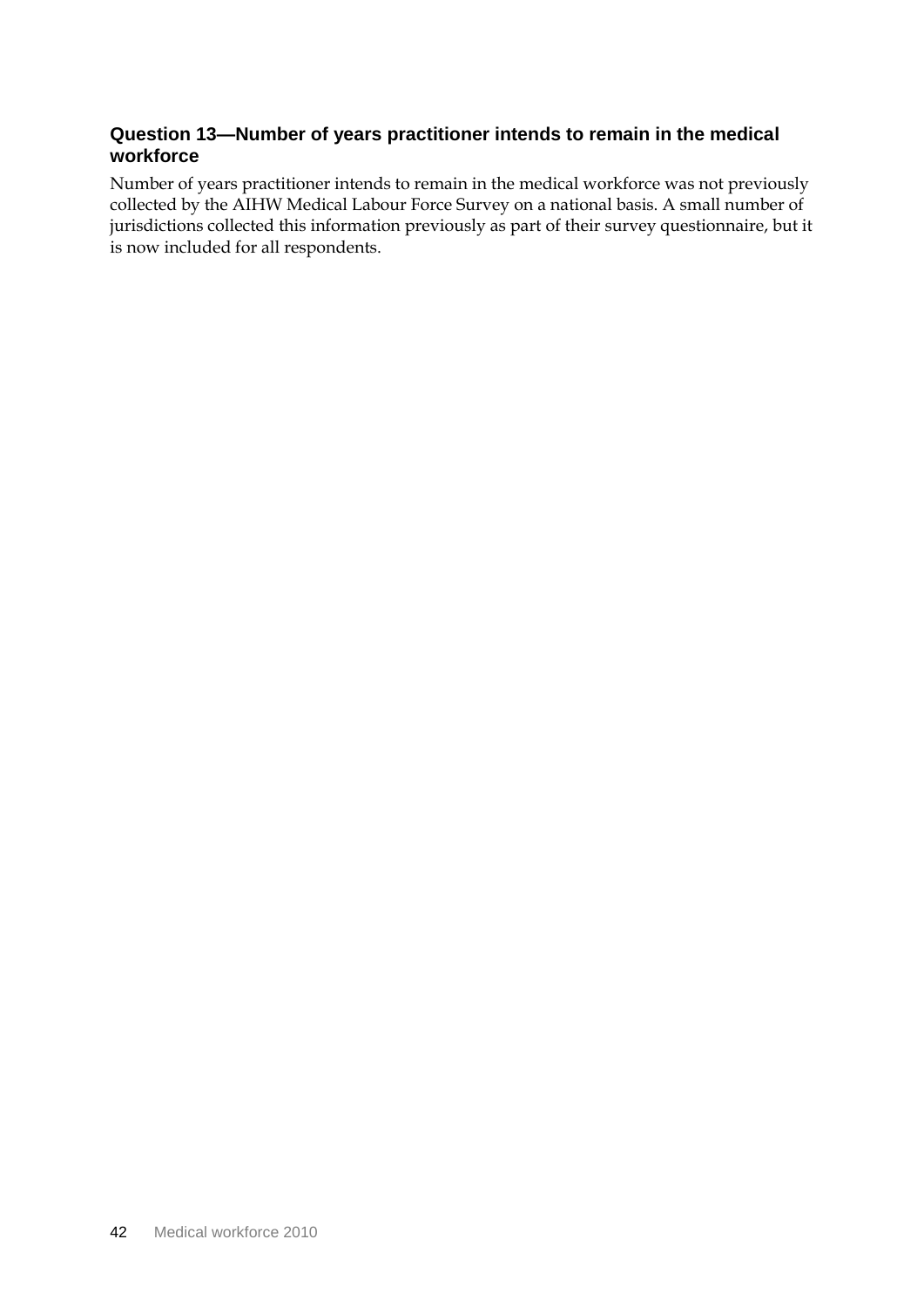### Question 13—Number of years practitioner intends to remain in the medical workforce

Number of years practitioner intends to remain in the medical workforce was not previously collected by the AIHW Medical Labour Force Survey on a national basis. A small number of jurisdictions collected this information previously as part of their survey questionnaire, but it is now included for all respondents.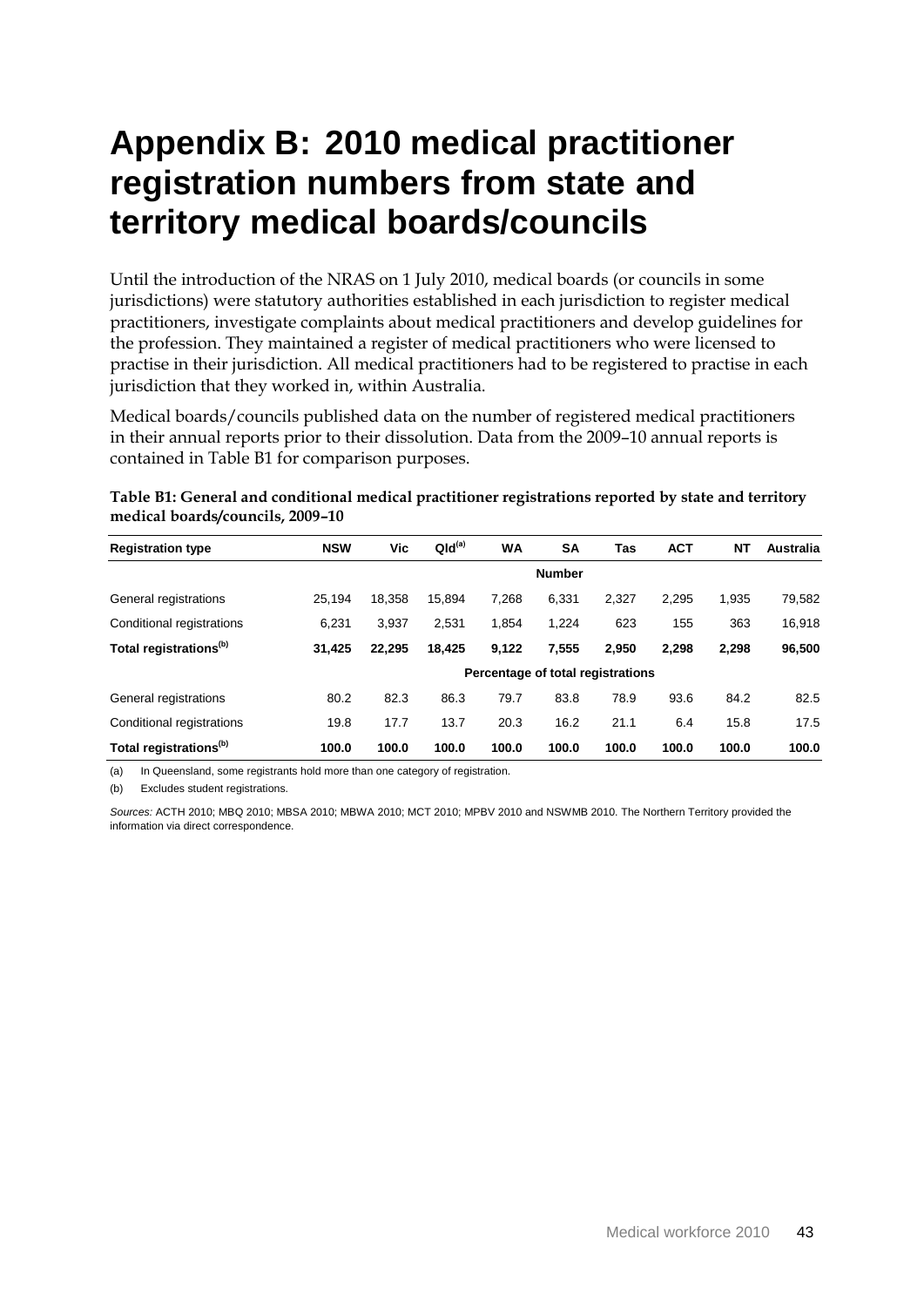# Appendix B: 2010 medical practitioner registration numbers from state and territory medical boards/councils

Until the introduction of the NRAS on 1 July 2010, medical boards (or councils in some jurisdictions) were statutory authorities established in each jurisdiction to register medical practitioners, investigate complaints about medical practitioners and develop guidelines for the profession. They maintained a register of medical practitioners who were licensed to practise in their jurisdiction. All medical practitioners had to be registered to practise in each jurisdiction that they worked in, within Australia.

Medical boards/councils published data on the number of registered medical practitioners in their annual reports prior to their dissolution. Data from the 2009–10 annual reports is contained in Table B1 for comparison purposes.

**Table B1: General and conditional medical practitioner registrations reported by state and territory medical boards/councils, 2009–10**

| Registration type | NSW | Vic | Qld[(a)] | WA | SA | Tas | ACT | NT | Australia |
|---|---|---|---|---|---|---|---|---|---|
| | | | | | **Number** | | | | |
| General registrations | 25,194 | 18,358 | 15,894 | 7,268 | 6,331 | 2,327 | 2,295 | 1,935 | 79,582 |
| Conditional registrations | 6,231 | 3,937 | 2,531 | 1,854 | 1,224 | 623 | 155 | 363 | 16,918 |
| **Total registrations[(b)]** | **31,425** | **22,295** | **18,425** | **9,122** | **7,555** | **2,950** | **2,298** | **2,298** | **96,500** |
| | | | | | **Percentage of total registrations** | | | | |
| General registrations | 80.2 | 82.3 | 86.3 | 79.7 | 83.8 | 78.9 | 93.6 | 84.2 | 82.5 |
| Conditional registrations | 19.8 | 17.7 | 13.7 | 20.3 | 16.2 | 21.1 | 6.4 | 15.8 | 17.5 |
| **Total registrations[(b)]** | **100.0** | **100.0** | **100.0** | **100.0** | **100.0** | **100.0** | **100.0** | **100.0** | **100.0** |

(a) In Queensland, some registrants hold more than one category of registration.

(b) Excludes student registrations.

*Sources:* ACTH 2010; MBQ 2010; MBSA 2010; MBWA 2010; MCT 2010; MPBV 2010 and NSWMB 2010. The Northern Territory provided the information via direct correspondence.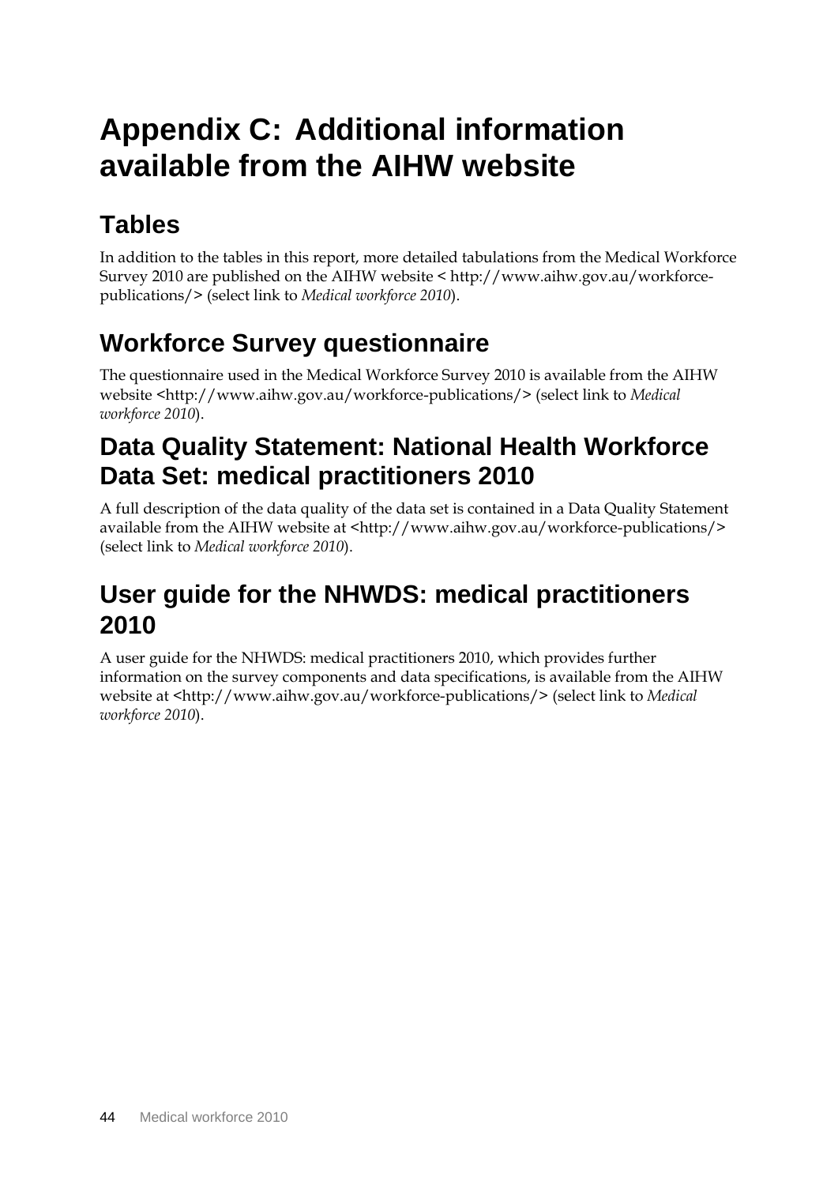# Appendix C: Additional information available from the AIHW website

## Tables

In addition to the tables in this report, more detailed tabulations from the Medical Workforce Survey 2010 are published on the AIHW website < http://www.aihw.gov.au/workforce-publications/> (select link to *Medical workforce 2010*).

## Workforce Survey questionnaire

The questionnaire used in the Medical Workforce Survey 2010 is available from the AIHW website <http://www.aihw.gov.au/workforce-publications/> (select link to *Medical workforce 2010*).

## Data Quality Statement: National Health Workforce Data Set: medical practitioners 2010

A full description of the data quality of the data set is contained in a Data Quality Statement available from the AIHW website at <http://www.aihw.gov.au/workforce-publications/> (select link to *Medical workforce 2010*).

## User guide for the NHWDS: medical practitioners 2010

A user guide for the NHWDS: medical practitioners 2010, which provides further information on the survey components and data specifications, is available from the AIHW website at <http://www.aihw.gov.au/workforce-publications/> (select link to *Medical workforce 2010*).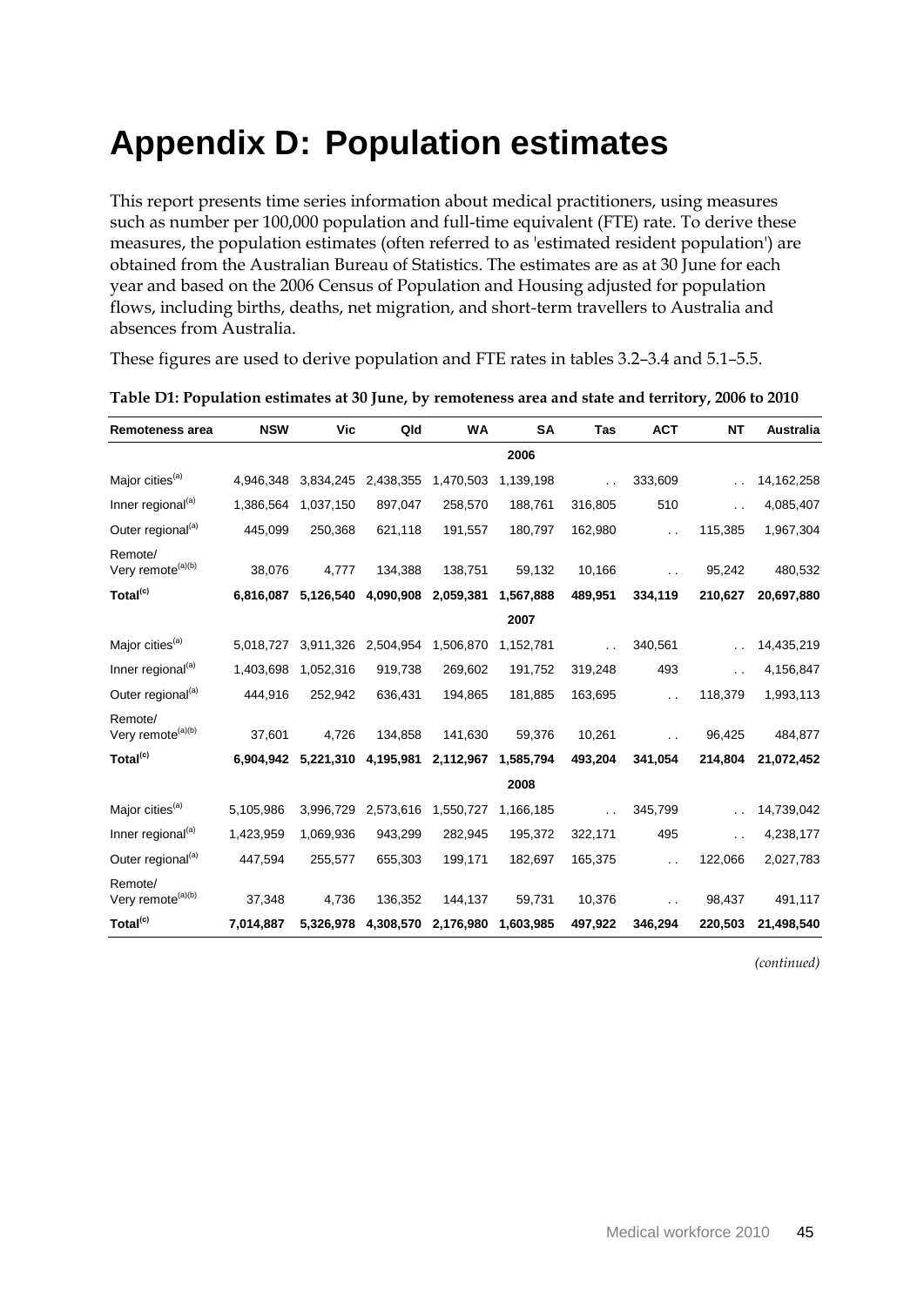# Appendix D: Population estimates

This report presents time series information about medical practitioners, using measures such as number per 100,000 population and full-time equivalent (FTE) rate. To derive these measures, the population estimates (often referred to as 'estimated resident population') are obtained from the Australian Bureau of Statistics. The estimates are as at 30 June for each year and based on the 2006 Census of Population and Housing adjusted for population flows, including births, deaths, net migration, and short-term travellers to Australia and absences from Australia.

These figures are used to derive population and FTE rates in tables 3.2–3.4 and 5.1–5.5.

**Table D1: Population estimates at 30 June, by remoteness area and state and territory, 2006 to 2010**

| Remoteness area | NSW | Vic | Qld | WA | SA | Tas | ACT | NT | Australia |
|---|---|---|---|---|---|---|---|---|---|
| | | | | | **2006** | | | | |
| Major cities[(a)] | 4,946,348 | 3,834,245 | 2,438,355 | 1,470,503 | 1,139,198 | . . | 333,609 | . . | 14,162,258 |
| Inner regional[(a)] | 1,386,564 | 1,037,150 | 897,047 | 258,570 | 188,761 | 316,805 | 510 | . . | 4,085,407 |
| Outer regional[(a)] | 445,099 | 250,368 | 621,118 | 191,557 | 180,797 | 162,980 | . . | 115,385 | 1,967,304 |
| Remote/ Very remote[(a)(b)] | 38,076 | 4,777 | 134,388 | 138,751 | 59,132 | 10,166 | . . | 95,242 | 480,532 |
| **Total[(c)]** | **6,816,087** | **5,126,540** | **4,090,908** | **2,059,381** | **1,567,888** | **489,951** | **334,119** | **210,627** | **20,697,880** |
| | | | | | **2007** | | | | |
| Major cities[(a)] | 5,018,727 | 3,911,326 | 2,504,954 | 1,506,870 | 1,152,781 | . . | 340,561 | . . | 14,435,219 |
| Inner regional[(a)] | 1,403,698 | 1,052,316 | 919,738 | 269,602 | 191,752 | 319,248 | 493 | . . | 4,156,847 |
| Outer regional[(a)] | 444,916 | 252,942 | 636,431 | 194,865 | 181,885 | 163,695 | . . | 118,379 | 1,993,113 |
| Remote/ Very remote[(a)(b)] | 37,601 | 4,726 | 134,858 | 141,630 | 59,376 | 10,261 | . . | 96,425 | 484,877 |
| **Total[(c)]** | **6,904,942** | **5,221,310** | **4,195,981** | **2,112,967** | **1,585,794** | **493,204** | **341,054** | **214,804** | **21,072,452** |
| | | | | | **2008** | | | | |
| Major cities[(a)] | 5,105,986 | 3,996,729 | 2,573,616 | 1,550,727 | 1,166,185 | . . | 345,799 | . . | 14,739,042 |
| Inner regional[(a)] | 1,423,959 | 1,069,936 | 943,299 | 282,945 | 195,372 | 322,171 | 495 | . . | 4,238,177 |
| Outer regional[(a)] | 447,594 | 255,577 | 655,303 | 199,171 | 182,697 | 165,375 | . . | 122,066 | 2,027,783 |
| Remote/ Very remote[(a)(b)] | 37,348 | 4,736 | 136,352 | 144,137 | 59,731 | 10,376 | . . | 98,437 | 491,117 |
| **Total[(c)]** | **7,014,887** | **5,326,978** | **4,308,570** | **2,176,980** | **1,603,985** | **497,922** | **346,294** | **220,503** | **21,498,540** |

*(continued)*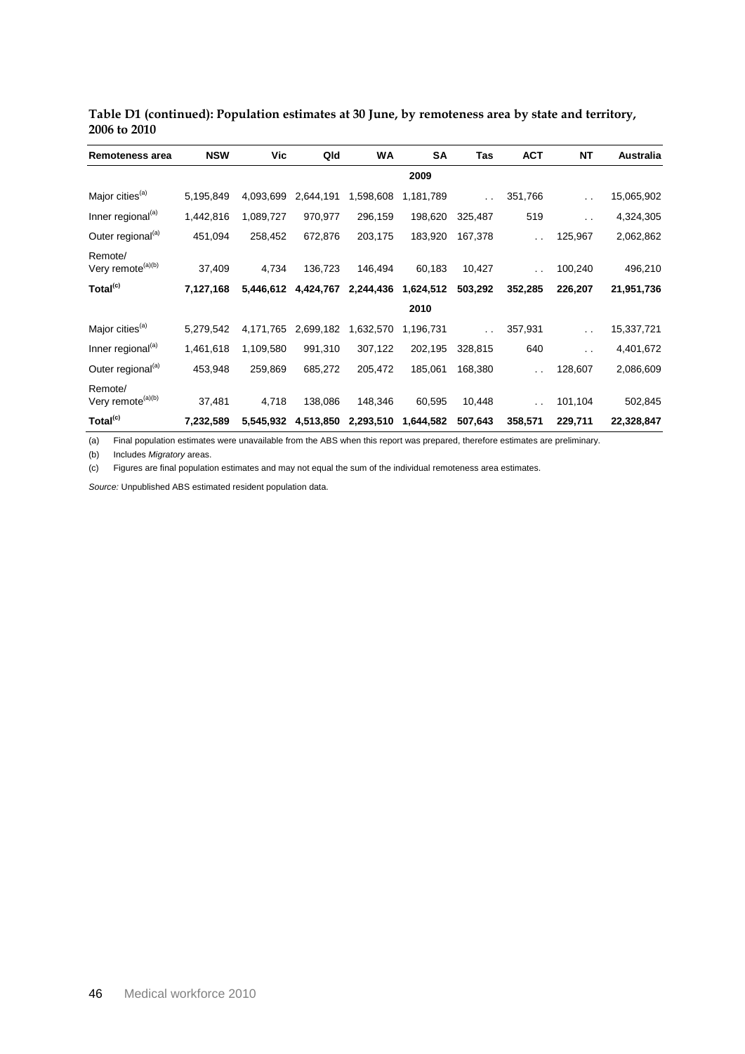**Table D1 (continued): Population estimates at 30 June, by remoteness area by state and territory, 2006 to 2010**

| Remoteness area | NSW | Vic | Qld | WA | SA | Tas | ACT | NT | Australia |
|---|---|---|---|---|---|---|---|---|---|
| | | | | | **2009** | | | | |
| Major cities[(a)] | 5,195,849 | 4,093,699 | 2,644,191 | 1,598,608 | 1,181,789 | . . | 351,766 | . . | 15,065,902 |
| Inner regional[(a)] | 1,442,816 | 1,089,727 | 970,977 | 296,159 | 198,620 | 325,487 | 519 | . . | 4,324,305 |
| Outer regional[(a)] | 451,094 | 258,452 | 672,876 | 203,175 | 183,920 | 167,378 | . . | 125,967 | 2,062,862 |
| Remote/ Very remote[(a)(b)] | 37,409 | 4,734 | 136,723 | 146,494 | 60,183 | 10,427 | . . | 100,240 | 496,210 |
| **Total[(c)]** | **7,127,168** | **5,446,612** | **4,424,767** | **2,244,436** | **1,624,512** | **503,292** | **352,285** | **226,207** | **21,951,736** |
| | | | | | **2010** | | | | |
| Major cities[(a)] | 5,279,542 | 4,171,765 | 2,699,182 | 1,632,570 | 1,196,731 | . . | 357,931 | . . | 15,337,721 |
| Inner regional[(a)] | 1,461,618 | 1,109,580 | 991,310 | 307,122 | 202,195 | 328,815 | 640 | . . | 4,401,672 |
| Outer regional[(a)] | 453,948 | 259,869 | 685,272 | 205,472 | 185,061 | 168,380 | . . | 128,607 | 2,086,609 |
| Remote/ Very remote[(a)(b)] | 37,481 | 4,718 | 138,086 | 148,346 | 60,595 | 10,448 | . . | 101,104 | 502,845 |
| **Total[(c)]** | **7,232,589** | **5,545,932** | **4,513,850** | **2,293,510** | **1,644,582** | **507,643** | **358,571** | **229,711** | **22,328,847** |

(a) Final population estimates were unavailable from the ABS when this report was prepared, therefore estimates are preliminary.

(b) Includes *Migratory* areas.

(c) Figures are final population estimates and may not equal the sum of the individual remoteness area estimates.

*Source:* Unpublished ABS estimated resident population data.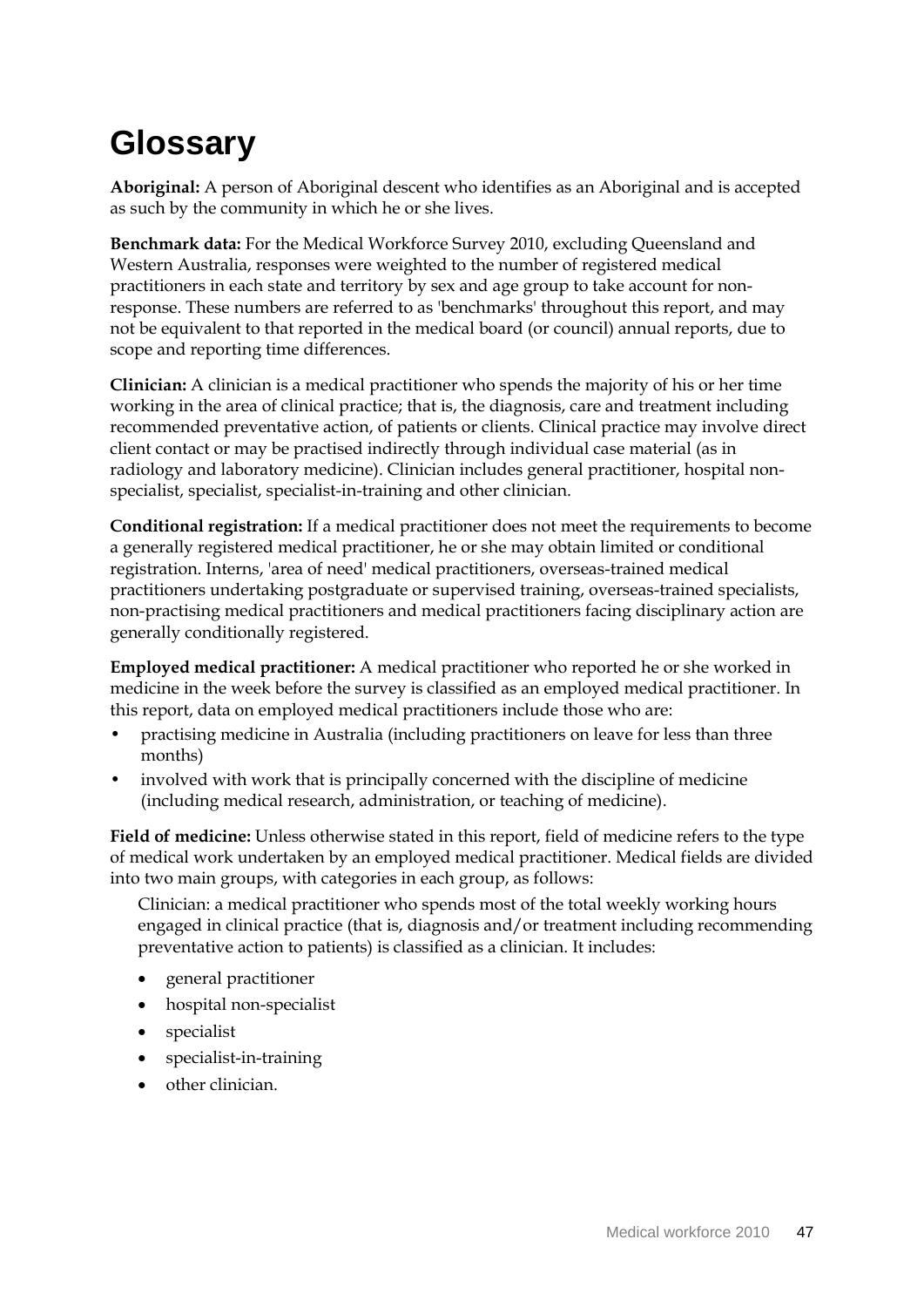# Glossary

**Aboriginal:** A person of Aboriginal descent who identifies as an Aboriginal and is accepted as such by the community in which he or she lives.

**Benchmark data:** For the Medical Workforce Survey 2010, excluding Queensland and Western Australia, responses were weighted to the number of registered medical practitioners in each state and territory by sex and age group to take account for non-response. These numbers are referred to as 'benchmarks' throughout this report, and may not be equivalent to that reported in the medical board (or council) annual reports, due to scope and reporting time differences.

**Clinician:** A clinician is a medical practitioner who spends the majority of his or her time working in the area of clinical practice; that is, the diagnosis, care and treatment including recommended preventative action, of patients or clients. Clinical practice may involve direct client contact or may be practised indirectly through individual case material (as in radiology and laboratory medicine). Clinician includes general practitioner, hospital non-specialist, specialist, specialist-in-training and other clinician.

**Conditional registration:** If a medical practitioner does not meet the requirements to become a generally registered medical practitioner, he or she may obtain limited or conditional registration. Interns, 'area of need' medical practitioners, overseas-trained medical practitioners undertaking postgraduate or supervised training, overseas-trained specialists, non-practising medical practitioners and medical practitioners facing disciplinary action are generally conditionally registered.

**Employed medical practitioner:** A medical practitioner who reported he or she worked in medicine in the week before the survey is classified as an employed medical practitioner. In this report, data on employed medical practitioners include those who are:

- practising medicine in Australia (including practitioners on leave for less than three months)
- involved with work that is principally concerned with the discipline of medicine (including medical research, administration, or teaching of medicine).

**Field of medicine:** Unless otherwise stated in this report, field of medicine refers to the type of medical work undertaken by an employed medical practitioner. Medical fields are divided into two main groups, with categories in each group, as follows:

Clinician: a medical practitioner who spends most of the total weekly working hours engaged in clinical practice (that is, diagnosis and/or treatment including recommending preventative action to patients) is classified as a clinician. It includes:

- general practitioner
- hospital non-specialist
- specialist
- specialist-in-training
- other clinician.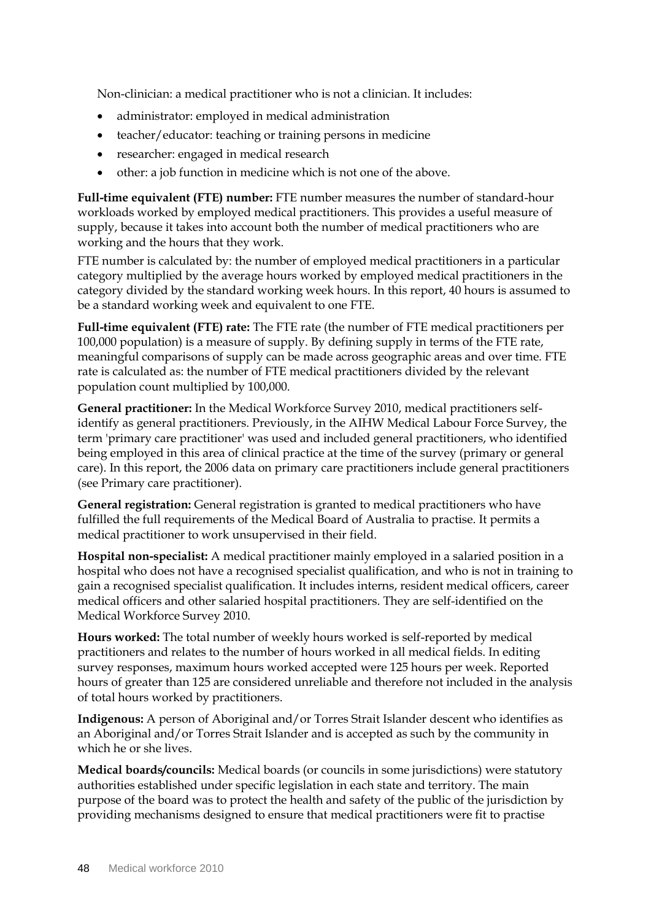Non-clinician: a medical practitioner who is not a clinician. It includes:

- administrator: employed in medical administration
- teacher/educator: teaching or training persons in medicine
- researcher: engaged in medical research
- other: a job function in medicine which is not one of the above.

**Full-time equivalent (FTE) number:** FTE number measures the number of standard-hour workloads worked by employed medical practitioners. This provides a useful measure of supply, because it takes into account both the number of medical practitioners who are working and the hours that they work.

FTE number is calculated by: the number of employed medical practitioners in a particular category multiplied by the average hours worked by employed medical practitioners in the category divided by the standard working week hours. In this report, 40 hours is assumed to be a standard working week and equivalent to one FTE.

**Full-time equivalent (FTE) rate:** The FTE rate (the number of FTE medical practitioners per 100,000 population) is a measure of supply. By defining supply in terms of the FTE rate, meaningful comparisons of supply can be made across geographic areas and over time. FTE rate is calculated as: the number of FTE medical practitioners divided by the relevant population count multiplied by 100,000.

**General practitioner:** In the Medical Workforce Survey 2010, medical practitioners self-identify as general practitioners. Previously, in the AIHW Medical Labour Force Survey, the term 'primary care practitioner' was used and included general practitioners, who identified being employed in this area of clinical practice at the time of the survey (primary or general care). In this report, the 2006 data on primary care practitioners include general practitioners (see Primary care practitioner).

**General registration:** General registration is granted to medical practitioners who have fulfilled the full requirements of the Medical Board of Australia to practise. It permits a medical practitioner to work unsupervised in their field.

**Hospital non-specialist:** A medical practitioner mainly employed in a salaried position in a hospital who does not have a recognised specialist qualification, and who is not in training to gain a recognised specialist qualification. It includes interns, resident medical officers, career medical officers and other salaried hospital practitioners. They are self-identified on the Medical Workforce Survey 2010.

**Hours worked:** The total number of weekly hours worked is self-reported by medical practitioners and relates to the number of hours worked in all medical fields. In editing survey responses, maximum hours worked accepted were 125 hours per week. Reported hours of greater than 125 are considered unreliable and therefore not included in the analysis of total hours worked by practitioners.

**Indigenous:** A person of Aboriginal and/or Torres Strait Islander descent who identifies as an Aboriginal and/or Torres Strait Islander and is accepted as such by the community in which he or she lives.

**Medical boards/councils:** Medical boards (or councils in some jurisdictions) were statutory authorities established under specific legislation in each state and territory. The main purpose of the board was to protect the health and safety of the public of the jurisdiction by providing mechanisms designed to ensure that medical practitioners were fit to practise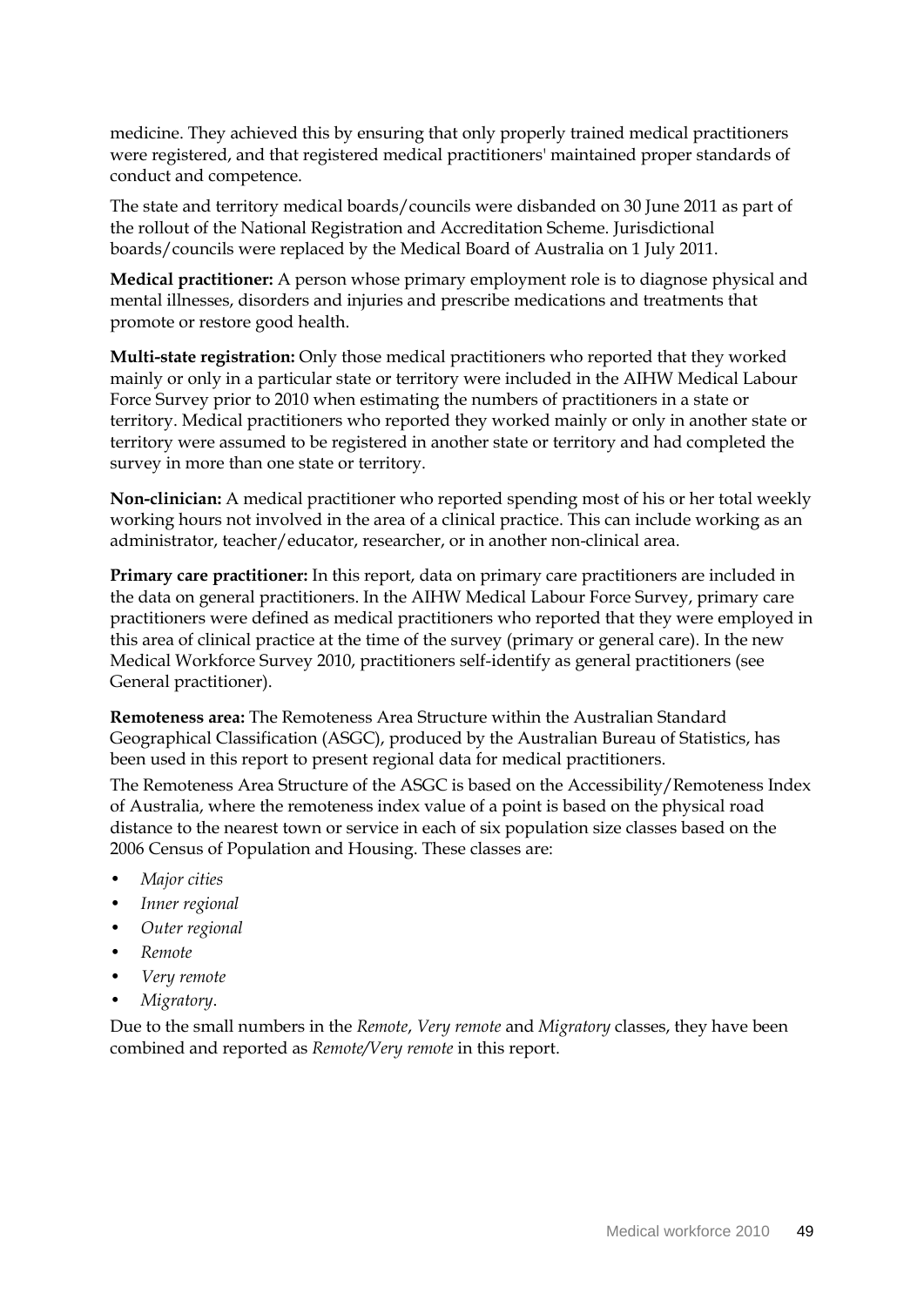medicine. They achieved this by ensuring that only properly trained medical practitioners were registered, and that registered medical practitioners' maintained proper standards of conduct and competence.

The state and territory medical boards/councils were disbanded on 30 June 2011 as part of the rollout of the National Registration and Accreditation Scheme. Jurisdictional boards/councils were replaced by the Medical Board of Australia on 1 July 2011.

**Medical practitioner:** A person whose primary employment role is to diagnose physical and mental illnesses, disorders and injuries and prescribe medications and treatments that promote or restore good health.

**Multi-state registration:** Only those medical practitioners who reported that they worked mainly or only in a particular state or territory were included in the AIHW Medical Labour Force Survey prior to 2010 when estimating the numbers of practitioners in a state or territory. Medical practitioners who reported they worked mainly or only in another state or territory were assumed to be registered in another state or territory and had completed the survey in more than one state or territory.

**Non-clinician:** A medical practitioner who reported spending most of his or her total weekly working hours not involved in the area of a clinical practice. This can include working as an administrator, teacher/educator, researcher, or in another non-clinical area.

**Primary care practitioner:** In this report, data on primary care practitioners are included in the data on general practitioners. In the AIHW Medical Labour Force Survey, primary care practitioners were defined as medical practitioners who reported that they were employed in this area of clinical practice at the time of the survey (primary or general care). In the new Medical Workforce Survey 2010, practitioners self-identify as general practitioners (see General practitioner).

**Remoteness area:** The Remoteness Area Structure within the Australian Standard Geographical Classification (ASGC), produced by the Australian Bureau of Statistics, has been used in this report to present regional data for medical practitioners.

The Remoteness Area Structure of the ASGC is based on the Accessibility/Remoteness Index of Australia, where the remoteness index value of a point is based on the physical road distance to the nearest town or service in each of six population size classes based on the 2006 Census of Population and Housing. These classes are:

- *Major cities*
- *Inner regional*
- *Outer regional*
- *Remote*
- *Very remote*
- *Migratory*.

Due to the small numbers in the *Remote*, *Very remote* and *Migratory* classes, they have been combined and reported as *Remote/Very remote* in this report.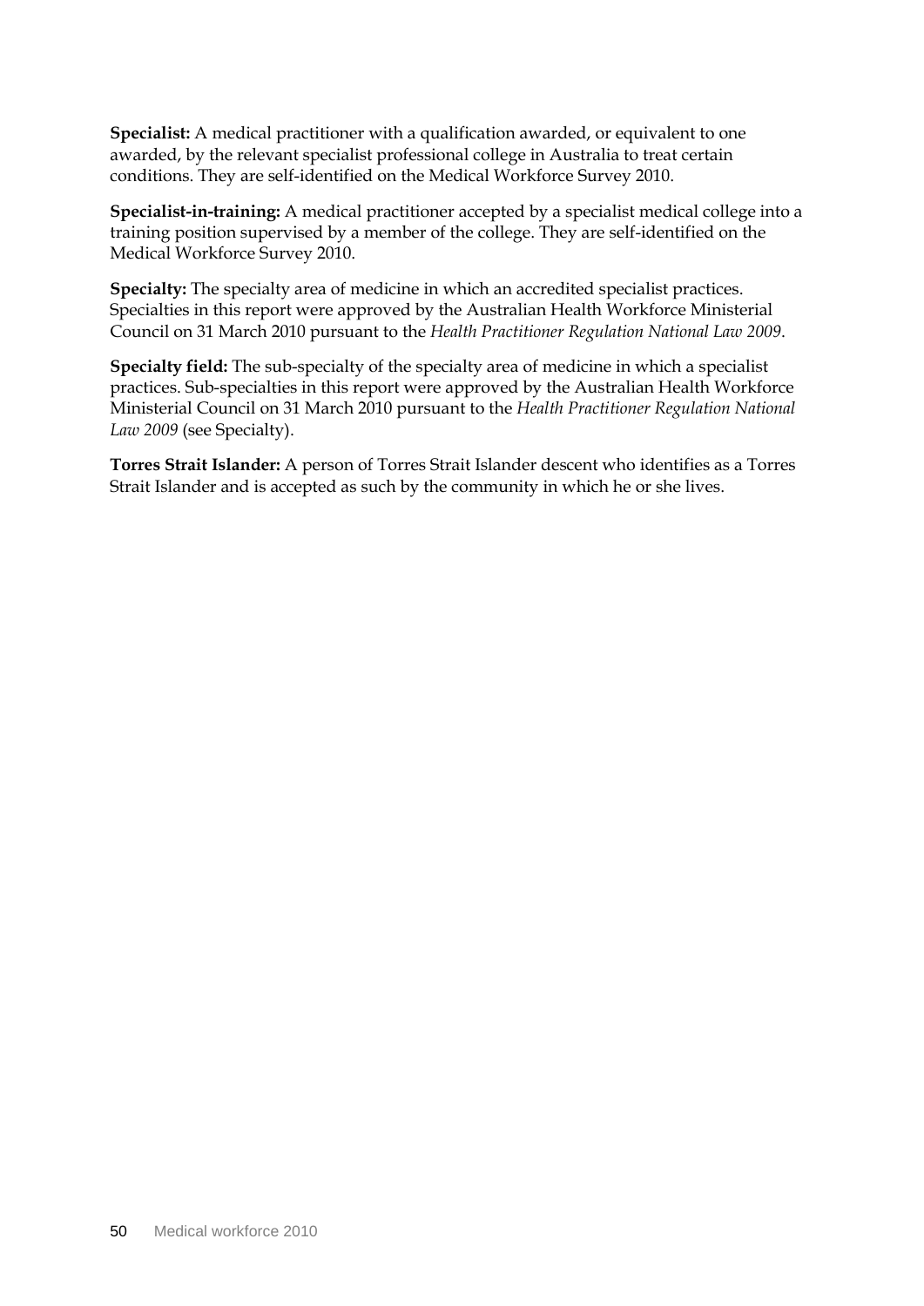**Specialist:** A medical practitioner with a qualification awarded, or equivalent to one awarded, by the relevant specialist professional college in Australia to treat certain conditions. They are self-identified on the Medical Workforce Survey 2010.

**Specialist-in-training:** A medical practitioner accepted by a specialist medical college into a training position supervised by a member of the college. They are self-identified on the Medical Workforce Survey 2010.

**Specialty:** The specialty area of medicine in which an accredited specialist practices. Specialties in this report were approved by the Australian Health Workforce Ministerial Council on 31 March 2010 pursuant to the *Health Practitioner Regulation National Law 2009*.

**Specialty field:** The sub-specialty of the specialty area of medicine in which a specialist practices. Sub-specialties in this report were approved by the Australian Health Workforce Ministerial Council on 31 March 2010 pursuant to the *Health Practitioner Regulation National Law 2009* (see Specialty).

**Torres Strait Islander:** A person of Torres Strait Islander descent who identifies as a Torres Strait Islander and is accepted as such by the community in which he or she lives.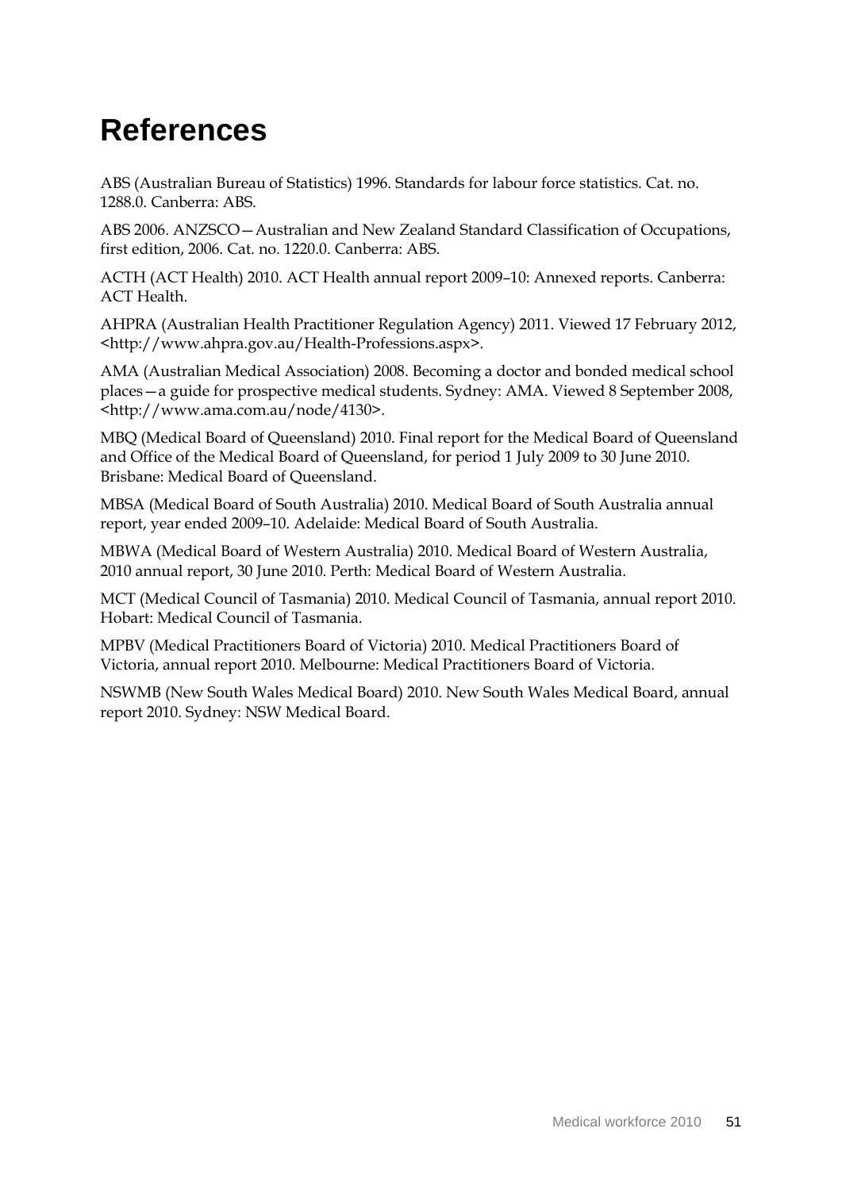# References

ABS (Australian Bureau of Statistics) 1996. Standards for labour force statistics. Cat. no. 1288.0. Canberra: ABS.

ABS 2006. ANZSCO—Australian and New Zealand Standard Classification of Occupations, first edition, 2006. Cat. no. 1220.0. Canberra: ABS.

ACTH (ACT Health) 2010. ACT Health annual report 2009–10: Annexed reports. Canberra: ACT Health.

AHPRA (Australian Health Practitioner Regulation Agency) 2011. Viewed 17 February 2012, <http://www.ahpra.gov.au/Health-Professions.aspx>.

AMA (Australian Medical Association) 2008. Becoming a doctor and bonded medical school places—a guide for prospective medical students. Sydney: AMA. Viewed 8 September 2008, <http://www.ama.com.au/node/4130>.

MBQ (Medical Board of Queensland) 2010. Final report for the Medical Board of Queensland and Office of the Medical Board of Queensland, for period 1 July 2009 to 30 June 2010. Brisbane: Medical Board of Queensland.

MBSA (Medical Board of South Australia) 2010. Medical Board of South Australia annual report, year ended 2009–10. Adelaide: Medical Board of South Australia.

MBWA (Medical Board of Western Australia) 2010. Medical Board of Western Australia, 2010 annual report, 30 June 2010. Perth: Medical Board of Western Australia.

MCT (Medical Council of Tasmania) 2010. Medical Council of Tasmania, annual report 2010. Hobart: Medical Council of Tasmania.

MPBV (Medical Practitioners Board of Victoria) 2010. Medical Practitioners Board of Victoria, annual report 2010. Melbourne: Medical Practitioners Board of Victoria.

NSWMB (New South Wales Medical Board) 2010. New South Wales Medical Board, annual report 2010. Sydney: NSW Medical Board.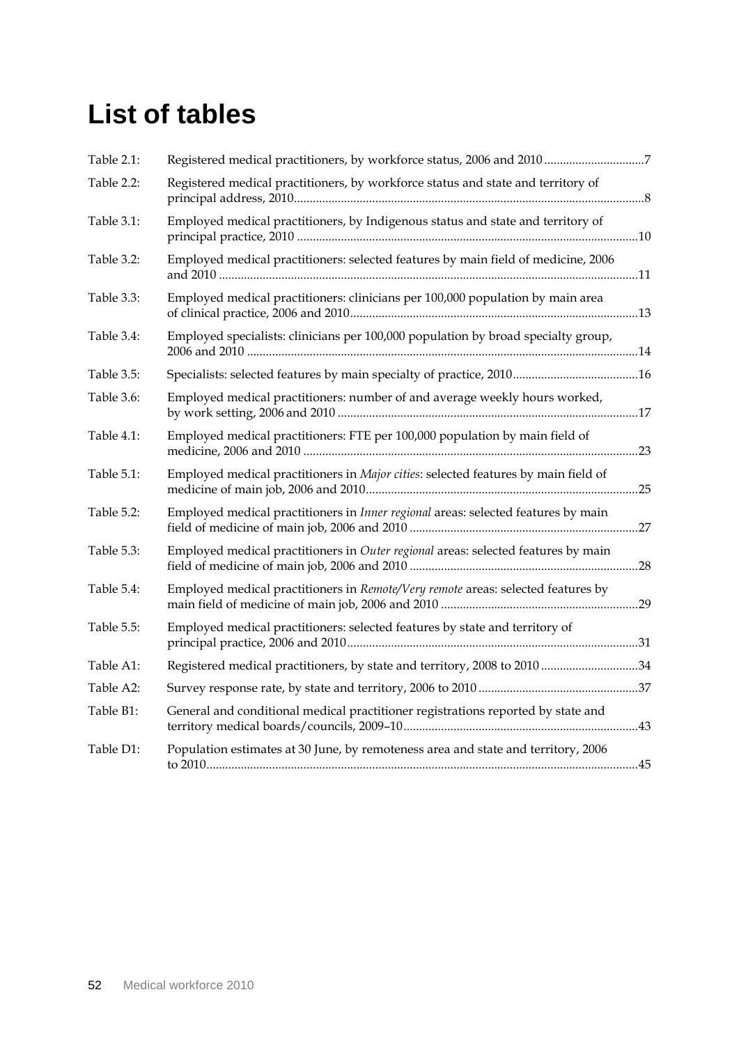# List of tables

| | | |
|---|---|---|
| Table 2.1: | Registered medical practitioners, by workforce status, 2006 and 2010 | 7 |
| Table 2.2: | Registered medical practitioners, by workforce status and state and territory of principal address, 2010 | 8 |
| Table 3.1: | Employed medical practitioners, by Indigenous status and state and territory of principal practice, 2010 | 10 |
| Table 3.2: | Employed medical practitioners: selected features by main field of medicine, 2006 and 2010 | 11 |
| Table 3.3: | Employed medical practitioners: clinicians per 100,000 population by main area of clinical practice, 2006 and 2010 | 13 |
| Table 3.4: | Employed specialists: clinicians per 100,000 population by broad specialty group, 2006 and 2010 | 14 |
| Table 3.5: | Specialists: selected features by main specialty of practice, 2010 | 16 |
| Table 3.6: | Employed medical practitioners: number of and average weekly hours worked, by work setting, 2006 and 2010 | 17 |
| Table 4.1: | Employed medical practitioners: FTE per 100,000 population by main field of medicine, 2006 and 2010 | 23 |
| Table 5.1: | Employed medical practitioners in *Major cities*: selected features by main field of medicine of main job, 2006 and 2010 | 25 |
| Table 5.2: | Employed medical practitioners in *Inner regional* areas: selected features by main field of medicine of main job, 2006 and 2010 | 27 |
| Table 5.3: | Employed medical practitioners in *Outer regional* areas: selected features by main field of medicine of main job, 2006 and 2010 | 28 |
| Table 5.4: | Employed medical practitioners in *Remote/Very remote* areas: selected features by main field of medicine of main job, 2006 and 2010 | 29 |
| Table 5.5: | Employed medical practitioners: selected features by state and territory of principal practice, 2006 and 2010 | 31 |
| Table A1: | Registered medical practitioners, by state and territory, 2008 to 2010 | 34 |
| Table A2: | Survey response rate, by state and territory, 2006 to 2010 | 37 |
| Table B1: | General and conditional medical practitioner registrations reported by state and territory medical boards/councils, 2009–10 | 43 |
| Table D1: | Population estimates at 30 June, by remoteness area and state and territory, 2006 to 2010 | 45 |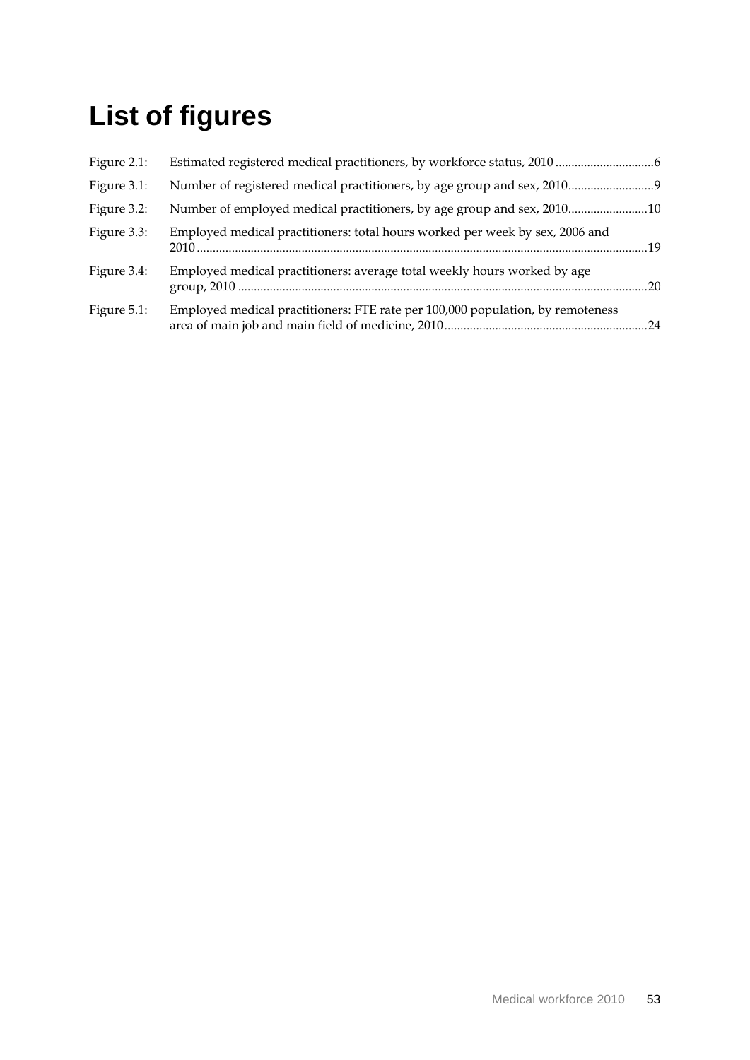# List of figures

Figure 2.1: Estimated registered medical practitioners, by workforce status, 2010 ...............................6

Figure 3.1: Number of registered medical practitioners, by age group and sex, 2010...........................9

Figure 3.2: Number of employed medical practitioners, by age group and sex, 2010.........................10

Figure 3.3: Employed medical practitioners: total hours worked per week by sex, 2006 and 2010...........................................................................................................................................19

Figure 3.4: Employed medical practitioners: average total weekly hours worked by age group, 2010 ...............................................................................................................................20

Figure 5.1: Employed medical practitioners: FTE rate per 100,000 population, by remoteness area of main job and main field of medicine, 2010...............................................................24